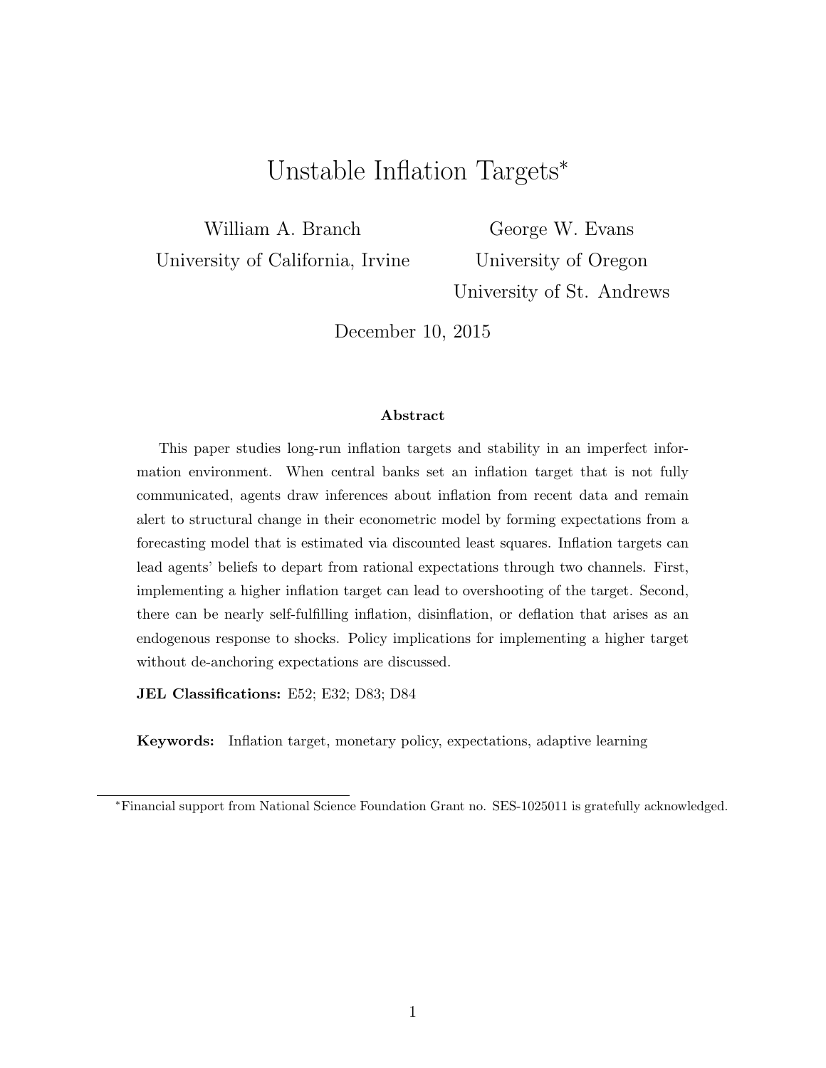# Unstable Inflation Targets[*]

William A. Branch
University of California, Irvine

George W. Evans
University of Oregon
University of St. Andrews

December 10, 2015

### Abstract

This paper studies long-run inflation targets and stability in an imperfect information environment. When central banks set an inflation target that is not fully communicated, agents draw inferences about inflation from recent data and remain alert to structural change in their econometric model by forming expectations from a forecasting model that is estimated via discounted least squares. Inflation targets can lead agents' beliefs to depart from rational expectations through two channels. First, implementing a higher inflation target can lead to overshooting of the target. Second, there can be nearly self-fulfilling inflation, disinflation, or deflation that arises as an endogenous response to shocks. Policy implications for implementing a higher target without de-anchoring expectations are discussed.

**JEL Classifications:** E52; E32; D83; D84

**Keywords:** Inflation target, monetary policy, expectations, adaptive learning

---

[*] Financial support from National Science Foundation Grant no. SES-1025011 is gratefully acknowledged.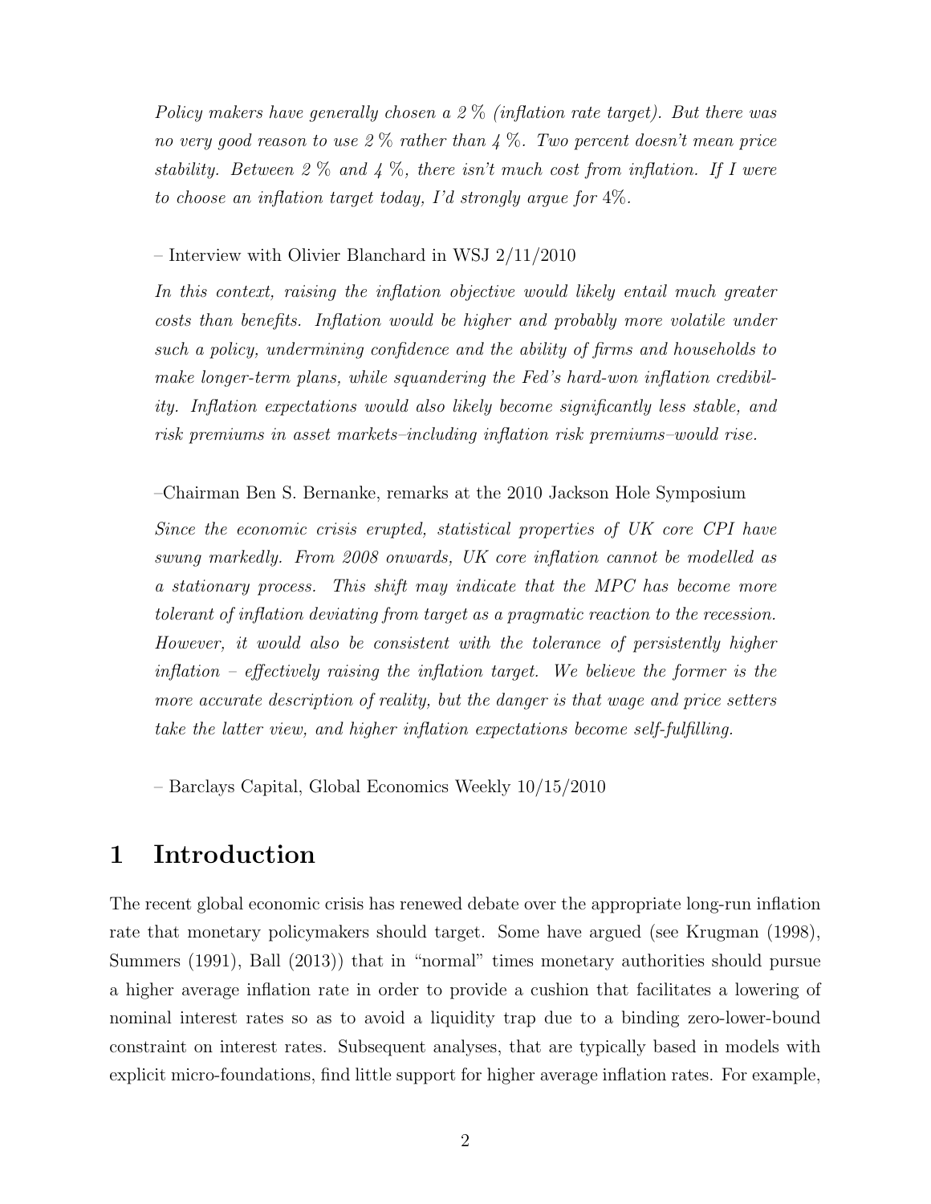*Policy makers have generally chosen a 2 % (inflation rate target). But there was no very good reason to use 2 % rather than 4 %. Two percent doesn't mean price stability. Between 2 % and 4 %, there isn't much cost from inflation. If I were to choose an inflation target today, I'd strongly argue for* 4%.

– Interview with Olivier Blanchard in WSJ 2/11/2010

*In this context, raising the inflation objective would likely entail much greater costs than benefits. Inflation would be higher and probably more volatile under such a policy, undermining confidence and the ability of firms and households to make longer-term plans, while squandering the Fed's hard-won inflation credibility. Inflation expectations would also likely become significantly less stable, and risk premiums in asset markets–including inflation risk premiums–would rise.*

–Chairman Ben S. Bernanke, remarks at the 2010 Jackson Hole Symposium

*Since the economic crisis erupted, statistical properties of UK core CPI have swung markedly. From 2008 onwards, UK core inflation cannot be modelled as a stationary process. This shift may indicate that the MPC has become more tolerant of inflation deviating from target as a pragmatic reaction to the recession. However, it would also be consistent with the tolerance of persistently higher inflation – effectively raising the inflation target. We believe the former is the more accurate description of reality, but the danger is that wage and price setters take the latter view, and higher inflation expectations become self-fulfilling.*

– Barclays Capital, Global Economics Weekly 10/15/2010

# 1 Introduction

The recent global economic crisis has renewed debate over the appropriate long-run inflation rate that monetary policymakers should target. Some have argued (see Krugman (1998), Summers (1991), Ball (2013)) that in "normal" times monetary authorities should pursue a higher average inflation rate in order to provide a cushion that facilitates a lowering of nominal interest rates so as to avoid a liquidity trap due to a binding zero-lower-bound constraint on interest rates. Subsequent analyses, that are typically based in models with explicit micro-foundations, find little support for higher average inflation rates. For example,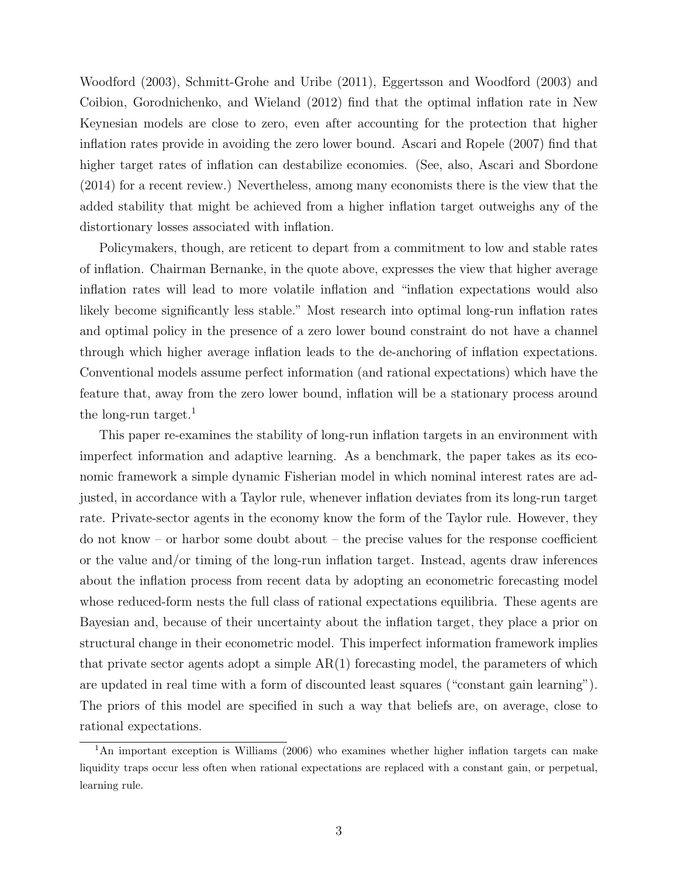Woodford (2003), Schmitt-Grohe and Uribe (2011), Eggertsson and Woodford (2003) and Coibion, Gorodnichenko, and Wieland (2012) find that the optimal inflation rate in New Keynesian models are close to zero, even after accounting for the protection that higher inflation rates provide in avoiding the zero lower bound. Ascari and Ropele (2007) find that higher target rates of inflation can destabilize economies. (See, also, Ascari and Sbordone (2014) for a recent review.) Nevertheless, among many economists there is the view that the added stability that might be achieved from a higher inflation target outweighs any of the distortionary losses associated with inflation.

Policymakers, though, are reticent to depart from a commitment to low and stable rates of inflation. Chairman Bernanke, in the quote above, expresses the view that higher average inflation rates will lead to more volatile inflation and "inflation expectations would also likely become significantly less stable." Most research into optimal long-run inflation rates and optimal policy in the presence of a zero lower bound constraint do not have a channel through which higher average inflation leads to the de-anchoring of inflation expectations. Conventional models assume perfect information (and rational expectations) which have the feature that, away from the zero lower bound, inflation will be a stationary process around the long-run target.[1]

This paper re-examines the stability of long-run inflation targets in an environment with imperfect information and adaptive learning. As a benchmark, the paper takes as its economic framework a simple dynamic Fisherian model in which nominal interest rates are adjusted, in accordance with a Taylor rule, whenever inflation deviates from its long-run target rate. Private-sector agents in the economy know the form of the Taylor rule. However, they do not know – or harbor some doubt about – the precise values for the response coefficient or the value and/or timing of the long-run inflation target. Instead, agents draw inferences about the inflation process from recent data by adopting an econometric forecasting model whose reduced-form nests the full class of rational expectations equilibria. These agents are Bayesian and, because of their uncertainty about the inflation target, they place a prior on structural change in their econometric model. This imperfect information framework implies that private sector agents adopt a simple AR(1) forecasting model, the parameters of which are updated in real time with a form of discounted least squares ("constant gain learning"). The priors of this model are specified in such a way that beliefs are, on average, close to rational expectations.

[1] An important exception is Williams (2006) who examines whether higher inflation targets can make liquidity traps occur less often when rational expectations are replaced with a constant gain, or perpetual, learning rule.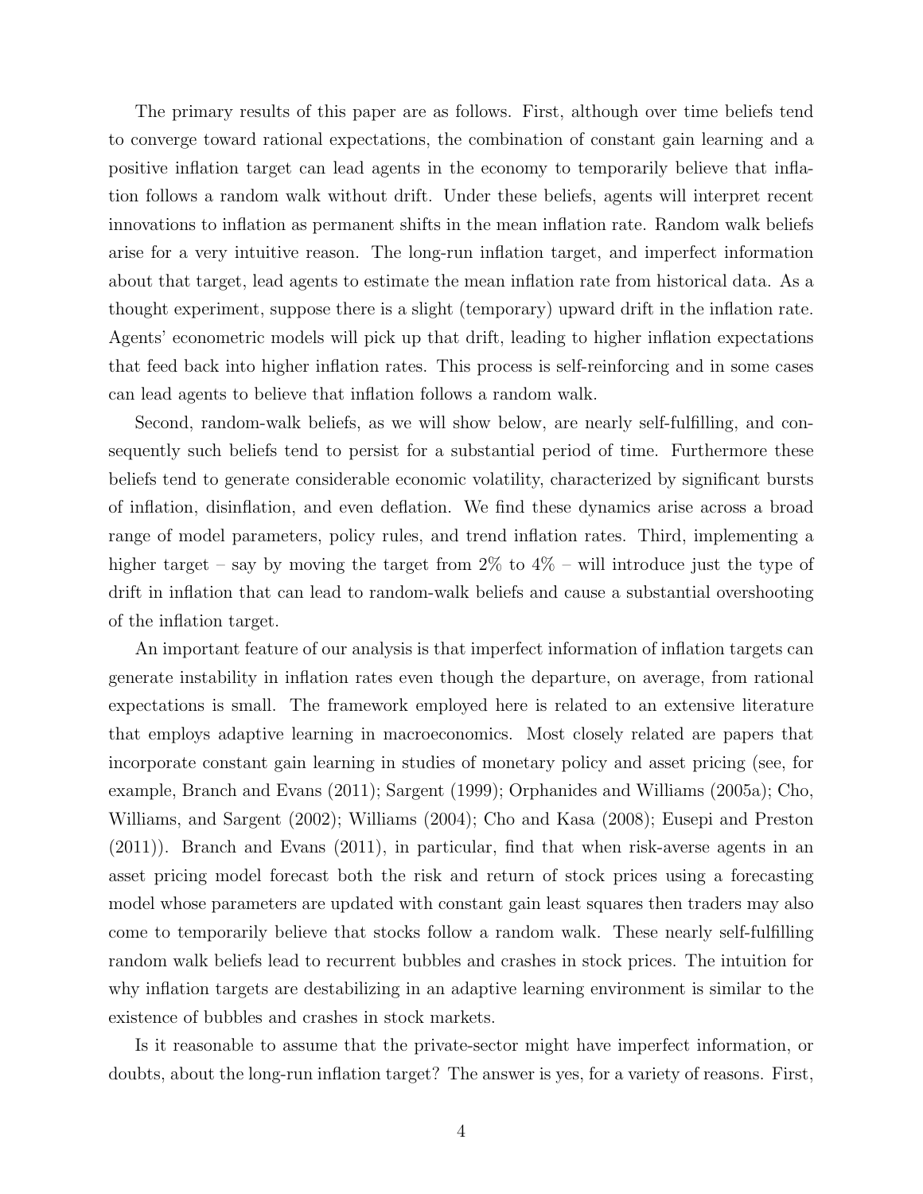The primary results of this paper are as follows. First, although over time beliefs tend to converge toward rational expectations, the combination of constant gain learning and a positive inflation target can lead agents in the economy to temporarily believe that inflation follows a random walk without drift. Under these beliefs, agents will interpret recent innovations to inflation as permanent shifts in the mean inflation rate. Random walk beliefs arise for a very intuitive reason. The long-run inflation target, and imperfect information about that target, lead agents to estimate the mean inflation rate from historical data. As a thought experiment, suppose there is a slight (temporary) upward drift in the inflation rate. Agents' econometric models will pick up that drift, leading to higher inflation expectations that feed back into higher inflation rates. This process is self-reinforcing and in some cases can lead agents to believe that inflation follows a random walk.

Second, random-walk beliefs, as we will show below, are nearly self-fulfilling, and consequently such beliefs tend to persist for a substantial period of time. Furthermore these beliefs tend to generate considerable economic volatility, characterized by significant bursts of inflation, disinflation, and even deflation. We find these dynamics arise across a broad range of model parameters, policy rules, and trend inflation rates. Third, implementing a higher target – say by moving the target from 2% to 4% – will introduce just the type of drift in inflation that can lead to random-walk beliefs and cause a substantial overshooting of the inflation target.

An important feature of our analysis is that imperfect information of inflation targets can generate instability in inflation rates even though the departure, on average, from rational expectations is small. The framework employed here is related to an extensive literature that employs adaptive learning in macroeconomics. Most closely related are papers that incorporate constant gain learning in studies of monetary policy and asset pricing (see, for example, Branch and Evans (2011); Sargent (1999); Orphanides and Williams (2005a); Cho, Williams, and Sargent (2002); Williams (2004); Cho and Kasa (2008); Eusepi and Preston (2011)). Branch and Evans (2011), in particular, find that when risk-averse agents in an asset pricing model forecast both the risk and return of stock prices using a forecasting model whose parameters are updated with constant gain least squares then traders may also come to temporarily believe that stocks follow a random walk. These nearly self-fulfilling random walk beliefs lead to recurrent bubbles and crashes in stock prices. The intuition for why inflation targets are destabilizing in an adaptive learning environment is similar to the existence of bubbles and crashes in stock markets.

Is it reasonable to assume that the private-sector might have imperfect information, or doubts, about the long-run inflation target? The answer is yes, for a variety of reasons. First,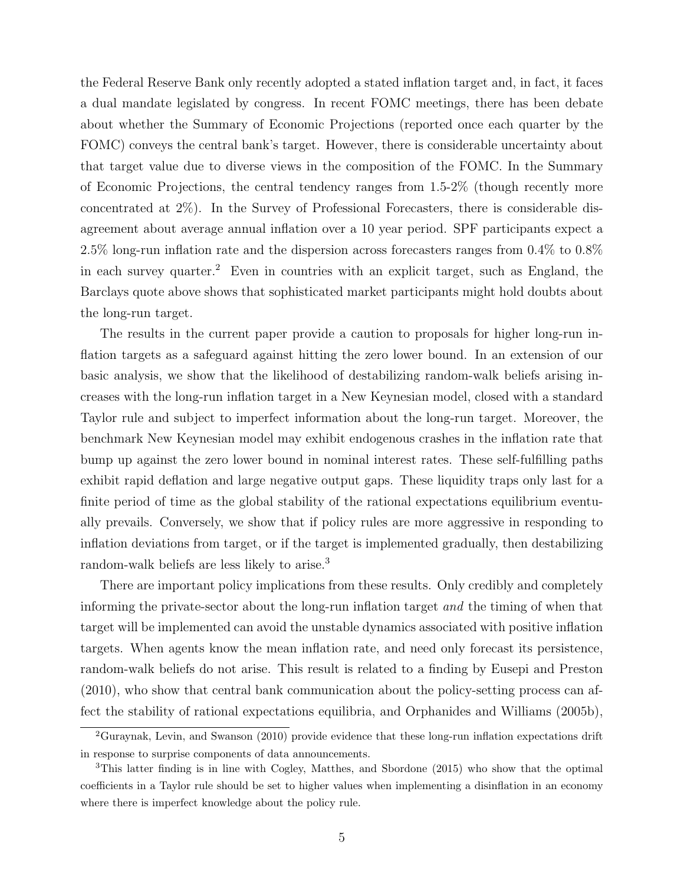the Federal Reserve Bank only recently adopted a stated inflation target and, in fact, it faces a dual mandate legislated by congress. In recent FOMC meetings, there has been debate about whether the Summary of Economic Projections (reported once each quarter by the FOMC) conveys the central bank's target. However, there is considerable uncertainty about that target value due to diverse views in the composition of the FOMC. In the Summary of Economic Projections, the central tendency ranges from 1.5-2% (though recently more concentrated at 2%). In the Survey of Professional Forecasters, there is considerable disagreement about average annual inflation over a 10 year period. SPF participants expect a 2.5% long-run inflation rate and the dispersion across forecasters ranges from 0.4% to 0.8% in each survey quarter.[2] Even in countries with an explicit target, such as England, the Barclays quote above shows that sophisticated market participants might hold doubts about the long-run target.

The results in the current paper provide a caution to proposals for higher long-run inflation targets as a safeguard against hitting the zero lower bound. In an extension of our basic analysis, we show that the likelihood of destabilizing random-walk beliefs arising increases with the long-run inflation target in a New Keynesian model, closed with a standard Taylor rule and subject to imperfect information about the long-run target. Moreover, the benchmark New Keynesian model may exhibit endogenous crashes in the inflation rate that bump up against the zero lower bound in nominal interest rates. These self-fulfilling paths exhibit rapid deflation and large negative output gaps. These liquidity traps only last for a finite period of time as the global stability of the rational expectations equilibrium eventually prevails. Conversely, we show that if policy rules are more aggressive in responding to inflation deviations from target, or if the target is implemented gradually, then destabilizing random-walk beliefs are less likely to arise.[3]

There are important policy implications from these results. Only credibly and completely informing the private-sector about the long-run inflation target *and* the timing of when that target will be implemented can avoid the unstable dynamics associated with positive inflation targets. When agents know the mean inflation rate, and need only forecast its persistence, random-walk beliefs do not arise. This result is related to a finding by Eusepi and Preston (2010), who show that central bank communication about the policy-setting process can affect the stability of rational expectations equilibria, and Orphanides and Williams (2005b),

[2] Guraynak, Levin, and Swanson (2010) provide evidence that these long-run inflation expectations drift in response to surprise components of data announcements.

[3] This latter finding is in line with Cogley, Matthes, and Sbordone (2015) who show that the optimal coefficients in a Taylor rule should be set to higher values when implementing a disinflation in an economy where there is imperfect knowledge about the policy rule.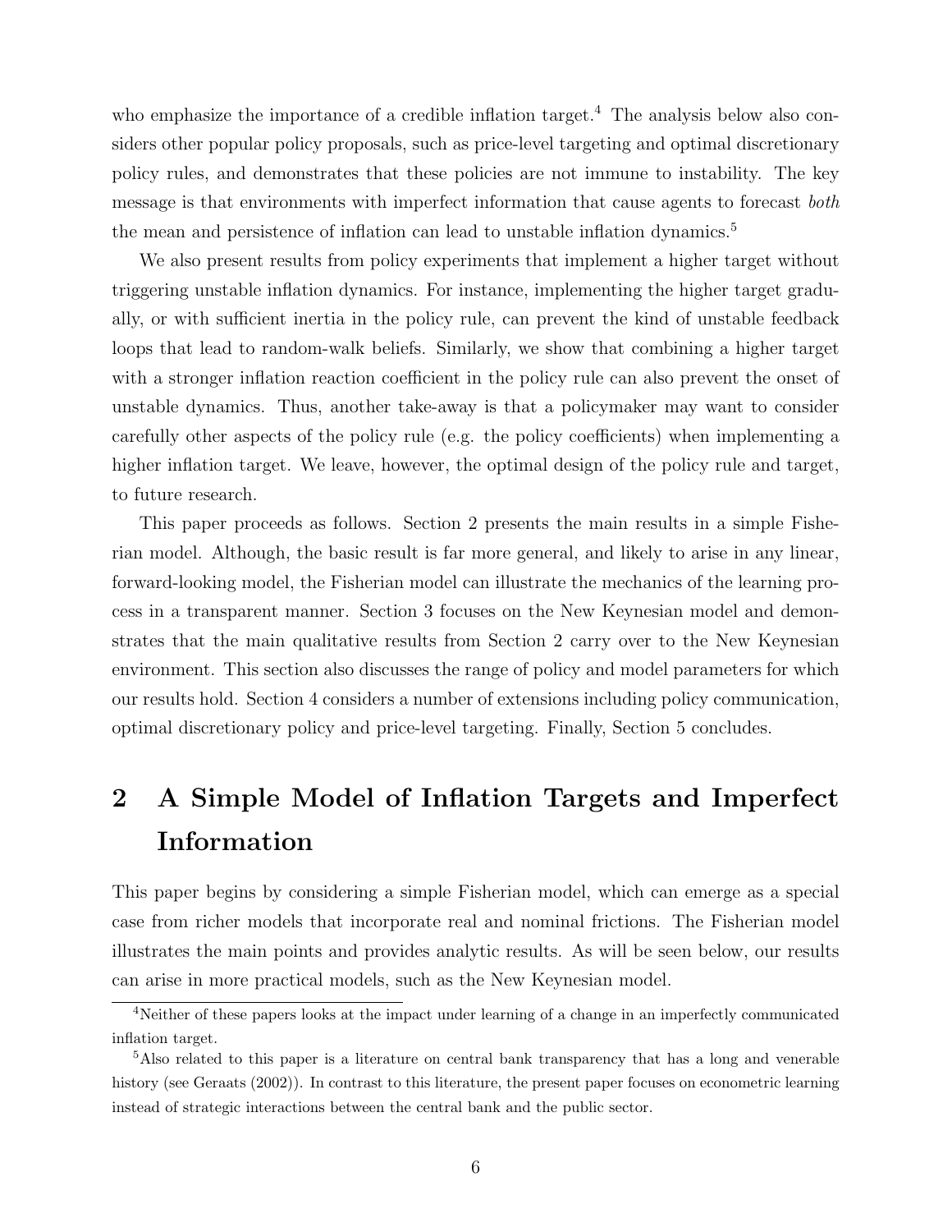who emphasize the importance of a credible inflation target.[4] The analysis below also considers other popular policy proposals, such as price-level targeting and optimal discretionary policy rules, and demonstrates that these policies are not immune to instability. The key message is that environments with imperfect information that cause agents to forecast *both* the mean and persistence of inflation can lead to unstable inflation dynamics.[5]

We also present results from policy experiments that implement a higher target without triggering unstable inflation dynamics. For instance, implementing the higher target gradually, or with sufficient inertia in the policy rule, can prevent the kind of unstable feedback loops that lead to random-walk beliefs. Similarly, we show that combining a higher target with a stronger inflation reaction coefficient in the policy rule can also prevent the onset of unstable dynamics. Thus, another take-away is that a policymaker may want to consider carefully other aspects of the policy rule (e.g. the policy coefficients) when implementing a higher inflation target. We leave, however, the optimal design of the policy rule and target, to future research.

This paper proceeds as follows. Section 2 presents the main results in a simple Fisherian model. Although, the basic result is far more general, and likely to arise in any linear, forward-looking model, the Fisherian model can illustrate the mechanics of the learning process in a transparent manner. Section 3 focuses on the New Keynesian model and demonstrates that the main qualitative results from Section 2 carry over to the New Keynesian environment. This section also discusses the range of policy and model parameters for which our results hold. Section 4 considers a number of extensions including policy communication, optimal discretionary policy and price-level targeting. Finally, Section 5 concludes.

## 2 A Simple Model of Inflation Targets and Imperfect Information

This paper begins by considering a simple Fisherian model, which can emerge as a special case from richer models that incorporate real and nominal frictions. The Fisherian model illustrates the main points and provides analytic results. As will be seen below, our results can arise in more practical models, such as the New Keynesian model.

[4]Neither of these papers looks at the impact under learning of a change in an imperfectly communicated inflation target.

[5]Also related to this paper is a literature on central bank transparency that has a long and venerable history (see Geraats (2002)). In contrast to this literature, the present paper focuses on econometric learning instead of strategic interactions between the central bank and the public sector.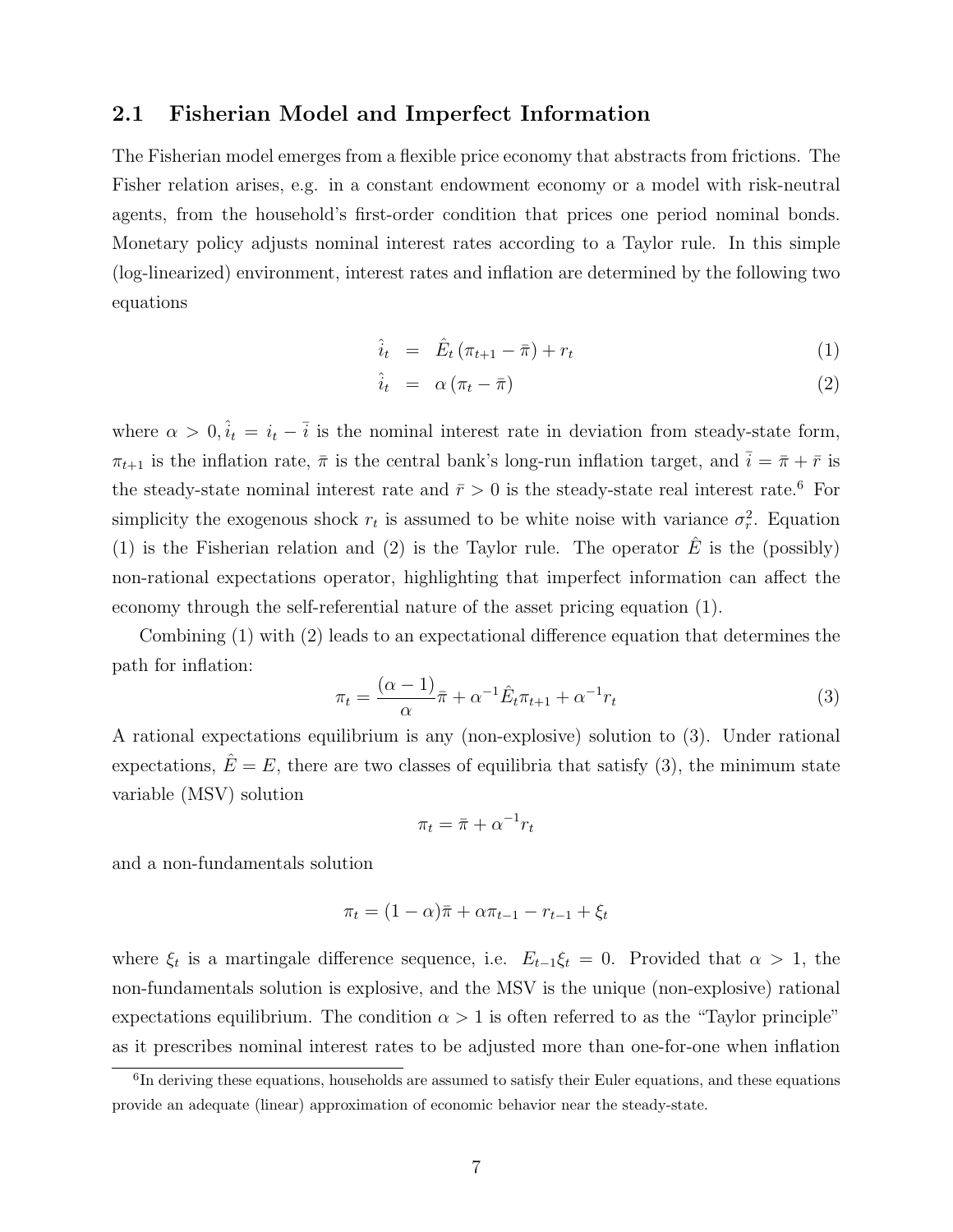## 2.1 Fisherian Model and Imperfect Information

The Fisherian model emerges from a flexible price economy that abstracts from frictions. The Fisher relation arises, e.g. in a constant endowment economy or a model with risk-neutral agents, from the household's first-order condition that prices one period nominal bonds. Monetary policy adjusts nominal interest rates according to a Taylor rule. In this simple (log-linearized) environment, interest rates and inflation are determined by the following two equations

$$\hat{i}_t = \hat{E}_t (\pi_{t+1} - \bar{\pi}) + r_t \quad (1)$$

$$\hat{i}_t = \alpha (\pi_t - \bar{\pi}) \quad (2)$$

where $\alpha > 0, \hat{i}_t = i_t - \bar{i}$ is the nominal interest rate in deviation from steady-state form, $\pi_{t+1}$ is the inflation rate, $\bar{\pi}$ is the central bank's long-run inflation target, and $\bar{i} = \bar{\pi} + \bar{r}$ is the steady-state nominal interest rate and $\bar{r} > 0$ is the steady-state real interest rate.[6] For simplicity the exogenous shock $r_t$ is assumed to be white noise with variance $\sigma_r^2$. Equation (1) is the Fisherian relation and (2) is the Taylor rule. The operator $\hat{E}$ is the (possibly) non-rational expectations operator, highlighting that imperfect information can affect the economy through the self-referential nature of the asset pricing equation (1).

Combining (1) with (2) leads to an expectational difference equation that determines the path for inflation:

$$\pi_t = \frac{(\alpha - 1)}{\alpha} \bar{\pi} + \alpha^{-1} \hat{E}_t \pi_{t+1} + \alpha^{-1} r_t \quad (3)$$

A rational expectations equilibrium is any (non-explosive) solution to (3). Under rational expectations, $\hat{E} = E$, there are two classes of equilibria that satisfy (3), the minimum state variable (MSV) solution

$$\pi_t = \bar{\pi} + \alpha^{-1} r_t$$

and a non-fundamentals solution

$$\pi_t = (1 - \alpha)\bar{\pi} + \alpha \pi_{t-1} - r_{t-1} + \xi_t$$

where $\xi_t$ is a martingale difference sequence, i.e. $E_{t-1}\xi_t = 0$. Provided that $\alpha > 1$, the non-fundamentals solution is explosive, and the MSV is the unique (non-explosive) rational expectations equilibrium. The condition $\alpha > 1$ is often referred to as the "Taylor principle" as it prescribes nominal interest rates to be adjusted more than one-for-one when inflation

[6] In deriving these equations, households are assumed to satisfy their Euler equations, and these equations provide an adequate (linear) approximation of economic behavior near the steady-state.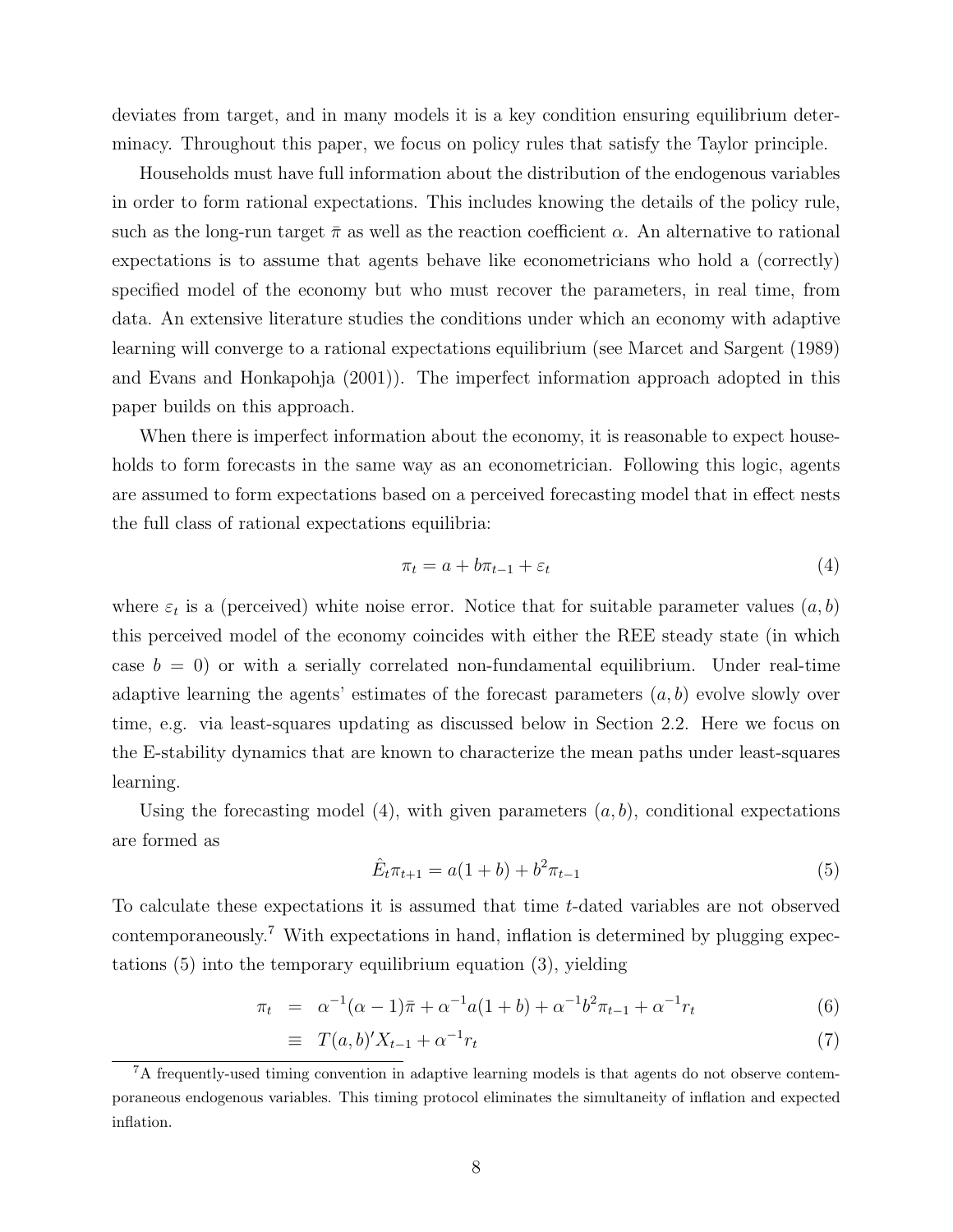deviates from target, and in many models it is a key condition ensuring equilibrium determinacy. Throughout this paper, we focus on policy rules that satisfy the Taylor principle.

Households must have full information about the distribution of the endogenous variables in order to form rational expectations. This includes knowing the details of the policy rule, such as the long-run target $\bar{\pi}$ as well as the reaction coefficient $\alpha$. An alternative to rational expectations is to assume that agents behave like econometricians who hold a (correctly) specified model of the economy but who must recover the parameters, in real time, from data. An extensive literature studies the conditions under which an economy with adaptive learning will converge to a rational expectations equilibrium (see Marcet and Sargent (1989) and Evans and Honkapohja (2001)). The imperfect information approach adopted in this paper builds on this approach.

When there is imperfect information about the economy, it is reasonable to expect households to form forecasts in the same way as an econometrician. Following this logic, agents are assumed to form expectations based on a perceived forecasting model that in effect nests the full class of rational expectations equilibria:

$$\pi_t = a + b\pi_{t-1} + \varepsilon_t \tag{4}$$

where $\varepsilon_t$ is a (perceived) white noise error. Notice that for suitable parameter values $(a, b)$ this perceived model of the economy coincides with either the REE steady state (in which case $b = 0$) or with a serially correlated non-fundamental equilibrium. Under real-time adaptive learning the agents' estimates of the forecast parameters $(a, b)$ evolve slowly over time, e.g. via least-squares updating as discussed below in Section 2.2. Here we focus on the E-stability dynamics that are known to characterize the mean paths under least-squares learning.

Using the forecasting model (4), with given parameters $(a, b)$, conditional expectations are formed as

$$\hat{E}_t \pi_{t+1} = a(1 + b) + b^2 \pi_{t-1} \tag{5}$$

To calculate these expectations it is assumed that time $t$-dated variables are not observed contemporaneously.[7] With expectations in hand, inflation is determined by plugging expectations (5) into the temporary equilibrium equation (3), yielding

$$\pi_t = \alpha^{-1}(\alpha - 1)\bar{\pi} + \alpha^{-1}a(1 + b) + \alpha^{-1}b^2\pi_{t-1} + \alpha^{-1}r_t \tag{6}$$

$$\equiv T(a, b)' X_{t-1} + \alpha^{-1} r_t \tag{7}$$

[7] A frequently-used timing convention in adaptive learning models is that agents do not observe contemporaneous endogenous variables. This timing protocol eliminates the simultaneity of inflation and expected inflation.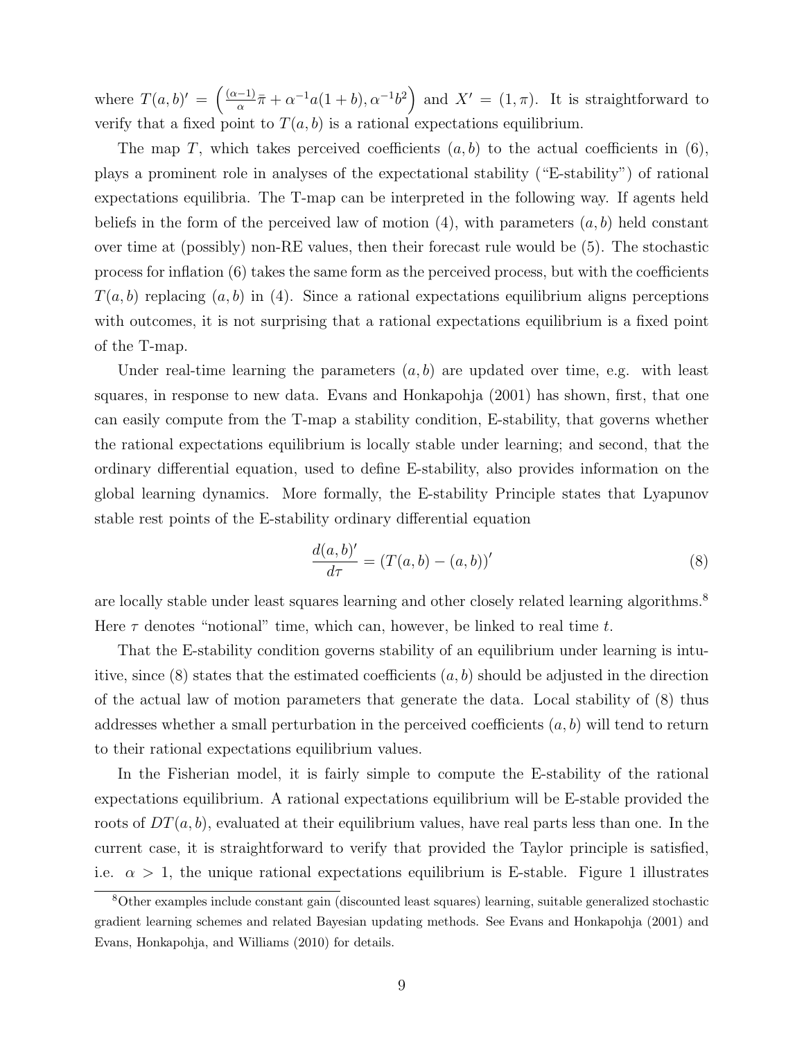where $T(a,b)' = \left(\frac{(\alpha-1)}{\alpha}\bar{\pi} + \alpha^{-1}a(1+b), \alpha^{-1}b^2\right)$ and $X' = (1, \pi)$. It is straightforward to verify that a fixed point to $T(a,b)$ is a rational expectations equilibrium.

The map $T$, which takes perceived coefficients $(a,b)$ to the actual coefficients in (6), plays a prominent role in analyses of the expectational stability ("E-stability") of rational expectations equilibria. The T-map can be interpreted in the following way. If agents held beliefs in the form of the perceived law of motion (4), with parameters $(a,b)$ held constant over time at (possibly) non-RE values, then their forecast rule would be (5). The stochastic process for inflation (6) takes the same form as the perceived process, but with the coefficients $T(a,b)$ replacing $(a,b)$ in (4). Since a rational expectations equilibrium aligns perceptions with outcomes, it is not surprising that a rational expectations equilibrium is a fixed point of the T-map.

Under real-time learning the parameters $(a,b)$ are updated over time, e.g. with least squares, in response to new data. Evans and Honkapohja (2001) has shown, first, that one can easily compute from the T-map a stability condition, E-stability, that governs whether the rational expectations equilibrium is locally stable under learning; and second, that the ordinary differential equation, used to define E-stability, also provides information on the global learning dynamics. More formally, the E-stability Principle states that Lyapunov stable rest points of the E-stability ordinary differential equation

$$\frac{d(a,b)'}{d\tau} = (T(a,b) - (a,b))' \tag{8}$$

are locally stable under least squares learning and other closely related learning algorithms.[8] Here $\tau$ denotes "notional" time, which can, however, be linked to real time $t$.

That the E-stability condition governs stability of an equilibrium under learning is intuitive, since (8) states that the estimated coefficients $(a,b)$ should be adjusted in the direction of the actual law of motion parameters that generate the data. Local stability of (8) thus addresses whether a small perturbation in the perceived coefficients $(a,b)$ will tend to return to their rational expectations equilibrium values.

In the Fisherian model, it is fairly simple to compute the E-stability of the rational expectations equilibrium. A rational expectations equilibrium will be E-stable provided the roots of $DT(a,b)$, evaluated at their equilibrium values, have real parts less than one. In the current case, it is straightforward to verify that provided the Taylor principle is satisfied, i.e. $\alpha > 1$, the unique rational expectations equilibrium is E-stable. Figure 1 illustrates

[8] Other examples include constant gain (discounted least squares) learning, suitable generalized stochastic gradient learning schemes and related Bayesian updating methods. See Evans and Honkapohja (2001) and Evans, Honkapohja, and Williams (2010) for details.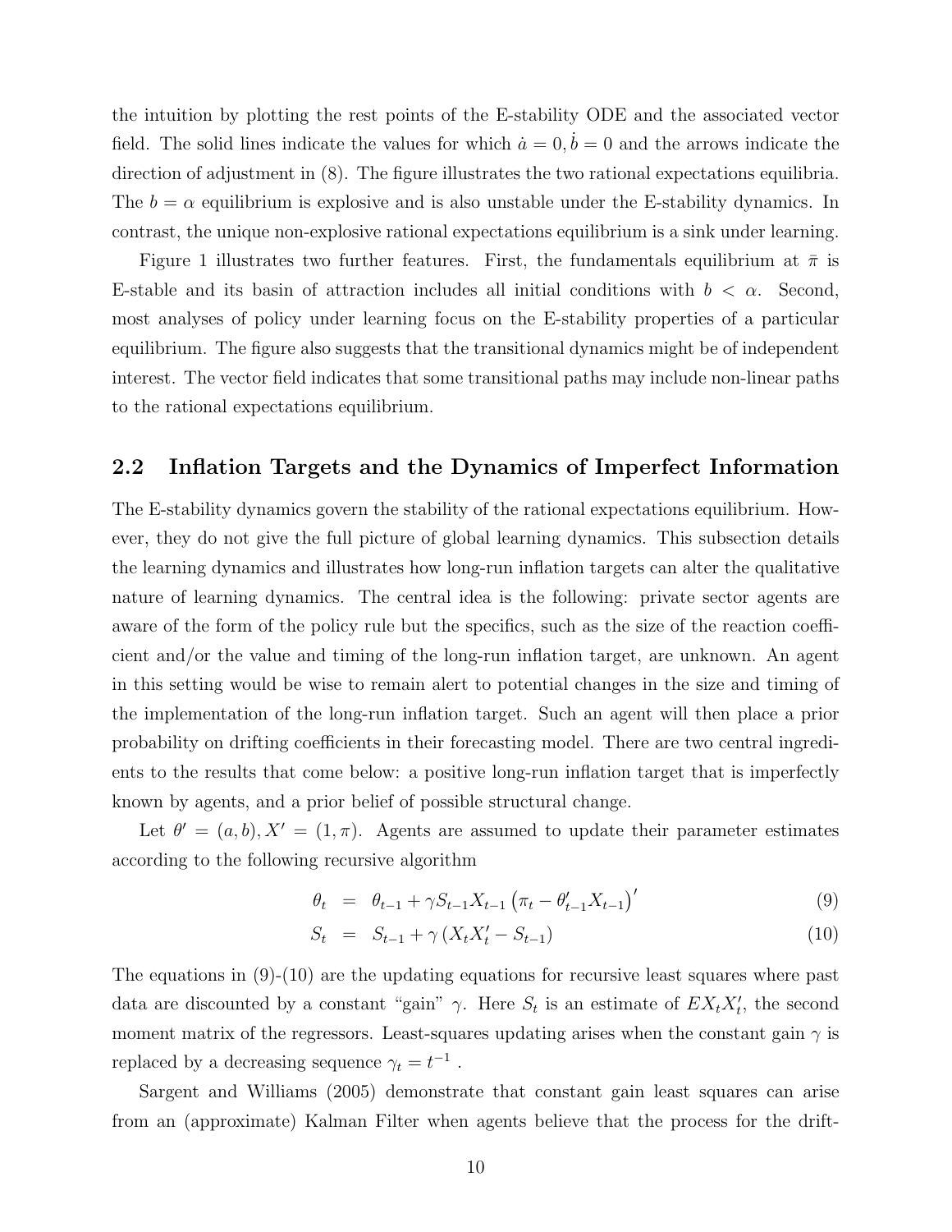the intuition by plotting the rest points of the E-stability ODE and the associated vector field. The solid lines indicate the values for which $\dot{a} = 0, \dot{b} = 0$ and the arrows indicate the direction of adjustment in (8). The figure illustrates the two rational expectations equilibria. The $b = \alpha$ equilibrium is explosive and is also unstable under the E-stability dynamics. In contrast, the unique non-explosive rational expectations equilibrium is a sink under learning.

Figure 1 illustrates two further features. First, the fundamentals equilibrium at $\bar{\pi}$ is E-stable and its basin of attraction includes all initial conditions with $b < \alpha$. Second, most analyses of policy under learning focus on the E-stability properties of a particular equilibrium. The figure also suggests that the transitional dynamics might be of independent interest. The vector field indicates that some transitional paths may include non-linear paths to the rational expectations equilibrium.

## 2.2 Inflation Targets and the Dynamics of Imperfect Information

The E-stability dynamics govern the stability of the rational expectations equilibrium. However, they do not give the full picture of global learning dynamics. This subsection details the learning dynamics and illustrates how long-run inflation targets can alter the qualitative nature of learning dynamics. The central idea is the following: private sector agents are aware of the form of the policy rule but the specifics, such as the size of the reaction coefficient and/or the value and timing of the long-run inflation target, are unknown. An agent in this setting would be wise to remain alert to potential changes in the size and timing of the implementation of the long-run inflation target. Such an agent will then place a prior probability on drifting coefficients in their forecasting model. There are two central ingredients to the results that come below: a positive long-run inflation target that is imperfectly known by agents, and a prior belief of possible structural change.

Let $\theta' = (a, b), X' = (1, \pi)$. Agents are assumed to update their parameter estimates according to the following recursive algorithm

$$\theta_t = \theta_{t-1} + \gamma S_{t-1} X_{t-1} \left( \pi_t - \theta'_{t-1} X_{t-1} \right)' \tag{9}$$

$$S_t = S_{t-1} + \gamma \left( X_t X'_t - S_{t-1} \right) \tag{10}$$

The equations in (9)-(10) are the updating equations for recursive least squares where past data are discounted by a constant "gain" $\gamma$. Here $S_t$ is an estimate of $E X_t X'_t$, the second moment matrix of the regressors. Least-squares updating arises when the constant gain $\gamma$ is replaced by a decreasing sequence $\gamma_t = t^{-1}$ .

Sargent and Williams (2005) demonstrate that constant gain least squares can arise from an (approximate) Kalman Filter when agents believe that the process for the drift-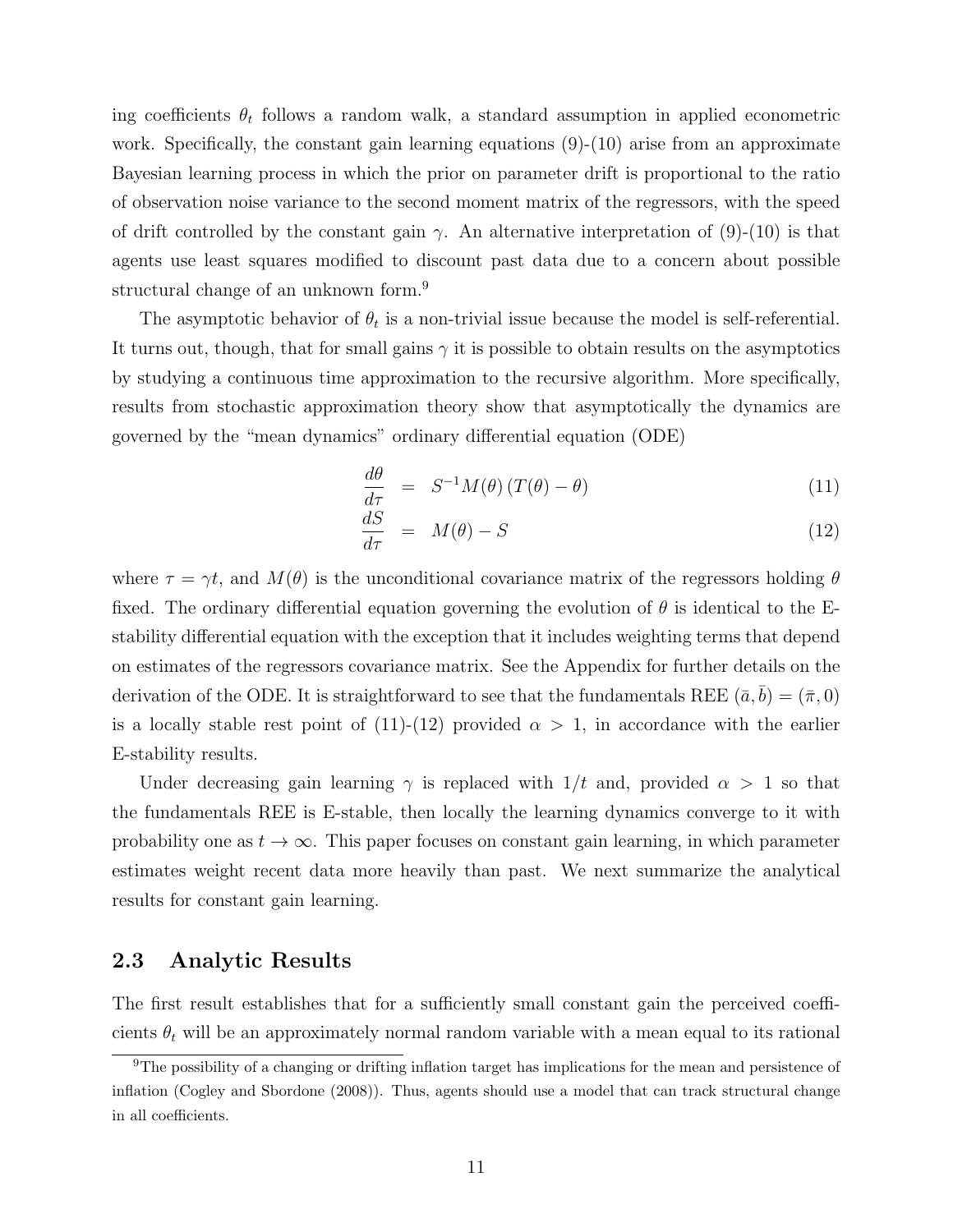ing coefficients $\theta_t$ follows a random walk, a standard assumption in applied econometric work. Specifically, the constant gain learning equations (9)-(10) arise from an approximate Bayesian learning process in which the prior on parameter drift is proportional to the ratio of observation noise variance to the second moment matrix of the regressors, with the speed of drift controlled by the constant gain $\gamma$. An alternative interpretation of (9)-(10) is that agents use least squares modified to discount past data due to a concern about possible structural change of an unknown form.[9]

The asymptotic behavior of $\theta_t$ is a non-trivial issue because the model is self-referential. It turns out, though, that for small gains $\gamma$ it is possible to obtain results on the asymptotics by studying a continuous time approximation to the recursive algorithm. More specifically, results from stochastic approximation theory show that asymptotically the dynamics are governed by the "mean dynamics" ordinary differential equation (ODE)

$$\frac{d\theta}{d\tau} = S^{-1}M(\theta)\left(T(\theta) - \theta\right) \tag{11}$$

$$\frac{dS}{d\tau} = M(\theta) - S \tag{12}$$

where $\tau = \gamma t$, and $M(\theta)$ is the unconditional covariance matrix of the regressors holding $\theta$ fixed. The ordinary differential equation governing the evolution of $\theta$ is identical to the E-stability differential equation with the exception that it includes weighting terms that depend on estimates of the regressors covariance matrix. See the Appendix for further details on the derivation of the ODE. It is straightforward to see that the fundamentals REE $(\bar{a}, \bar{b}) = (\bar{\pi}, 0)$ is a locally stable rest point of (11)-(12) provided $\alpha > 1$, in accordance with the earlier E-stability results.

Under decreasing gain learning $\gamma$ is replaced with $1/t$ and, provided $\alpha > 1$ so that the fundamentals REE is E-stable, then locally the learning dynamics converge to it with probability one as $t \to \infty$. This paper focuses on constant gain learning, in which parameter estimates weight recent data more heavily than past. We next summarize the analytical results for constant gain learning.

## 2.3 Analytic Results

The first result establishes that for a sufficiently small constant gain the perceived coefficients $\theta_t$ will be an approximately normal random variable with a mean equal to its rational

[9] The possibility of a changing or drifting inflation target has implications for the mean and persistence of inflation (Cogley and Sbordone (2008)). Thus, agents should use a model that can track structural change in all coefficients.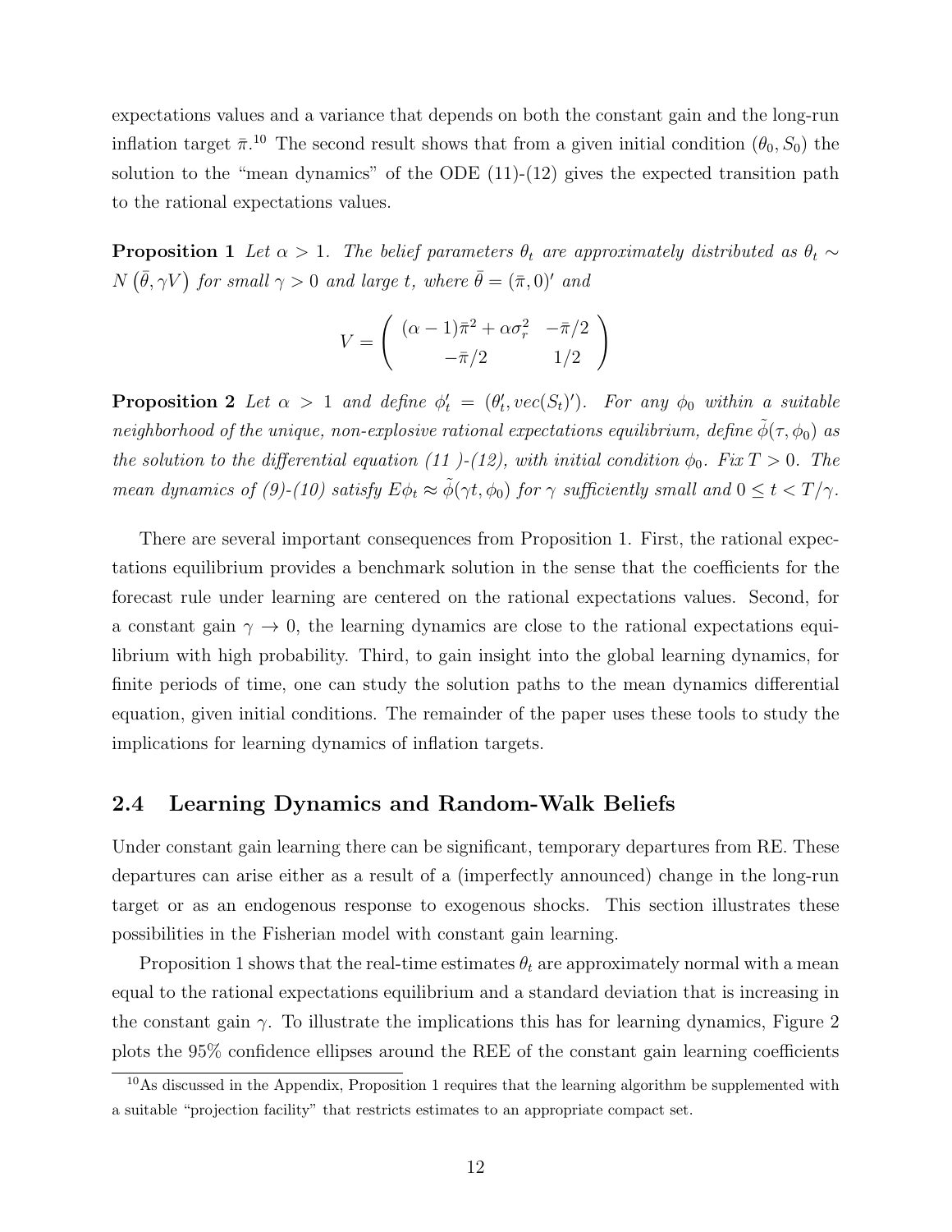expectations values and a variance that depends on both the constant gain and the long-run inflation target $\bar{\pi}$.[10] The second result shows that from a given initial condition $(\theta_0, S_0)$ the solution to the "mean dynamics" of the ODE (11)-(12) gives the expected transition path to the rational expectations values.

**Proposition 1** *Let $\alpha > 1$. The belief parameters $\theta_t$ are approximately distributed as $\theta_t \sim N\left(\bar{\theta}, \gamma V\right)$ for small $\gamma > 0$ and large $t$, where $\bar{\theta} = (\bar{\pi}, 0)'$ and*

$$V = \begin{pmatrix} (\alpha-1)\bar{\pi}^2 + \alpha\sigma_r^2 & -\bar{\pi}/2 \\ -\bar{\pi}/2 & 1/2 \end{pmatrix}$$

**Proposition 2** *Let $\alpha > 1$ and define $\phi_t' = (\theta_t', vec(S_t)')$. For any $\phi_0$ within a suitable neighborhood of the unique, non-explosive rational expectations equilibrium, define $\tilde{\phi}(\tau, \phi_0)$ as the solution to the differential equation (11 )-(12), with initial condition $\phi_0$. Fix $T > 0$. The mean dynamics of (9)-(10) satisfy $E\phi_t \approx \tilde{\phi}(\gamma t, \phi_0)$ for $\gamma$ sufficiently small and $0 \leq t < T/\gamma$.*

There are several important consequences from Proposition 1. First, the rational expectations equilibrium provides a benchmark solution in the sense that the coefficients for the forecast rule under learning are centered on the rational expectations values. Second, for a constant gain $\gamma \to 0$, the learning dynamics are close to the rational expectations equilibrium with high probability. Third, to gain insight into the global learning dynamics, for finite periods of time, one can study the solution paths to the mean dynamics differential equation, given initial conditions. The remainder of the paper uses these tools to study the implications for learning dynamics of inflation targets.

## 2.4 Learning Dynamics and Random-Walk Beliefs

Under constant gain learning there can be significant, temporary departures from RE. These departures can arise either as a result of a (imperfectly announced) change in the long-run target or as an endogenous response to exogenous shocks. This section illustrates these possibilities in the Fisherian model with constant gain learning.

Proposition 1 shows that the real-time estimates $\theta_t$ are approximately normal with a mean equal to the rational expectations equilibrium and a standard deviation that is increasing in the constant gain $\gamma$. To illustrate the implications this has for learning dynamics, Figure 2 plots the 95% confidence ellipses around the REE of the constant gain learning coefficients

[10] As discussed in the Appendix, Proposition 1 requires that the learning algorithm be supplemented with a suitable "projection facility" that restricts estimates to an appropriate compact set.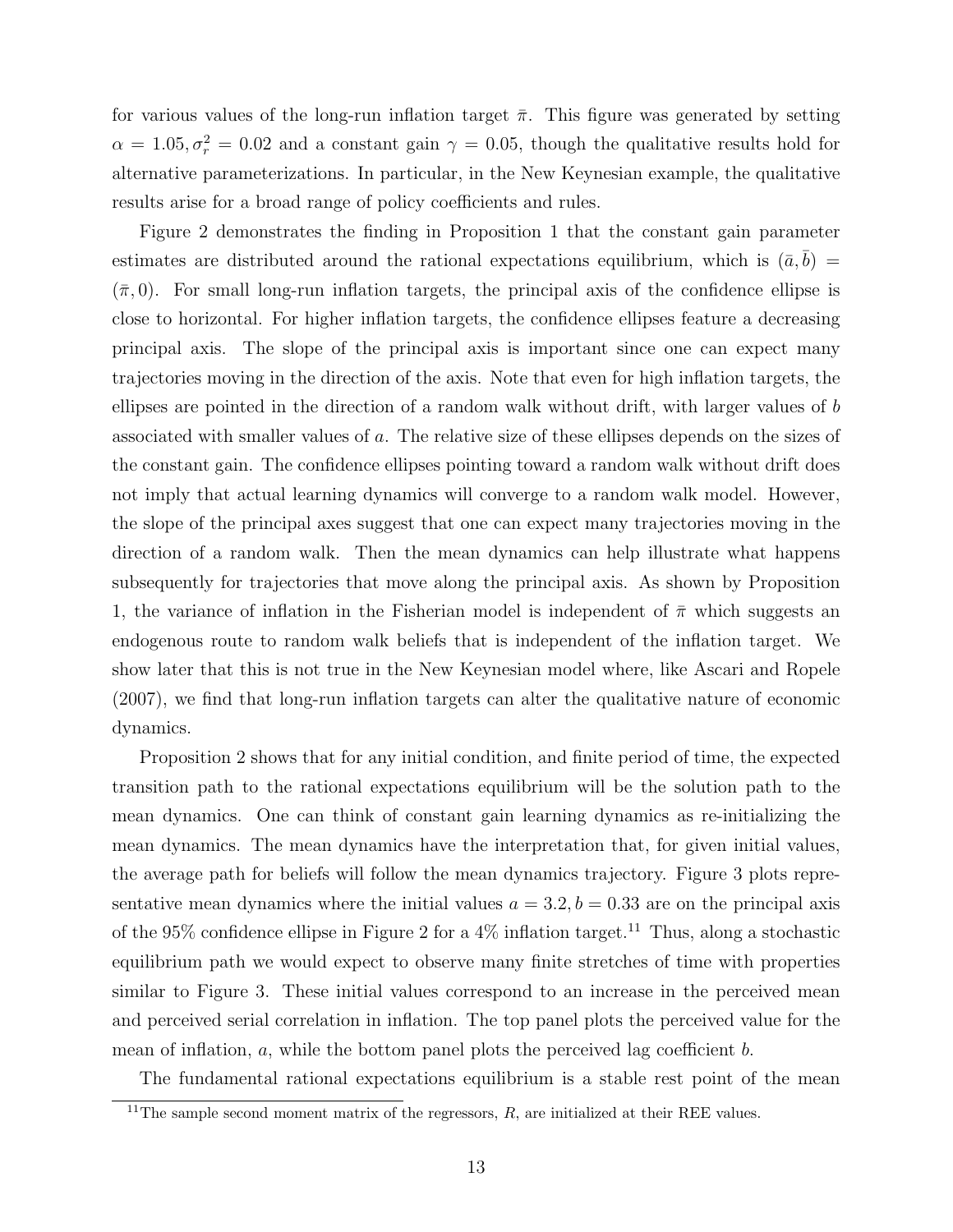for various values of the long-run inflation target $\bar{\pi}$. This figure was generated by setting $\alpha = 1.05, \sigma_r^2 = 0.02$ and a constant gain $\gamma = 0.05$, though the qualitative results hold for alternative parameterizations. In particular, in the New Keynesian example, the qualitative results arise for a broad range of policy coefficients and rules.

Figure 2 demonstrates the finding in Proposition 1 that the constant gain parameter estimates are distributed around the rational expectations equilibrium, which is $(\bar{a}, \bar{b}) = (\bar{\pi}, 0)$. For small long-run inflation targets, the principal axis of the confidence ellipse is close to horizontal. For higher inflation targets, the confidence ellipses feature a decreasing principal axis. The slope of the principal axis is important since one can expect many trajectories moving in the direction of the axis. Note that even for high inflation targets, the ellipses are pointed in the direction of a random walk without drift, with larger values of $b$ associated with smaller values of $a$. The relative size of these ellipses depends on the sizes of the constant gain. The confidence ellipses pointing toward a random walk without drift does not imply that actual learning dynamics will converge to a random walk model. However, the slope of the principal axes suggest that one can expect many trajectories moving in the direction of a random walk. Then the mean dynamics can help illustrate what happens subsequently for trajectories that move along the principal axis. As shown by Proposition 1, the variance of inflation in the Fisherian model is independent of $\bar{\pi}$ which suggests an endogenous route to random walk beliefs that is independent of the inflation target. We show later that this is not true in the New Keynesian model where, like Ascari and Ropele (2007), we find that long-run inflation targets can alter the qualitative nature of economic dynamics.

Proposition 2 shows that for any initial condition, and finite period of time, the expected transition path to the rational expectations equilibrium will be the solution path to the mean dynamics. One can think of constant gain learning dynamics as re-initializing the mean dynamics. The mean dynamics have the interpretation that, for given initial values, the average path for beliefs will follow the mean dynamics trajectory. Figure 3 plots representative mean dynamics where the initial values $a = 3.2, b = 0.33$ are on the principal axis of the 95% confidence ellipse in Figure 2 for a 4% inflation target.[11] Thus, along a stochastic equilibrium path we would expect to observe many finite stretches of time with properties similar to Figure 3. These initial values correspond to an increase in the perceived mean and perceived serial correlation in inflation. The top panel plots the perceived value for the mean of inflation, $a$, while the bottom panel plots the perceived lag coefficient $b$.

The fundamental rational expectations equilibrium is a stable rest point of the mean

[11] The sample second moment matrix of the regressors, $R$, are initialized at their REE values.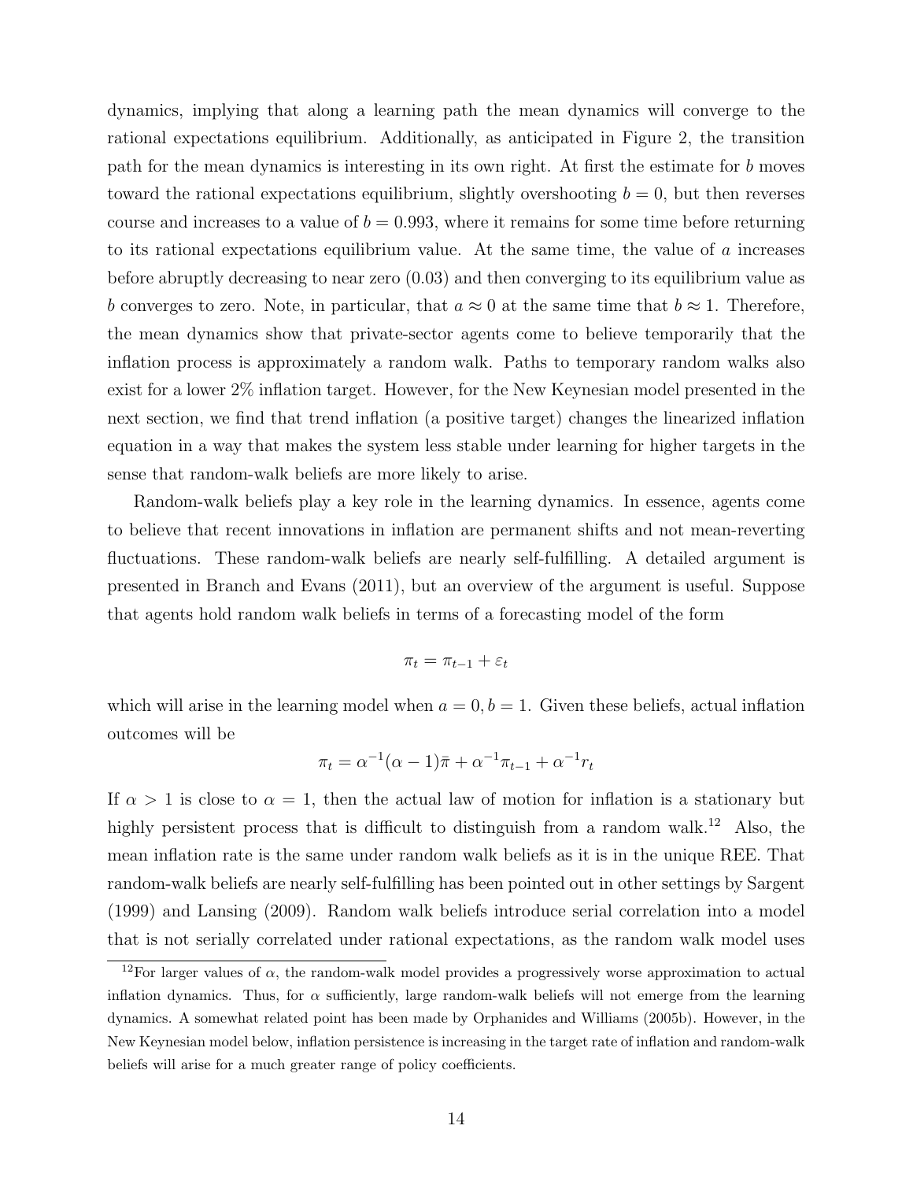dynamics, implying that along a learning path the mean dynamics will converge to the rational expectations equilibrium. Additionally, as anticipated in Figure 2, the transition path for the mean dynamics is interesting in its own right. At first the estimate for $b$ moves toward the rational expectations equilibrium, slightly overshooting $b = 0$, but then reverses course and increases to a value of $b = 0.993$, where it remains for some time before returning to its rational expectations equilibrium value. At the same time, the value of $a$ increases before abruptly decreasing to near zero (0.03) and then converging to its equilibrium value as $b$ converges to zero. Note, in particular, that $a \approx 0$ at the same time that $b \approx 1$. Therefore, the mean dynamics show that private-sector agents come to believe temporarily that the inflation process is approximately a random walk. Paths to temporary random walks also exist for a lower 2% inflation target. However, for the New Keynesian model presented in the next section, we find that trend inflation (a positive target) changes the linearized inflation equation in a way that makes the system less stable under learning for higher targets in the sense that random-walk beliefs are more likely to arise.

Random-walk beliefs play a key role in the learning dynamics. In essence, agents come to believe that recent innovations in inflation are permanent shifts and not mean-reverting fluctuations. These random-walk beliefs are nearly self-fulfilling. A detailed argument is presented in Branch and Evans (2011), but an overview of the argument is useful. Suppose that agents hold random walk beliefs in terms of a forecasting model of the form

$$\pi_t = \pi_{t-1} + \varepsilon_t$$

which will arise in the learning model when $a = 0, b = 1$. Given these beliefs, actual inflation outcomes will be

$$\pi_t = \alpha^{-1}(\alpha - 1)\bar{\pi} + \alpha^{-1}\pi_{t-1} + \alpha^{-1}r_t$$

If $\alpha > 1$ is close to $\alpha = 1$, then the actual law of motion for inflation is a stationary but highly persistent process that is difficult to distinguish from a random walk.[12] Also, the mean inflation rate is the same under random walk beliefs as it is in the unique REE. That random-walk beliefs are nearly self-fulfilling has been pointed out in other settings by Sargent (1999) and Lansing (2009). Random walk beliefs introduce serial correlation into a model that is not serially correlated under rational expectations, as the random walk model uses

[12] For larger values of $\alpha$, the random-walk model provides a progressively worse approximation to actual inflation dynamics. Thus, for $\alpha$ sufficiently, large random-walk beliefs will not emerge from the learning dynamics. A somewhat related point has been made by Orphanides and Williams (2005b). However, in the New Keynesian model below, inflation persistence is increasing in the target rate of inflation and random-walk beliefs will arise for a much greater range of policy coefficients.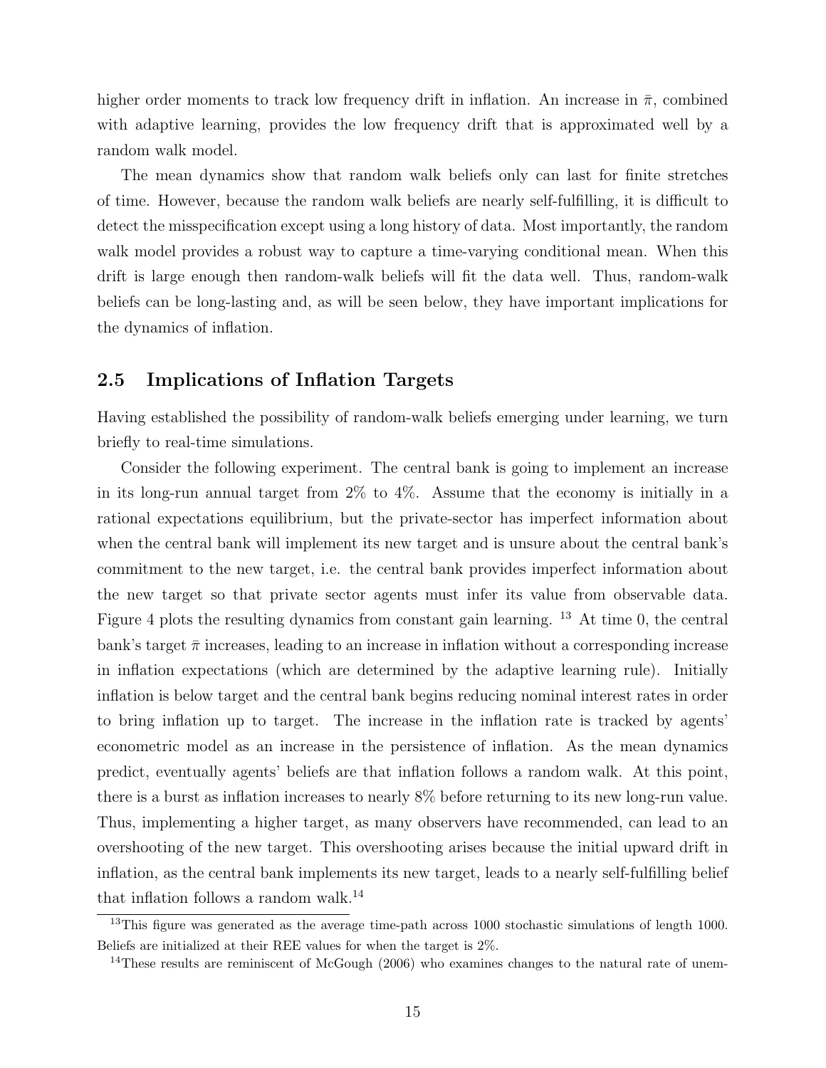higher order moments to track low frequency drift in inflation. An increase in $\bar{\pi}$, combined with adaptive learning, provides the low frequency drift that is approximated well by a random walk model.

The mean dynamics show that random walk beliefs only can last for finite stretches of time. However, because the random walk beliefs are nearly self-fulfilling, it is difficult to detect the misspecification except using a long history of data. Most importantly, the random walk model provides a robust way to capture a time-varying conditional mean. When this drift is large enough then random-walk beliefs will fit the data well. Thus, random-walk beliefs can be long-lasting and, as will be seen below, they have important implications for the dynamics of inflation.

## 2.5 Implications of Inflation Targets

Having established the possibility of random-walk beliefs emerging under learning, we turn briefly to real-time simulations.

Consider the following experiment. The central bank is going to implement an increase in its long-run annual target from 2% to 4%. Assume that the economy is initially in a rational expectations equilibrium, but the private-sector has imperfect information about when the central bank will implement its new target and is unsure about the central bank's commitment to the new target, i.e. the central bank provides imperfect information about the new target so that private sector agents must infer its value from observable data. Figure 4 plots the resulting dynamics from constant gain learning. [13] At time 0, the central bank's target $\bar{\pi}$ increases, leading to an increase in inflation without a corresponding increase in inflation expectations (which are determined by the adaptive learning rule). Initially inflation is below target and the central bank begins reducing nominal interest rates in order to bring inflation up to target. The increase in the inflation rate is tracked by agents' econometric model as an increase in the persistence of inflation. As the mean dynamics predict, eventually agents' beliefs are that inflation follows a random walk. At this point, there is a burst as inflation increases to nearly 8% before returning to its new long-run value. Thus, implementing a higher target, as many observers have recommended, can lead to an overshooting of the new target. This overshooting arises because the initial upward drift in inflation, as the central bank implements its new target, leads to a nearly self-fulfilling belief that inflation follows a random walk.[14]

[13] This figure was generated as the average time-path across 1000 stochastic simulations of length 1000. Beliefs are initialized at their REE values for when the target is 2%.

[14] These results are reminiscent of McGough (2006) who examines changes to the natural rate of unem-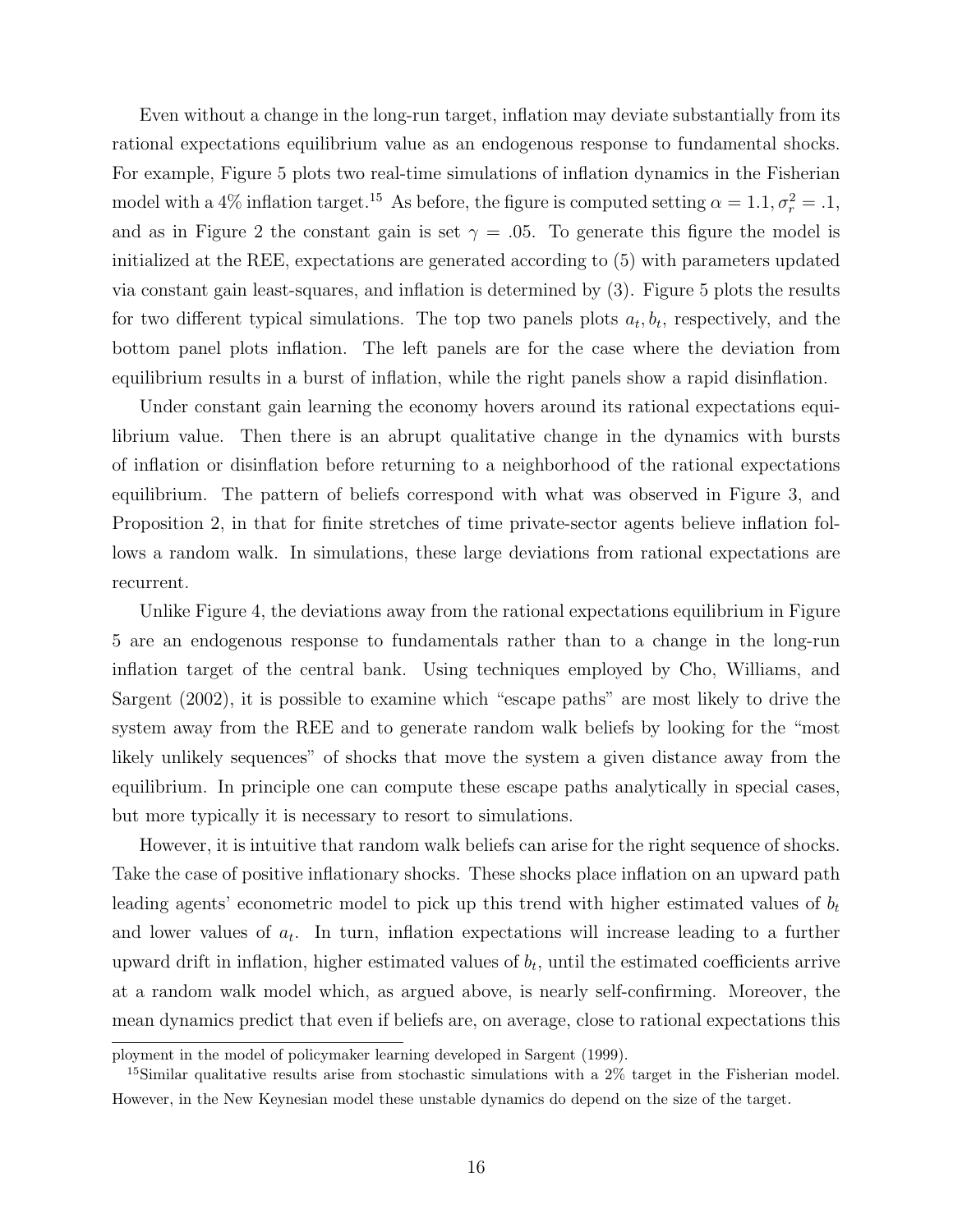Even without a change in the long-run target, inflation may deviate substantially from its rational expectations equilibrium value as an endogenous response to fundamental shocks. For example, Figure 5 plots two real-time simulations of inflation dynamics in the Fisherian model with a 4% inflation target.[15] As before, the figure is computed setting $\alpha = 1.1, \sigma_r^2 = .1$, and as in Figure 2 the constant gain is set $\gamma = .05$. To generate this figure the model is initialized at the REE, expectations are generated according to (5) with parameters updated via constant gain least-squares, and inflation is determined by (3). Figure 5 plots the results for two different typical simulations. The top two panels plots $a_t, b_t$, respectively, and the bottom panel plots inflation. The left panels are for the case where the deviation from equilibrium results in a burst of inflation, while the right panels show a rapid disinflation.

Under constant gain learning the economy hovers around its rational expectations equilibrium value. Then there is an abrupt qualitative change in the dynamics with bursts of inflation or disinflation before returning to a neighborhood of the rational expectations equilibrium. The pattern of beliefs correspond with what was observed in Figure 3, and Proposition 2, in that for finite stretches of time private-sector agents believe inflation follows a random walk. In simulations, these large deviations from rational expectations are recurrent.

Unlike Figure 4, the deviations away from the rational expectations equilibrium in Figure 5 are an endogenous response to fundamentals rather than to a change in the long-run inflation target of the central bank. Using techniques employed by Cho, Williams, and Sargent (2002), it is possible to examine which "escape paths" are most likely to drive the system away from the REE and to generate random walk beliefs by looking for the "most likely unlikely sequences" of shocks that move the system a given distance away from the equilibrium. In principle one can compute these escape paths analytically in special cases, but more typically it is necessary to resort to simulations.

However, it is intuitive that random walk beliefs can arise for the right sequence of shocks. Take the case of positive inflationary shocks. These shocks place inflation on an upward path leading agents' econometric model to pick up this trend with higher estimated values of $b_t$ and lower values of $a_t$. In turn, inflation expectations will increase leading to a further upward drift in inflation, higher estimated values of $b_t$, until the estimated coefficients arrive at a random walk model which, as argued above, is nearly self-confirming. Moreover, the mean dynamics predict that even if beliefs are, on average, close to rational expectations this

ployment in the model of policymaker learning developed in Sargent (1999).

[15]Similar qualitative results arise from stochastic simulations with a 2% target in the Fisherian model. However, in the New Keynesian model these unstable dynamics do depend on the size of the target.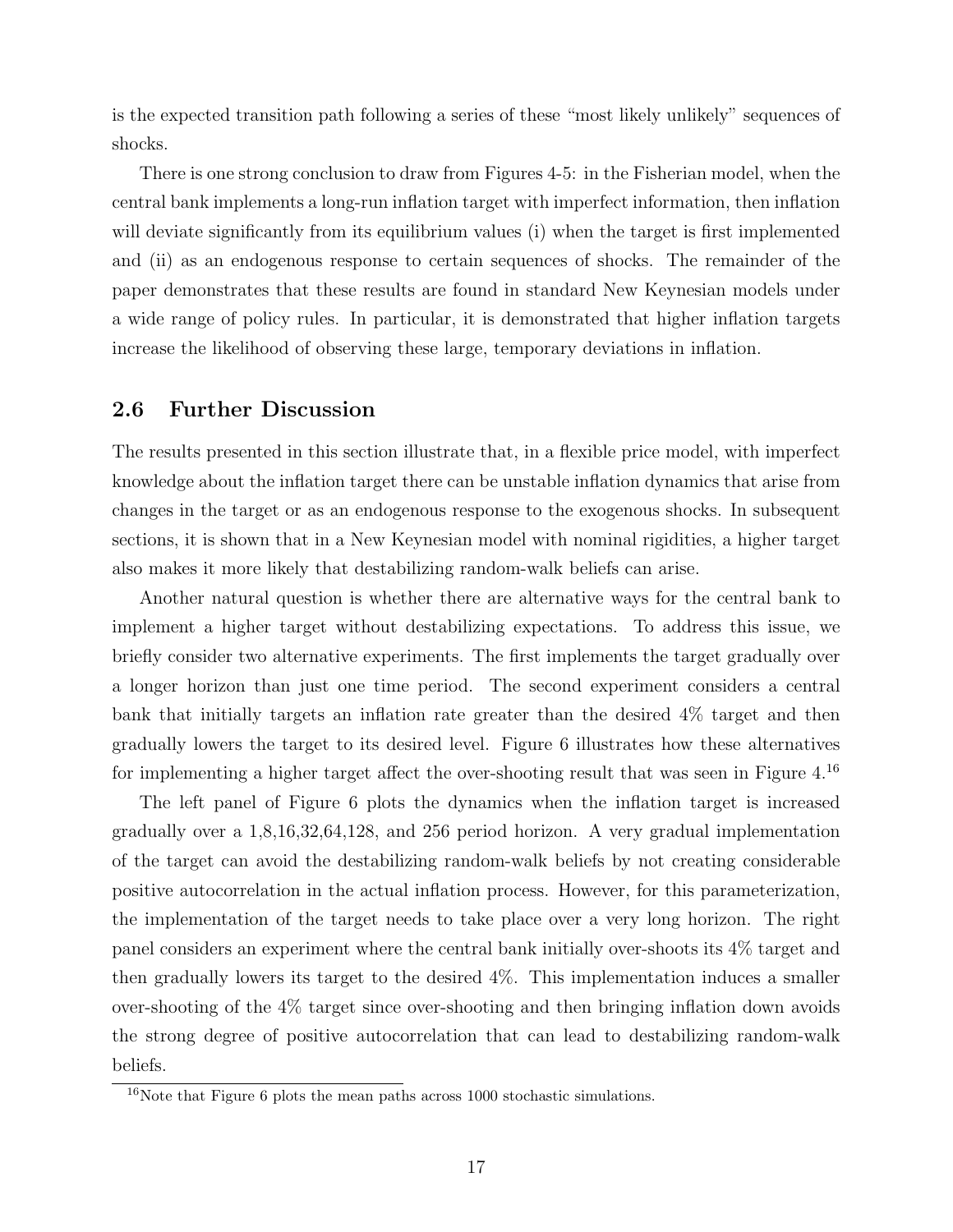is the expected transition path following a series of these "most likely unlikely" sequences of shocks.

There is one strong conclusion to draw from Figures 4-5: in the Fisherian model, when the central bank implements a long-run inflation target with imperfect information, then inflation will deviate significantly from its equilibrium values (i) when the target is first implemented and (ii) as an endogenous response to certain sequences of shocks. The remainder of the paper demonstrates that these results are found in standard New Keynesian models under a wide range of policy rules. In particular, it is demonstrated that higher inflation targets increase the likelihood of observing these large, temporary deviations in inflation.

## 2.6 Further Discussion

The results presented in this section illustrate that, in a flexible price model, with imperfect knowledge about the inflation target there can be unstable inflation dynamics that arise from changes in the target or as an endogenous response to the exogenous shocks. In subsequent sections, it is shown that in a New Keynesian model with nominal rigidities, a higher target also makes it more likely that destabilizing random-walk beliefs can arise.

Another natural question is whether there are alternative ways for the central bank to implement a higher target without destabilizing expectations. To address this issue, we briefly consider two alternative experiments. The first implements the target gradually over a longer horizon than just one time period. The second experiment considers a central bank that initially targets an inflation rate greater than the desired 4% target and then gradually lowers the target to its desired level. Figure 6 illustrates how these alternatives for implementing a higher target affect the over-shooting result that was seen in Figure 4.[16]

The left panel of Figure 6 plots the dynamics when the inflation target is increased gradually over a 1,8,16,32,64,128, and 256 period horizon. A very gradual implementation of the target can avoid the destabilizing random-walk beliefs by not creating considerable positive autocorrelation in the actual inflation process. However, for this parameterization, the implementation of the target needs to take place over a very long horizon. The right panel considers an experiment where the central bank initially over-shoots its 4% target and then gradually lowers its target to the desired 4%. This implementation induces a smaller over-shooting of the 4% target since over-shooting and then bringing inflation down avoids the strong degree of positive autocorrelation that can lead to destabilizing random-walk beliefs.

[16]Note that Figure 6 plots the mean paths across 1000 stochastic simulations.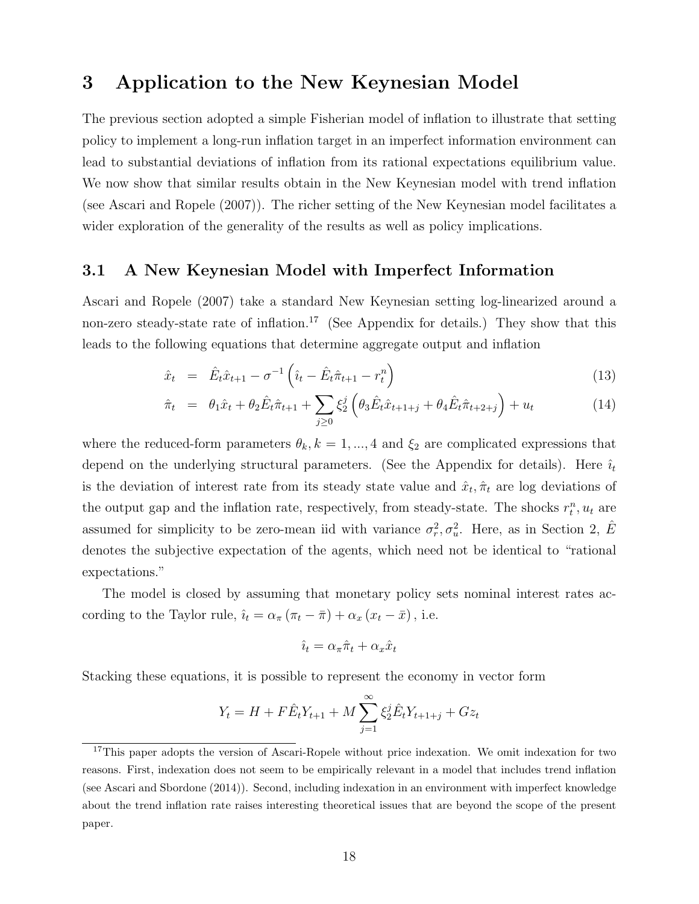# 3 Application to the New Keynesian Model

The previous section adopted a simple Fisherian model of inflation to illustrate that setting policy to implement a long-run inflation target in an imperfect information environment can lead to substantial deviations of inflation from its rational expectations equilibrium value. We now show that similar results obtain in the New Keynesian model with trend inflation (see Ascari and Ropele (2007)). The richer setting of the New Keynesian model facilitates a wider exploration of the generality of the results as well as policy implications.

## 3.1 A New Keynesian Model with Imperfect Information

Ascari and Ropele (2007) take a standard New Keynesian setting log-linearized around a non-zero steady-state rate of inflation.[17] (See Appendix for details.) They show that this leads to the following equations that determine aggregate output and inflation

$$\hat{x}_t = \hat{E}_t \hat{x}_{t+1} - \sigma^{-1} \left( \hat{\imath}_t - \hat{E}_t \hat{\pi}_{t+1} - r_t^n \right) \tag{13}$$

$$\hat{\pi}_t = \theta_1 \hat{x}_t + \theta_2 \hat{E}_t \hat{\pi}_{t+1} + \sum_{j \geq 0} \xi_2^j \left( \theta_3 \hat{E}_t \hat{x}_{t+1+j} + \theta_4 \hat{E}_t \hat{\pi}_{t+2+j} \right) + u_t \tag{14}$$

where the reduced-form parameters $\theta_k, k = 1, ..., 4$ and $\xi_2$ are complicated expressions that depend on the underlying structural parameters. (See the Appendix for details). Here $\hat{\imath}_t$ is the deviation of interest rate from its steady state value and $\hat{x}_t, \hat{\pi}_t$ are log deviations of the output gap and the inflation rate, respectively, from steady-state. The shocks $r_t^n, u_t$ are assumed for simplicity to be zero-mean iid with variance $\sigma_r^2, \sigma_u^2$. Here, as in Section 2, $\hat{E}$ denotes the subjective expectation of the agents, which need not be identical to "rational expectations."

The model is closed by assuming that monetary policy sets nominal interest rates according to the Taylor rule, $\hat{\imath}_t = \alpha_\pi (\pi_t - \bar{\pi}) + \alpha_x (x_t - \bar{x})$, i.e.

$$\hat{\imath}_t = \alpha_\pi \hat{\pi}_t + \alpha_x \hat{x}_t$$

Stacking these equations, it is possible to represent the economy in vector form

$$Y_t = H + F \hat{E}_t Y_{t+1} + M \sum_{j=1}^{\infty} \xi_2^j \hat{E}_t Y_{t+1+j} + G z_t$$

[17] This paper adopts the version of Ascari-Ropele without price indexation. We omit indexation for two reasons. First, indexation does not seem to be empirically relevant in a model that includes trend inflation (see Ascari and Sbordone (2014)). Second, including indexation in an environment with imperfect knowledge about the trend inflation rate raises interesting theoretical issues that are beyond the scope of the present paper.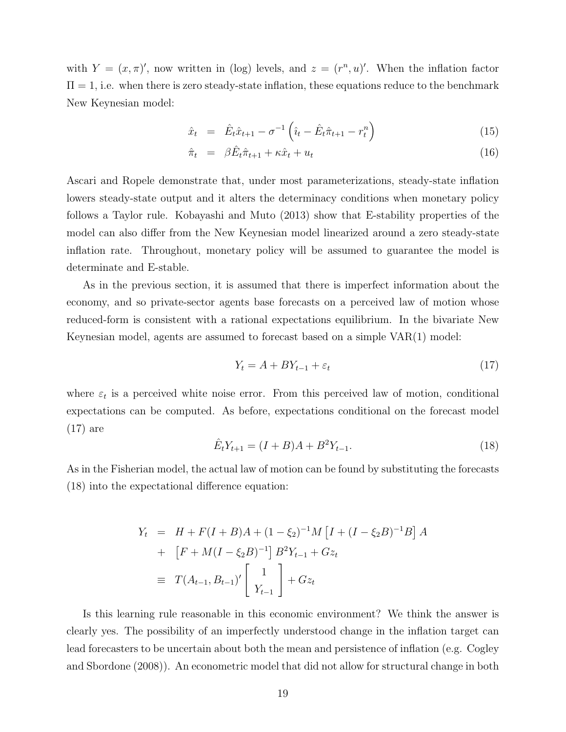with $Y = (x, \pi)'$, now written in (log) levels, and $z = (r^n, u)'$. When the inflation factor $\Pi = 1$, i.e. when there is zero steady-state inflation, these equations reduce to the benchmark New Keynesian model:

$$\hat{x}_t = \hat{E}_t \hat{x}_{t+1} - \sigma^{-1} \left( \hat{\imath}_t - \hat{E}_t \hat{\pi}_{t+1} - r_t^n \right) \tag{15}$$

$$\hat{\pi}_t = \beta \hat{E}_t \hat{\pi}_{t+1} + \kappa \hat{x}_t + u_t \tag{16}$$

Ascari and Ropele demonstrate that, under most parameterizations, steady-state inflation lowers steady-state output and it alters the determinacy conditions when monetary policy follows a Taylor rule. Kobayashi and Muto (2013) show that E-stability properties of the model can also differ from the New Keynesian model linearized around a zero steady-state inflation rate. Throughout, monetary policy will be assumed to guarantee the model is determinate and E-stable.

As in the previous section, it is assumed that there is imperfect information about the economy, and so private-sector agents base forecasts on a perceived law of motion whose reduced-form is consistent with a rational expectations equilibrium. In the bivariate New Keynesian model, agents are assumed to forecast based on a simple VAR(1) model:

$$Y_t = A + BY_{t-1} + \varepsilon_t \tag{17}$$

where $\varepsilon_t$ is a perceived white noise error. From this perceived law of motion, conditional expectations can be computed. As before, expectations conditional on the forecast model (17) are

$$\hat{E}_t Y_{t+1} = (I + B)A + B^2 Y_{t-1}. \tag{18}$$

As in the Fisherian model, the actual law of motion can be found by substituting the forecasts (18) into the expectational difference equation:

$$\begin{aligned} Y_t &= H + F(I+B)A + (1-\xi_2)^{-1} M \left[ I + (I - \xi_2 B)^{-1} B \right] A \\ &+ \left[ F + M(I - \xi_2 B)^{-1} \right] B^2 Y_{t-1} + G z_t \\ &\equiv T(A_{t-1}, B_{t-1})' \begin{bmatrix} 1 \\ Y_{t-1} \end{bmatrix} + G z_t \end{aligned}$$

Is this learning rule reasonable in this economic environment? We think the answer is clearly yes. The possibility of an imperfectly understood change in the inflation target can lead forecasters to be uncertain about both the mean and persistence of inflation (e.g. Cogley and Sbordone (2008)). An econometric model that did not allow for structural change in both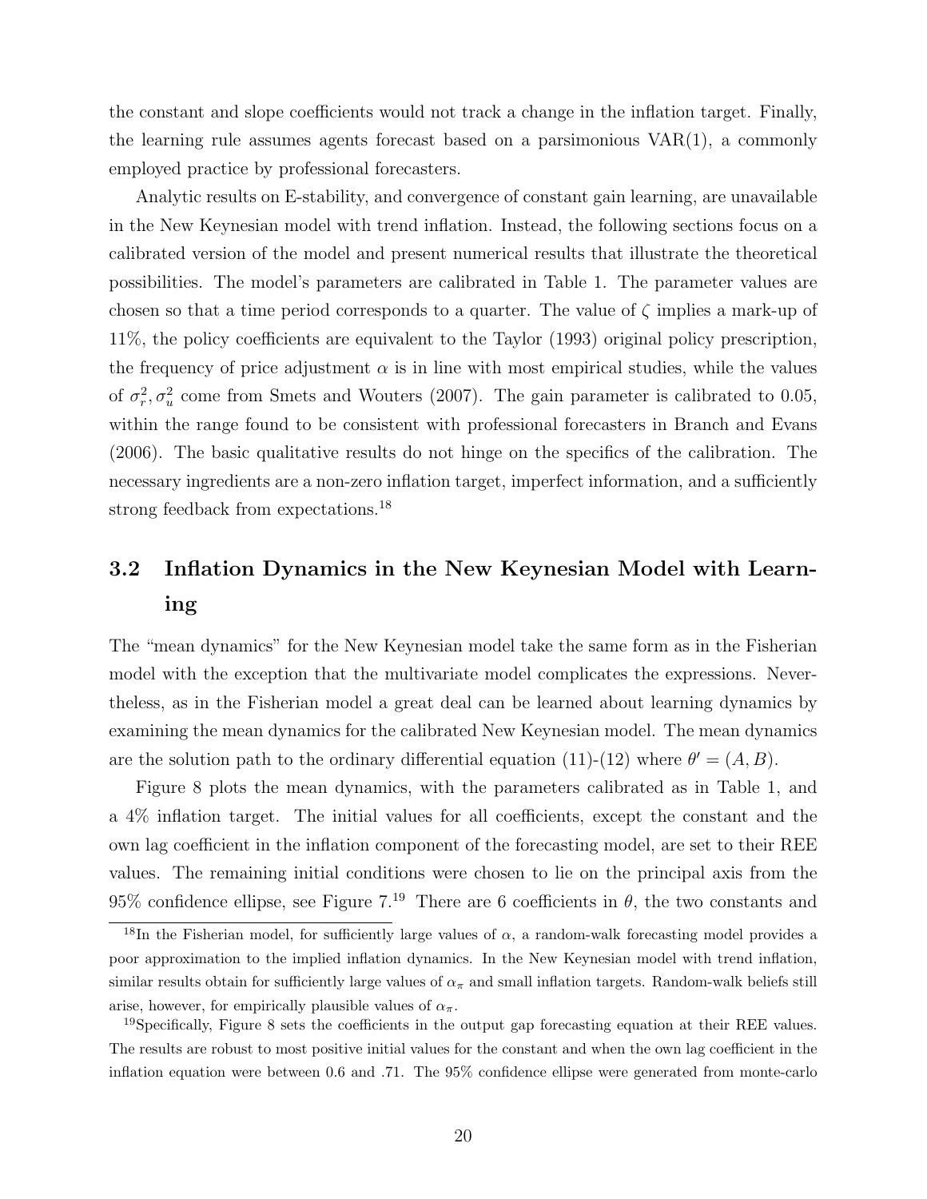the constant and slope coefficients would not track a change in the inflation target. Finally, the learning rule assumes agents forecast based on a parsimonious VAR(1), a commonly employed practice by professional forecasters.

Analytic results on E-stability, and convergence of constant gain learning, are unavailable in the New Keynesian model with trend inflation. Instead, the following sections focus on a calibrated version of the model and present numerical results that illustrate the theoretical possibilities. The model's parameters are calibrated in Table 1. The parameter values are chosen so that a time period corresponds to a quarter. The value of $\zeta$ implies a mark-up of 11%, the policy coefficients are equivalent to the Taylor (1993) original policy prescription, the frequency of price adjustment $\alpha$ is in line with most empirical studies, while the values of $\sigma_r^2, \sigma_u^2$ come from Smets and Wouters (2007). The gain parameter is calibrated to 0.05, within the range found to be consistent with professional forecasters in Branch and Evans (2006). The basic qualitative results do not hinge on the specifics of the calibration. The necessary ingredients are a non-zero inflation target, imperfect information, and a sufficiently strong feedback from expectations.[18]

## 3.2 Inflation Dynamics in the New Keynesian Model with Learning

The "mean dynamics" for the New Keynesian model take the same form as in the Fisherian model with the exception that the multivariate model complicates the expressions. Nevertheless, as in the Fisherian model a great deal can be learned about learning dynamics by examining the mean dynamics for the calibrated New Keynesian model. The mean dynamics are the solution path to the ordinary differential equation (11)-(12) where $\theta' = (A, B)$.

Figure 8 plots the mean dynamics, with the parameters calibrated as in Table 1, and a 4% inflation target. The initial values for all coefficients, except the constant and the own lag coefficient in the inflation component of the forecasting model, are set to their REE values. The remaining initial conditions were chosen to lie on the principal axis from the 95% confidence ellipse, see Figure 7.[19] There are 6 coefficients in $\theta$, the two constants and

[18] In the Fisherian model, for sufficiently large values of $\alpha$, a random-walk forecasting model provides a poor approximation to the implied inflation dynamics. In the New Keynesian model with trend inflation, similar results obtain for sufficiently large values of $\alpha_\pi$ and small inflation targets. Random-walk beliefs still arise, however, for empirically plausible values of $\alpha_\pi$.

[19] Specifically, Figure 8 sets the coefficients in the output gap forecasting equation at their REE values. The results are robust to most positive initial values for the constant and when the own lag coefficient in the inflation equation were between 0.6 and .71. The 95% confidence ellipse were generated from monte-carlo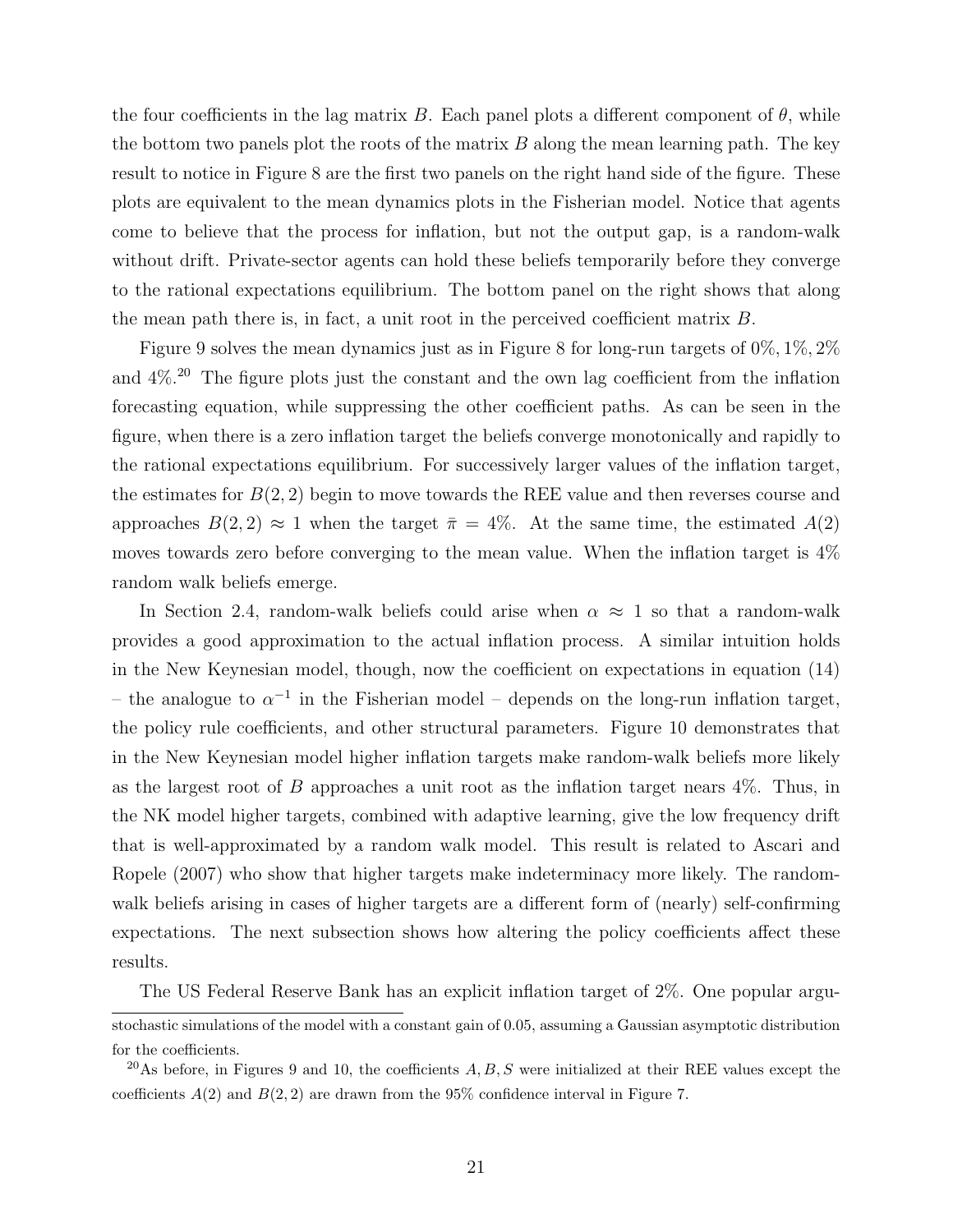the four coefficients in the lag matrix $B$. Each panel plots a different component of $\theta$, while the bottom two panels plot the roots of the matrix $B$ along the mean learning path. The key result to notice in Figure 8 are the first two panels on the right hand side of the figure. These plots are equivalent to the mean dynamics plots in the Fisherian model. Notice that agents come to believe that the process for inflation, but not the output gap, is a random-walk without drift. Private-sector agents can hold these beliefs temporarily before they converge to the rational expectations equilibrium. The bottom panel on the right shows that along the mean path there is, in fact, a unit root in the perceived coefficient matrix $B$.

Figure 9 solves the mean dynamics just as in Figure 8 for long-run targets of 0%, 1%, 2% and 4%.[20] The figure plots just the constant and the own lag coefficient from the inflation forecasting equation, while suppressing the other coefficient paths. As can be seen in the figure, when there is a zero inflation target the beliefs converge monotonically and rapidly to the rational expectations equilibrium. For successively larger values of the inflation target, the estimates for $B(2,2)$ begin to move towards the REE value and then reverses course and approaches $B(2,2) \approx 1$ when the target $\bar{\pi} = 4\%$. At the same time, the estimated $A(2)$ moves towards zero before converging to the mean value. When the inflation target is 4% random walk beliefs emerge.

In Section 2.4, random-walk beliefs could arise when $\alpha \approx 1$ so that a random-walk provides a good approximation to the actual inflation process. A similar intuition holds in the New Keynesian model, though, now the coefficient on expectations in equation (14) – the analogue to $\alpha^{-1}$ in the Fisherian model – depends on the long-run inflation target, the policy rule coefficients, and other structural parameters. Figure 10 demonstrates that in the New Keynesian model higher inflation targets make random-walk beliefs more likely as the largest root of $B$ approaches a unit root as the inflation target nears 4%. Thus, in the NK model higher targets, combined with adaptive learning, give the low frequency drift that is well-approximated by a random walk model. This result is related to Ascari and Ropele (2007) who show that higher targets make indeterminacy more likely. The random-walk beliefs arising in cases of higher targets are a different form of (nearly) self-confirming expectations. The next subsection shows how altering the policy coefficients affect these results.

The US Federal Reserve Bank has an explicit inflation target of 2%. One popular argu-

---

stochastic simulations of the model with a constant gain of 0.05, assuming a Gaussian asymptotic distribution for the coefficients.

[20] As before, in Figures 9 and 10, the coefficients $A, B, S$ were initialized at their REE values except the coefficients $A(2)$ and $B(2,2)$ are drawn from the 95% confidence interval in Figure 7.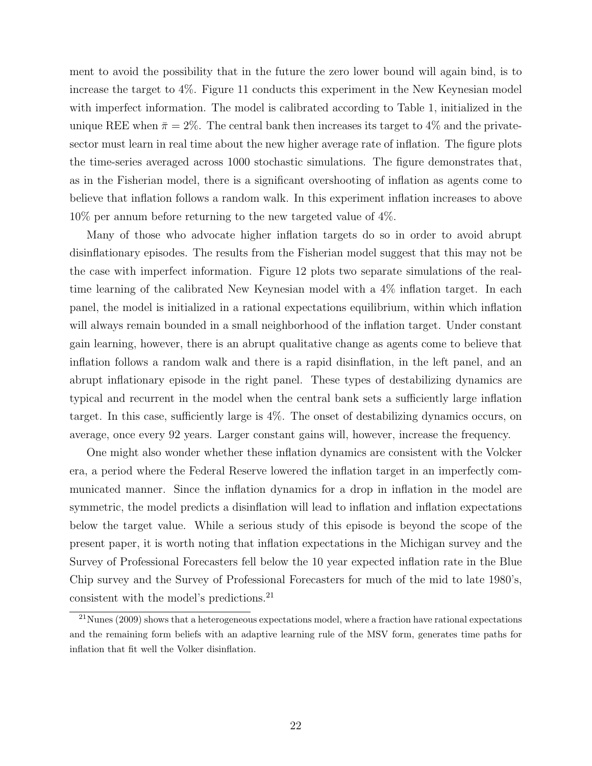ment to avoid the possibility that in the future the zero lower bound will again bind, is to increase the target to 4%. Figure 11 conducts this experiment in the New Keynesian model with imperfect information. The model is calibrated according to Table 1, initialized in the unique REE when $\bar{\pi} = 2\%$. The central bank then increases its target to 4% and the private-sector must learn in real time about the new higher average rate of inflation. The figure plots the time-series averaged across 1000 stochastic simulations. The figure demonstrates that, as in the Fisherian model, there is a significant overshooting of inflation as agents come to believe that inflation follows a random walk. In this experiment inflation increases to above 10% per annum before returning to the new targeted value of 4%.

Many of those who advocate higher inflation targets do so in order to avoid abrupt disinflationary episodes. The results from the Fisherian model suggest that this may not be the case with imperfect information. Figure 12 plots two separate simulations of the real-time learning of the calibrated New Keynesian model with a 4% inflation target. In each panel, the model is initialized in a rational expectations equilibrium, within which inflation will always remain bounded in a small neighborhood of the inflation target. Under constant gain learning, however, there is an abrupt qualitative change as agents come to believe that inflation follows a random walk and there is a rapid disinflation, in the left panel, and an abrupt inflationary episode in the right panel. These types of destabilizing dynamics are typical and recurrent in the model when the central bank sets a sufficiently large inflation target. In this case, sufficiently large is 4%. The onset of destabilizing dynamics occurs, on average, once every 92 years. Larger constant gains will, however, increase the frequency.

One might also wonder whether these inflation dynamics are consistent with the Volcker era, a period where the Federal Reserve lowered the inflation target in an imperfectly communicated manner. Since the inflation dynamics for a drop in inflation in the model are symmetric, the model predicts a disinflation will lead to inflation and inflation expectations below the target value. While a serious study of this episode is beyond the scope of the present paper, it is worth noting that inflation expectations in the Michigan survey and the Survey of Professional Forecasters fell below the 10 year expected inflation rate in the Blue Chip survey and the Survey of Professional Forecasters for much of the mid to late 1980's, consistent with the model's predictions.[21]

[21] Nunes (2009) shows that a heterogeneous expectations model, where a fraction have rational expectations and the remaining form beliefs with an adaptive learning rule of the MSV form, generates time paths for inflation that fit well the Volker disinflation.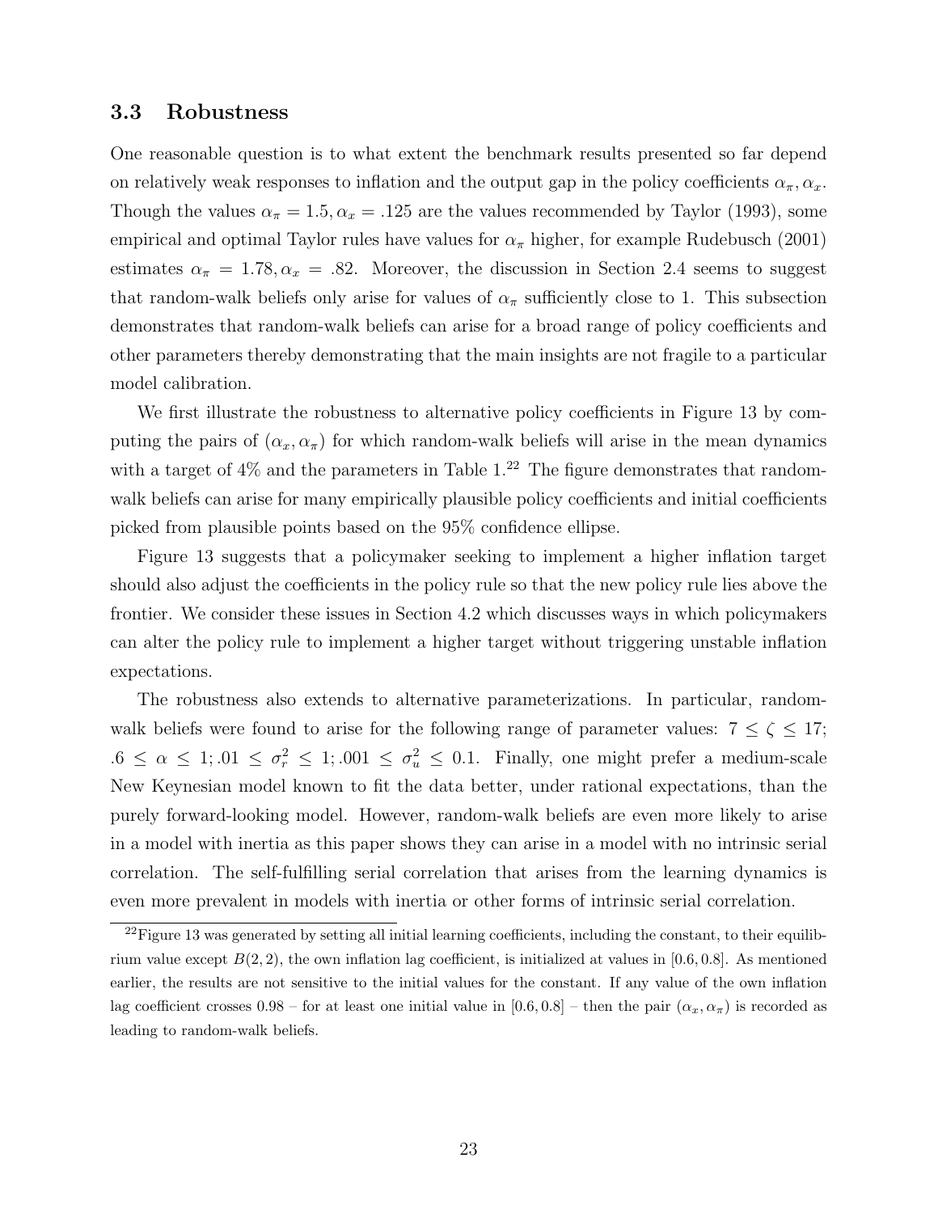### 3.3 Robustness

One reasonable question is to what extent the benchmark results presented so far depend on relatively weak responses to inflation and the output gap in the policy coefficients $\alpha_\pi, \alpha_x$. Though the values $\alpha_\pi = 1.5, \alpha_x = .125$ are the values recommended by Taylor (1993), some empirical and optimal Taylor rules have values for $\alpha_\pi$ higher, for example Rudebusch (2001) estimates $\alpha_\pi = 1.78, \alpha_x = .82$. Moreover, the discussion in Section 2.4 seems to suggest that random-walk beliefs only arise for values of $\alpha_\pi$ sufficiently close to 1. This subsection demonstrates that random-walk beliefs can arise for a broad range of policy coefficients and other parameters thereby demonstrating that the main insights are not fragile to a particular model calibration.

We first illustrate the robustness to alternative policy coefficients in Figure 13 by computing the pairs of $(\alpha_x, \alpha_\pi)$ for which random-walk beliefs will arise in the mean dynamics with a target of 4% and the parameters in Table 1.[22] The figure demonstrates that random-walk beliefs can arise for many empirically plausible policy coefficients and initial coefficients picked from plausible points based on the 95% confidence ellipse.

Figure 13 suggests that a policymaker seeking to implement a higher inflation target should also adjust the coefficients in the policy rule so that the new policy rule lies above the frontier. We consider these issues in Section 4.2 which discusses ways in which policymakers can alter the policy rule to implement a higher target without triggering unstable inflation expectations.

The robustness also extends to alternative parameterizations. In particular, random-walk beliefs were found to arise for the following range of parameter values: $7 \leq \zeta \leq 17$; $.6 \leq \alpha \leq 1; .01 \leq \sigma_r^2 \leq 1; .001 \leq \sigma_u^2 \leq 0.1$. Finally, one might prefer a medium-scale New Keynesian model known to fit the data better, under rational expectations, than the purely forward-looking model. However, random-walk beliefs are even more likely to arise in a model with inertia as this paper shows they can arise in a model with no intrinsic serial correlation. The self-fulfilling serial correlation that arises from the learning dynamics is even more prevalent in models with inertia or other forms of intrinsic serial correlation.

[22] Figure 13 was generated by setting all initial learning coefficients, including the constant, to their equilibrium value except $B(2,2)$, the own inflation lag coefficient, is initialized at values in $[0.6, 0.8]$. As mentioned earlier, the results are not sensitive to the initial values for the constant. If any value of the own inflation lag coefficient crosses 0.98 – for at least one initial value in $[0.6, 0.8]$ – then the pair $(\alpha_x, \alpha_\pi)$ is recorded as leading to random-walk beliefs.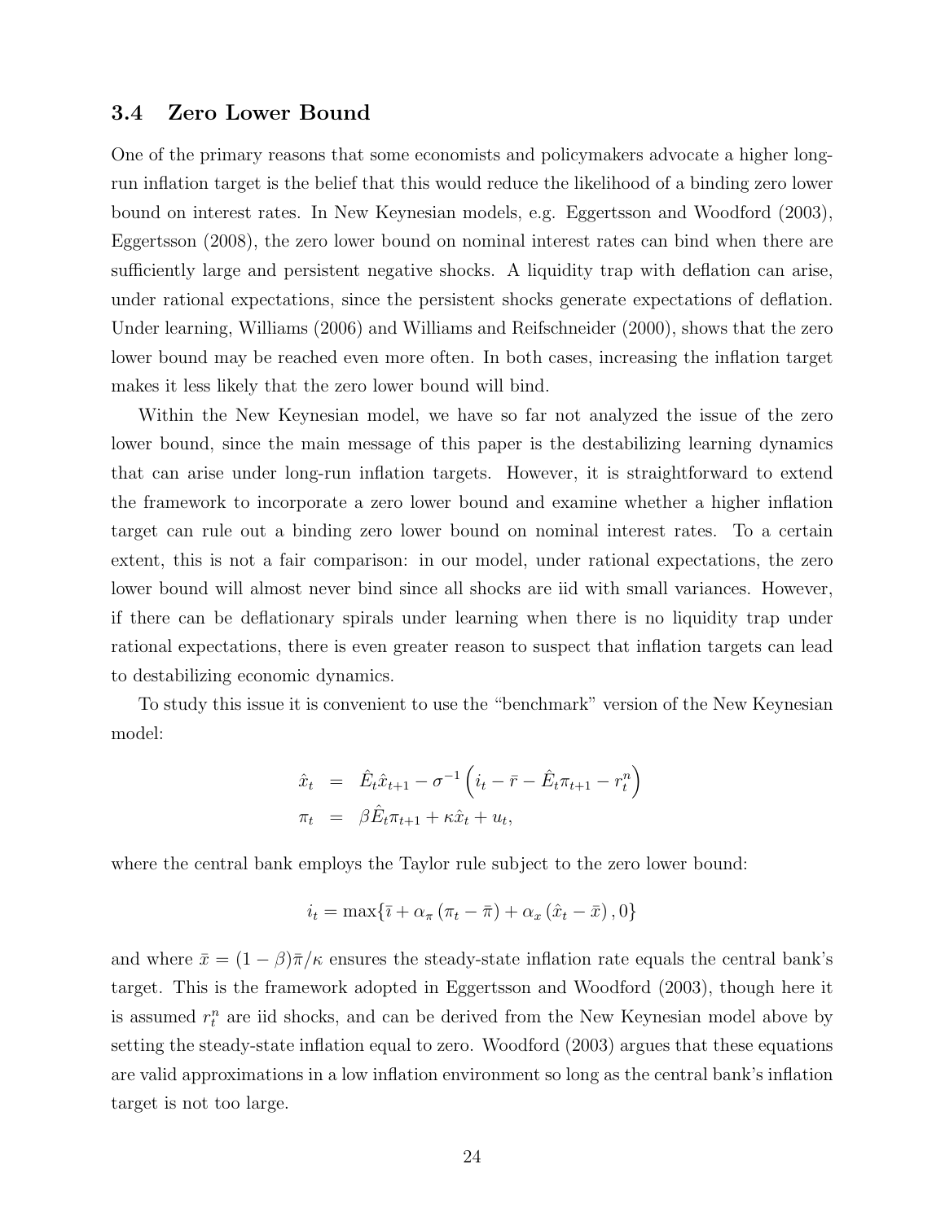### 3.4 Zero Lower Bound

One of the primary reasons that some economists and policymakers advocate a higher long-run inflation target is the belief that this would reduce the likelihood of a binding zero lower bound on interest rates. In New Keynesian models, e.g. Eggertsson and Woodford (2003), Eggertsson (2008), the zero lower bound on nominal interest rates can bind when there are sufficiently large and persistent negative shocks. A liquidity trap with deflation can arise, under rational expectations, since the persistent shocks generate expectations of deflation. Under learning, Williams (2006) and Williams and Reifschneider (2000), shows that the zero lower bound may be reached even more often. In both cases, increasing the inflation target makes it less likely that the zero lower bound will bind.

Within the New Keynesian model, we have so far not analyzed the issue of the zero lower bound, since the main message of this paper is the destabilizing learning dynamics that can arise under long-run inflation targets. However, it is straightforward to extend the framework to incorporate a zero lower bound and examine whether a higher inflation target can rule out a binding zero lower bound on nominal interest rates. To a certain extent, this is not a fair comparison: in our model, under rational expectations, the zero lower bound will almost never bind since all shocks are iid with small variances. However, if there can be deflationary spirals under learning when there is no liquidity trap under rational expectations, there is even greater reason to suspect that inflation targets can lead to destabilizing economic dynamics.

To study this issue it is convenient to use the "benchmark" version of the New Keynesian model:

$$
\begin{aligned}
\hat{x}_t &= \hat{E}_t \hat{x}_{t+1} - \sigma^{-1}\left(i_t - \bar{r} - \hat{E}_t \pi_{t+1} - r_t^n\right) \\
\pi_t &= \beta \hat{E}_t \pi_{t+1} + \kappa \hat{x}_t + u_t,
\end{aligned}
$$

where the central bank employs the Taylor rule subject to the zero lower bound:

$$
i_t = \max\{\bar{\imath} + \alpha_\pi (\pi_t - \bar{\pi}) + \alpha_x (\hat{x}_t - \bar{x}), 0\}
$$

and where $\bar{x} = (1-\beta)\bar{\pi}/\kappa$ ensures the steady-state inflation rate equals the central bank's target. This is the framework adopted in Eggertsson and Woodford (2003), though here it is assumed $r_t^n$ are iid shocks, and can be derived from the New Keynesian model above by setting the steady-state inflation equal to zero. Woodford (2003) argues that these equations are valid approximations in a low inflation environment so long as the central bank's inflation target is not too large.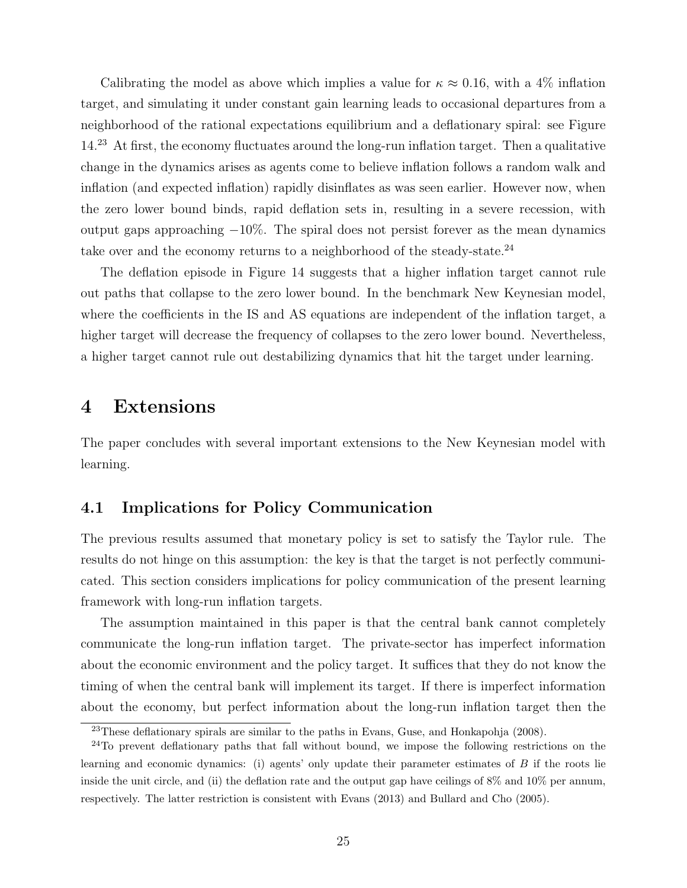Calibrating the model as above which implies a value for $\kappa \approx 0.16$, with a 4% inflation target, and simulating it under constant gain learning leads to occasional departures from a neighborhood of the rational expectations equilibrium and a deflationary spiral: see Figure 14.[23] At first, the economy fluctuates around the long-run inflation target. Then a qualitative change in the dynamics arises as agents come to believe inflation follows a random walk and inflation (and expected inflation) rapidly disinflates as was seen earlier. However now, when the zero lower bound binds, rapid deflation sets in, resulting in a severe recession, with output gaps approaching $-10\%$. The spiral does not persist forever as the mean dynamics take over and the economy returns to a neighborhood of the steady-state.[24]

The deflation episode in Figure 14 suggests that a higher inflation target cannot rule out paths that collapse to the zero lower bound. In the benchmark New Keynesian model, where the coefficients in the IS and AS equations are independent of the inflation target, a higher target will decrease the frequency of collapses to the zero lower bound. Nevertheless, a higher target cannot rule out destabilizing dynamics that hit the target under learning.

# 4 Extensions

The paper concludes with several important extensions to the New Keynesian model with learning.

## 4.1 Implications for Policy Communication

The previous results assumed that monetary policy is set to satisfy the Taylor rule. The results do not hinge on this assumption: the key is that the target is not perfectly communicated. This section considers implications for policy communication of the present learning framework with long-run inflation targets.

The assumption maintained in this paper is that the central bank cannot completely communicate the long-run inflation target. The private-sector has imperfect information about the economic environment and the policy target. It suffices that they do not know the timing of when the central bank will implement its target. If there is imperfect information about the economy, but perfect information about the long-run inflation target then the

[23] These deflationary spirals are similar to the paths in Evans, Guse, and Honkapohja (2008).

[24] To prevent deflationary paths that fall without bound, we impose the following restrictions on the learning and economic dynamics: (i) agents' only update their parameter estimates of $B$ if the roots lie inside the unit circle, and (ii) the deflation rate and the output gap have ceilings of 8% and 10% per annum, respectively. The latter restriction is consistent with Evans (2013) and Bullard and Cho (2005).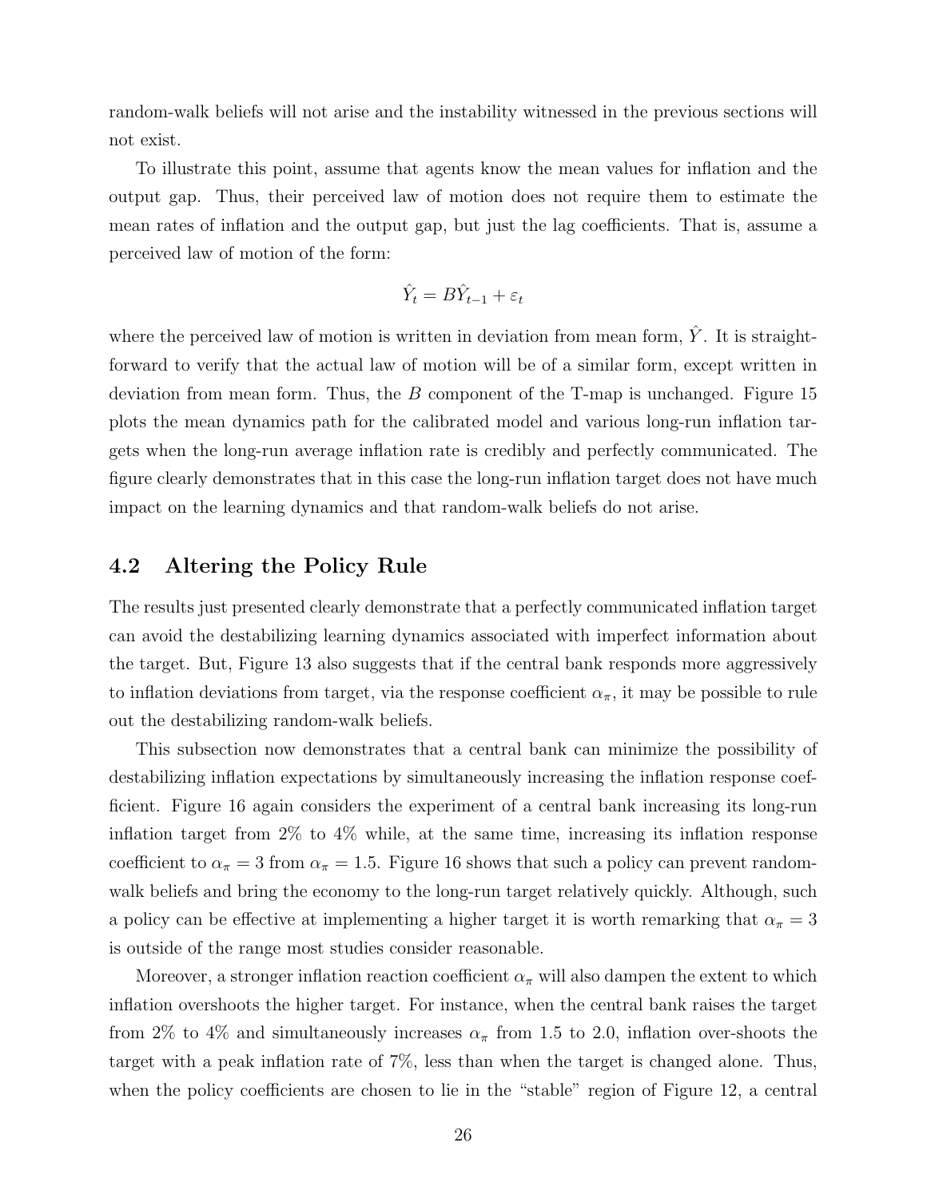random-walk beliefs will not arise and the instability witnessed in the previous sections will not exist.

To illustrate this point, assume that agents know the mean values for inflation and the output gap. Thus, their perceived law of motion does not require them to estimate the mean rates of inflation and the output gap, but just the lag coefficients. That is, assume a perceived law of motion of the form:

$$\hat{Y}_t = B\hat{Y}_{t-1} + \varepsilon_t$$

where the perceived law of motion is written in deviation from mean form, $\hat{Y}$. It is straightforward to verify that the actual law of motion will be of a similar form, except written in deviation from mean form. Thus, the $B$ component of the T-map is unchanged. Figure 15 plots the mean dynamics path for the calibrated model and various long-run inflation targets when the long-run average inflation rate is credibly and perfectly communicated. The figure clearly demonstrates that in this case the long-run inflation target does not have much impact on the learning dynamics and that random-walk beliefs do not arise.

## 4.2 Altering the Policy Rule

The results just presented clearly demonstrate that a perfectly communicated inflation target can avoid the destabilizing learning dynamics associated with imperfect information about the target. But, Figure 13 also suggests that if the central bank responds more aggressively to inflation deviations from target, via the response coefficient $\alpha_\pi$, it may be possible to rule out the destabilizing random-walk beliefs.

This subsection now demonstrates that a central bank can minimize the possibility of destabilizing inflation expectations by simultaneously increasing the inflation response coefficient. Figure 16 again considers the experiment of a central bank increasing its long-run inflation target from 2% to 4% while, at the same time, increasing its inflation response coefficient to $\alpha_\pi = 3$ from $\alpha_\pi = 1.5$. Figure 16 shows that such a policy can prevent random-walk beliefs and bring the economy to the long-run target relatively quickly. Although, such a policy can be effective at implementing a higher target it is worth remarking that $\alpha_\pi = 3$ is outside of the range most studies consider reasonable.

Moreover, a stronger inflation reaction coefficient $\alpha_\pi$ will also dampen the extent to which inflation overshoots the higher target. For instance, when the central bank raises the target from 2% to 4% and simultaneously increases $\alpha_\pi$ from 1.5 to 2.0, inflation over-shoots the target with a peak inflation rate of 7%, less than when the target is changed alone. Thus, when the policy coefficients are chosen to lie in the "stable" region of Figure 12, a central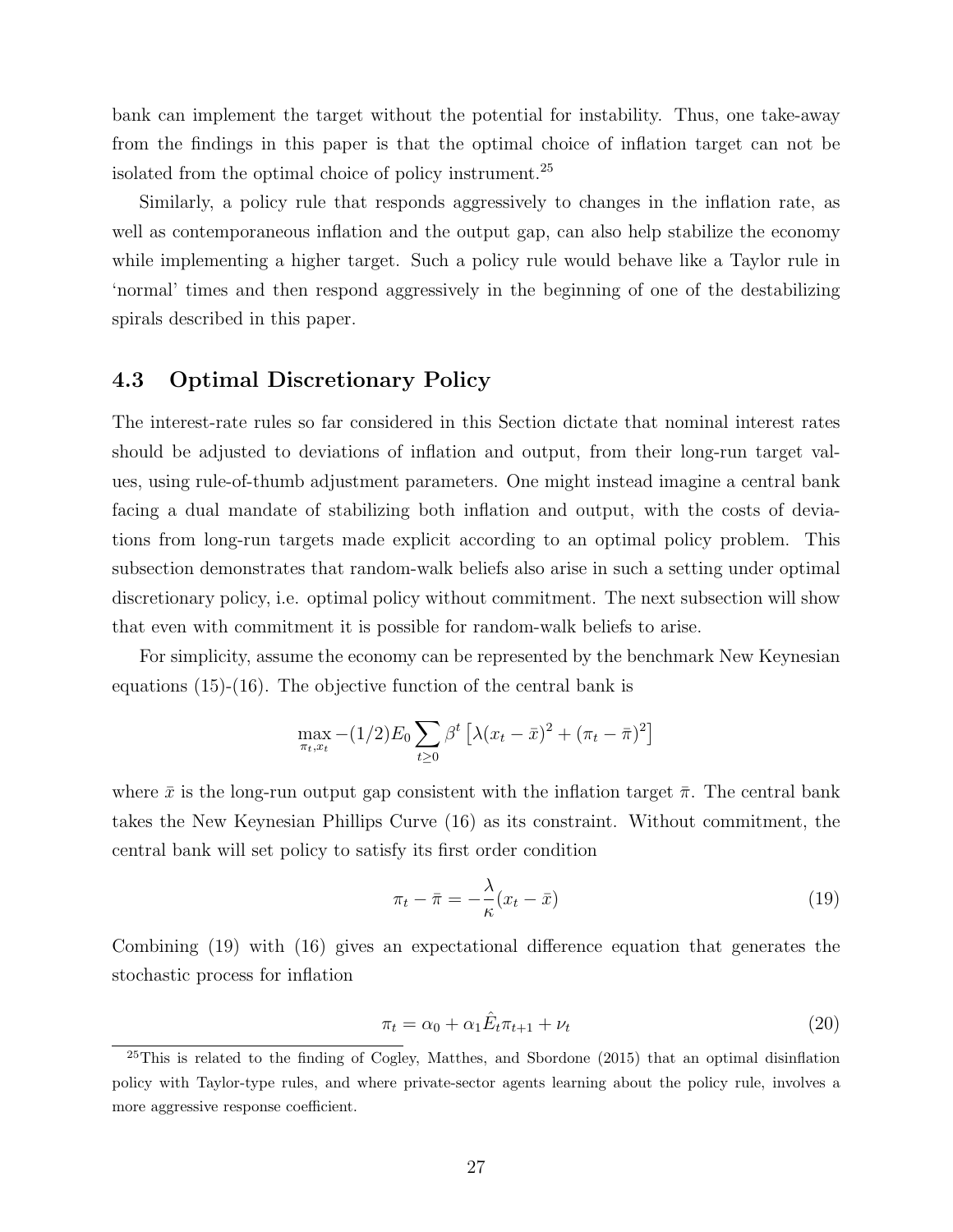bank can implement the target without the potential for instability. Thus, one take-away from the findings in this paper is that the optimal choice of inflation target can not be isolated from the optimal choice of policy instrument.[25]

Similarly, a policy rule that responds aggressively to changes in the inflation rate, as well as contemporaneous inflation and the output gap, can also help stabilize the economy while implementing a higher target. Such a policy rule would behave like a Taylor rule in 'normal' times and then respond aggressively in the beginning of one of the destabilizing spirals described in this paper.

### 4.3 Optimal Discretionary Policy

The interest-rate rules so far considered in this Section dictate that nominal interest rates should be adjusted to deviations of inflation and output, from their long-run target values, using rule-of-thumb adjustment parameters. One might instead imagine a central bank facing a dual mandate of stabilizing both inflation and output, with the costs of deviations from long-run targets made explicit according to an optimal policy problem. This subsection demonstrates that random-walk beliefs also arise in such a setting under optimal discretionary policy, i.e. optimal policy without commitment. The next subsection will show that even with commitment it is possible for random-walk beliefs to arise.

For simplicity, assume the economy can be represented by the benchmark New Keynesian equations (15)-(16). The objective function of the central bank is

$$\max_{\pi_t, x_t} -(1/2) E_0 \sum_{t \geq 0} \beta^t \left[ \lambda (x_t - \bar{x})^2 + (\pi_t - \bar{\pi})^2 \right]$$

where $\bar{x}$ is the long-run output gap consistent with the inflation target $\bar{\pi}$. The central bank takes the New Keynesian Phillips Curve (16) as its constraint. Without commitment, the central bank will set policy to satisfy its first order condition

$$\pi_t - \bar{\pi} = -\frac{\lambda}{\kappa}(x_t - \bar{x}) \tag{19}$$

Combining (19) with (16) gives an expectational difference equation that generates the stochastic process for inflation

$$\pi_t = \alpha_0 + \alpha_1 \hat{E}_t \pi_{t+1} + \nu_t \tag{20}$$

[25]This is related to the finding of Cogley, Matthes, and Sbordone (2015) that an optimal disinflation policy with Taylor-type rules, and where private-sector agents learning about the policy rule, involves a more aggressive response coefficient.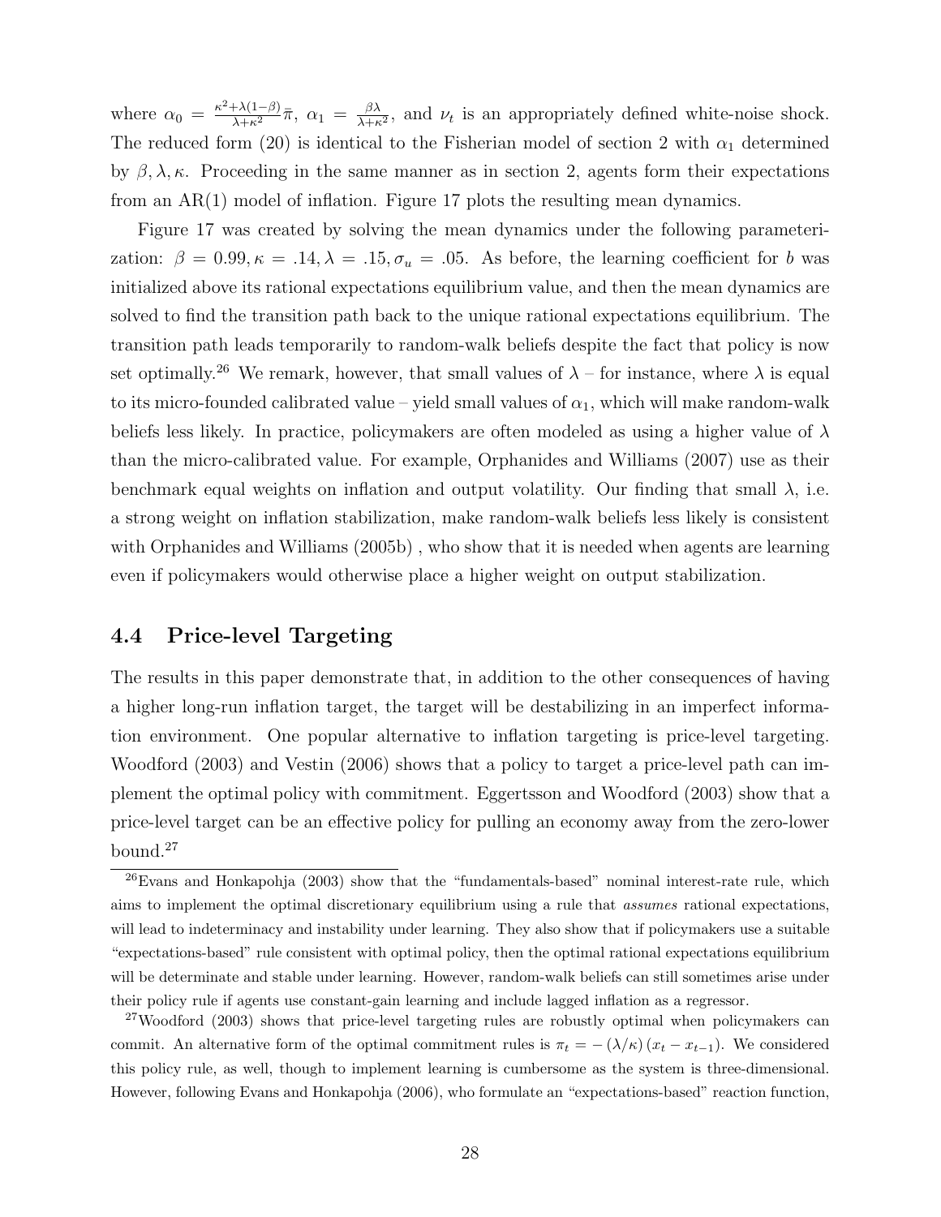where $\alpha_0 = \frac{\kappa^2+\lambda(1-\beta)}{\lambda+\kappa^2}\bar{\pi}$, $\alpha_1 = \frac{\beta\lambda}{\lambda+\kappa^2}$, and $\nu_t$ is an appropriately defined white-noise shock. The reduced form (20) is identical to the Fisherian model of section 2 with $\alpha_1$ determined by $\beta, \lambda, \kappa$. Proceeding in the same manner as in section 2, agents form their expectations from an AR(1) model of inflation. Figure 17 plots the resulting mean dynamics.

Figure 17 was created by solving the mean dynamics under the following parameterization: $\beta = 0.99, \kappa = .14, \lambda = .15, \sigma_u = .05$. As before, the learning coefficient for $b$ was initialized above its rational expectations equilibrium value, and then the mean dynamics are solved to find the transition path back to the unique rational expectations equilibrium. The transition path leads temporarily to random-walk beliefs despite the fact that policy is now set optimally.[26] We remark, however, that small values of $\lambda$ – for instance, where $\lambda$ is equal to its micro-founded calibrated value – yield small values of $\alpha_1$, which will make random-walk beliefs less likely. In practice, policymakers are often modeled as using a higher value of $\lambda$ than the micro-calibrated value. For example, Orphanides and Williams (2007) use as their benchmark equal weights on inflation and output volatility. Our finding that small $\lambda$, i.e. a strong weight on inflation stabilization, make random-walk beliefs less likely is consistent with Orphanides and Williams (2005b) , who show that it is needed when agents are learning even if policymakers would otherwise place a higher weight on output stabilization.

## 4.4 Price-level Targeting

The results in this paper demonstrate that, in addition to the other consequences of having a higher long-run inflation target, the target will be destabilizing in an imperfect information environment. One popular alternative to inflation targeting is price-level targeting. Woodford (2003) and Vestin (2006) shows that a policy to target a price-level path can implement the optimal policy with commitment. Eggertsson and Woodford (2003) show that a price-level target can be an effective policy for pulling an economy away from the zero-lower bound.[27]

[26] Evans and Honkapohja (2003) show that the "fundamentals-based" nominal interest-rate rule, which aims to implement the optimal discretionary equilibrium using a rule that *assumes* rational expectations, will lead to indeterminacy and instability under learning. They also show that if policymakers use a suitable "expectations-based" rule consistent with optimal policy, then the optimal rational expectations equilibrium will be determinate and stable under learning. However, random-walk beliefs can still sometimes arise under their policy rule if agents use constant-gain learning and include lagged inflation as a regressor.

[27] Woodford (2003) shows that price-level targeting rules are robustly optimal when policymakers can commit. An alternative form of the optimal commitment rules is $\pi_t = -(\lambda/\kappa)(x_t - x_{t-1})$. We considered this policy rule, as well, though to implement learning is cumbersome as the system is three-dimensional. However, following Evans and Honkapohja (2006), who formulate an "expectations-based" reaction function,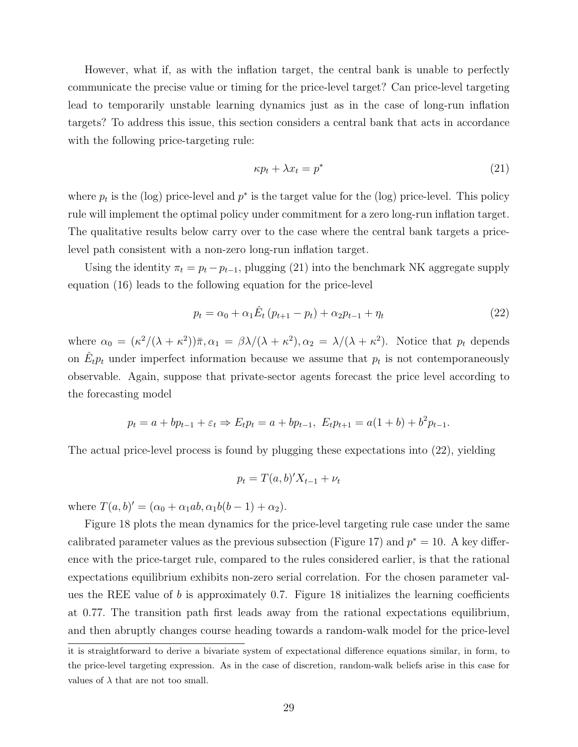However, what if, as with the inflation target, the central bank is unable to perfectly communicate the precise value or timing for the price-level target? Can price-level targeting lead to temporarily unstable learning dynamics just as in the case of long-run inflation targets? To address this issue, this section considers a central bank that acts in accordance with the following price-targeting rule:

$$\kappa p_t + \lambda x_t = p^* \tag{21}$$

where $p_t$ is the (log) price-level and $p^*$ is the target value for the (log) price-level. This policy rule will implement the optimal policy under commitment for a zero long-run inflation target. The qualitative results below carry over to the case where the central bank targets a price-level path consistent with a non-zero long-run inflation target.

Using the identity $\pi_t = p_t - p_{t-1}$, plugging (21) into the benchmark NK aggregate supply equation (16) leads to the following equation for the price-level

$$p_t = \alpha_0 + \alpha_1 \hat{E}_t (p_{t+1} - p_t) + \alpha_2 p_{t-1} + \eta_t \tag{22}$$

where $\alpha_0 = (\kappa^2/(\lambda + \kappa^2))\bar{\pi}, \alpha_1 = \beta\lambda/(\lambda + \kappa^2), \alpha_2 = \lambda/(\lambda + \kappa^2)$. Notice that $p_t$ depends on $\hat{E}_t p_t$ under imperfect information because we assume that $p_t$ is not contemporaneously observable. Again, suppose that private-sector agents forecast the price level according to the forecasting model

$$p_t = a + bp_{t-1} + \varepsilon_t \Rightarrow E_t p_t = a + bp_{t-1},\ E_t p_{t+1} = a(1 + b) + b^2 p_{t-1}.$$

The actual price-level process is found by plugging these expectations into (22), yielding

$$p_t = T(a, b)' X_{t-1} + \nu_t$$

where $T(a, b)' = (\alpha_0 + \alpha_1 ab, \alpha_1 b(b - 1) + \alpha_2)$.

Figure 18 plots the mean dynamics for the price-level targeting rule case under the same calibrated parameter values as the previous subsection (Figure 17) and $p^* = 10$. A key difference with the price-target rule, compared to the rules considered earlier, is that the rational expectations equilibrium exhibits non-zero serial correlation. For the chosen parameter values the REE value of $b$ is approximately 0.7. Figure 18 initializes the learning coefficients at 0.77. The transition path first leads away from the rational expectations equilibrium, and then abruptly changes course heading towards a random-walk model for the price-level

it is straightforward to derive a bivariate system of expectational difference equations similar, in form, to the price-level targeting expression. As in the case of discretion, random-walk beliefs arise in this case for values of $\lambda$ that are not too small.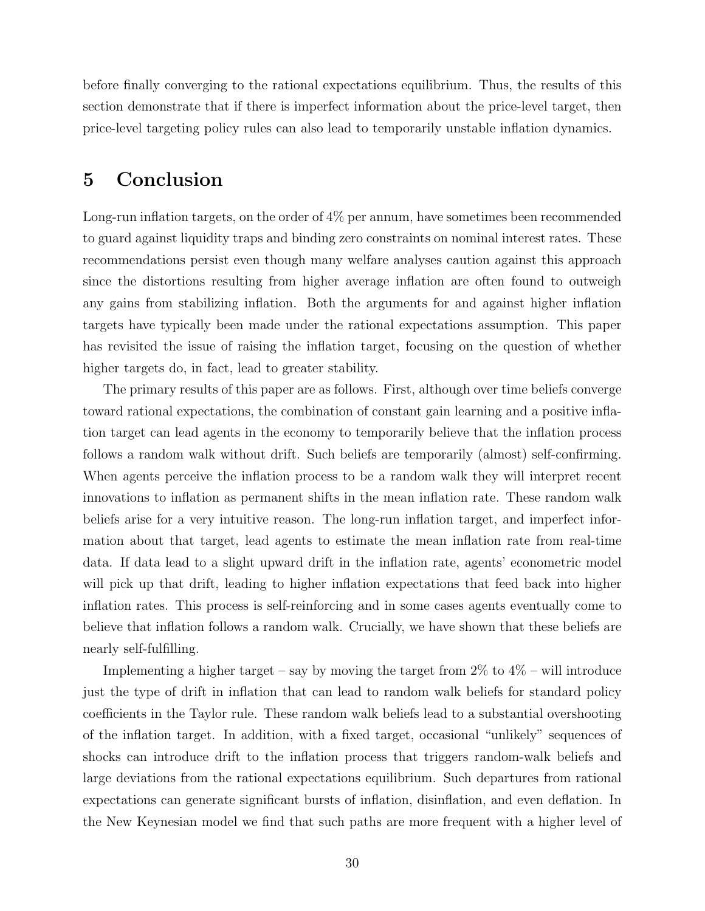before finally converging to the rational expectations equilibrium. Thus, the results of this section demonstrate that if there is imperfect information about the price-level target, then price-level targeting policy rules can also lead to temporarily unstable inflation dynamics.

# 5 Conclusion

Long-run inflation targets, on the order of 4% per annum, have sometimes been recommended to guard against liquidity traps and binding zero constraints on nominal interest rates. These recommendations persist even though many welfare analyses caution against this approach since the distortions resulting from higher average inflation are often found to outweigh any gains from stabilizing inflation. Both the arguments for and against higher inflation targets have typically been made under the rational expectations assumption. This paper has revisited the issue of raising the inflation target, focusing on the question of whether higher targets do, in fact, lead to greater stability.

The primary results of this paper are as follows. First, although over time beliefs converge toward rational expectations, the combination of constant gain learning and a positive inflation target can lead agents in the economy to temporarily believe that the inflation process follows a random walk without drift. Such beliefs are temporarily (almost) self-confirming. When agents perceive the inflation process to be a random walk they will interpret recent innovations to inflation as permanent shifts in the mean inflation rate. These random walk beliefs arise for a very intuitive reason. The long-run inflation target, and imperfect information about that target, lead agents to estimate the mean inflation rate from real-time data. If data lead to a slight upward drift in the inflation rate, agents' econometric model will pick up that drift, leading to higher inflation expectations that feed back into higher inflation rates. This process is self-reinforcing and in some cases agents eventually come to believe that inflation follows a random walk. Crucially, we have shown that these beliefs are nearly self-fulfilling.

Implementing a higher target – say by moving the target from 2% to 4% – will introduce just the type of drift in inflation that can lead to random walk beliefs for standard policy coefficients in the Taylor rule. These random walk beliefs lead to a substantial overshooting of the inflation target. In addition, with a fixed target, occasional "unlikely" sequences of shocks can introduce drift to the inflation process that triggers random-walk beliefs and large deviations from the rational expectations equilibrium. Such departures from rational expectations can generate significant bursts of inflation, disinflation, and even deflation. In the New Keynesian model we find that such paths are more frequent with a higher level of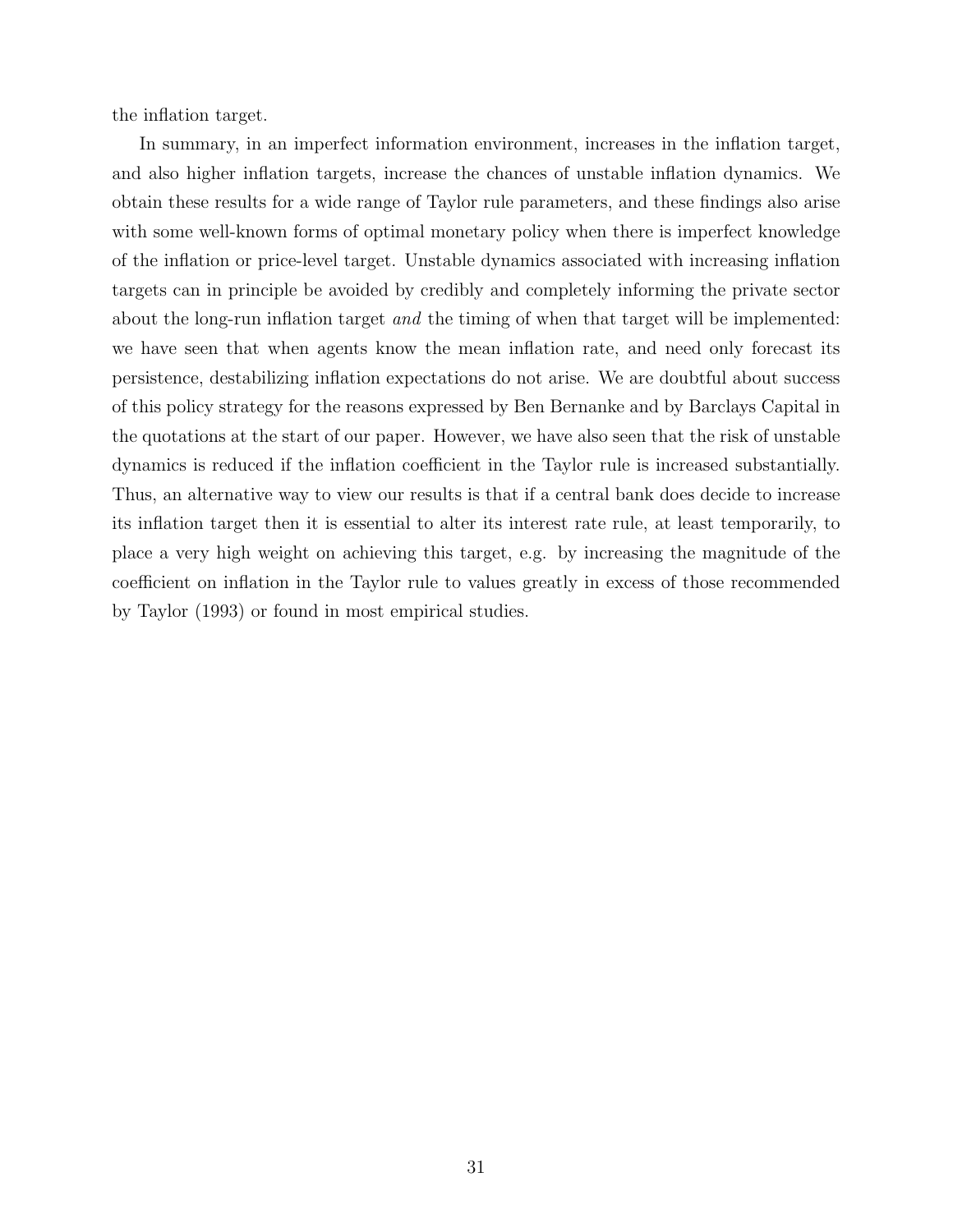the inflation target.

In summary, in an imperfect information environment, increases in the inflation target, and also higher inflation targets, increase the chances of unstable inflation dynamics. We obtain these results for a wide range of Taylor rule parameters, and these findings also arise with some well-known forms of optimal monetary policy when there is imperfect knowledge of the inflation or price-level target. Unstable dynamics associated with increasing inflation targets can in principle be avoided by credibly and completely informing the private sector about the long-run inflation target *and* the timing of when that target will be implemented: we have seen that when agents know the mean inflation rate, and need only forecast its persistence, destabilizing inflation expectations do not arise. We are doubtful about success of this policy strategy for the reasons expressed by Ben Bernanke and by Barclays Capital in the quotations at the start of our paper. However, we have also seen that the risk of unstable dynamics is reduced if the inflation coefficient in the Taylor rule is increased substantially. Thus, an alternative way to view our results is that if a central bank does decide to increase its inflation target then it is essential to alter its interest rate rule, at least temporarily, to place a very high weight on achieving this target, e.g. by increasing the magnitude of the coefficient on inflation in the Taylor rule to values greatly in excess of those recommended by Taylor (1993) or found in most empirical studies.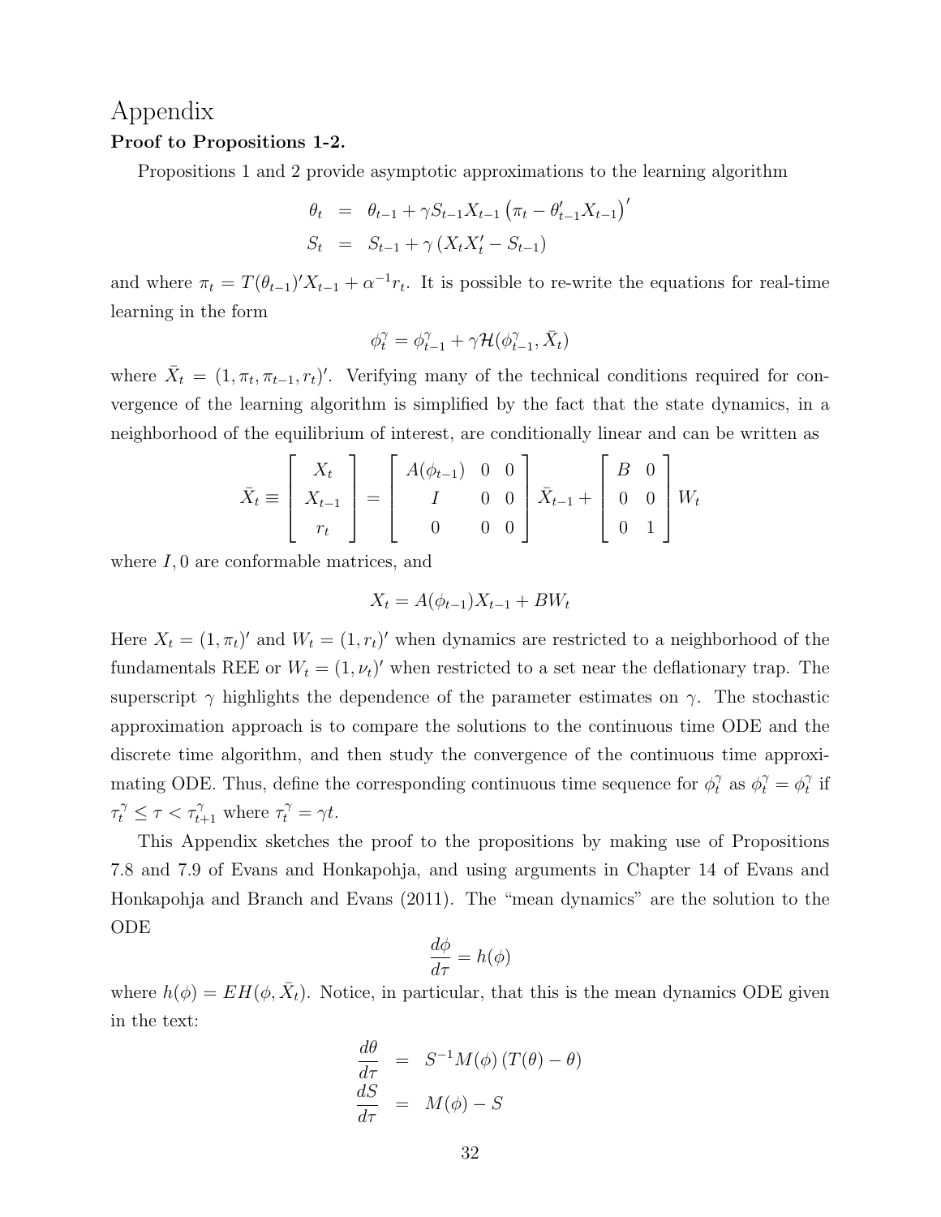# Appendix

**Proof to Propositions 1-2.**

Propositions 1 and 2 provide asymptotic approximations to the learning algorithm

$$
\begin{aligned}
\theta_t &= \theta_{t-1} + \gamma S_{t-1} X_{t-1} \left( \pi_t - \theta_{t-1}' X_{t-1} \right)' \\
S_t &= S_{t-1} + \gamma \left( X_t X_t' - S_{t-1} \right)
\end{aligned}
$$

and where $\pi_t = T(\theta_{t-1})' X_{t-1} + \alpha^{-1} r_t$. It is possible to re-write the equations for real-time learning in the form

$$
\phi_t^\gamma = \phi_{t-1}^\gamma + \gamma \mathcal{H}(\phi_{t-1}^\gamma, \bar{X}_t)
$$

where $\bar{X}_t = (1, \pi_t, \pi_{t-1}, r_t)'$. Verifying many of the technical conditions required for convergence of the learning algorithm is simplified by the fact that the state dynamics, in a neighborhood of the equilibrium of interest, are conditionally linear and can be written as

$$
\bar{X}_t \equiv \begin{bmatrix} X_t \\ X_{t-1} \\ r_t \end{bmatrix} = \begin{bmatrix} A(\phi_{t-1}) & 0 & 0 \\ I & 0 & 0 \\ 0 & 0 & 0 \end{bmatrix} \bar{X}_{t-1} + \begin{bmatrix} B & 0 \\ 0 & 0 \\ 0 & 1 \end{bmatrix} W_t
$$

where $I, 0$ are conformable matrices, and

$$
X_t = A(\phi_{t-1}) X_{t-1} + B W_t
$$

Here $X_t = (1, \pi_t)'$ and $W_t = (1, r_t)'$ when dynamics are restricted to a neighborhood of the fundamentals REE or $W_t = (1, \nu_t)'$ when restricted to a set near the deflationary trap. The superscript $\gamma$ highlights the dependence of the parameter estimates on $\gamma$. The stochastic approximation approach is to compare the solutions to the continuous time ODE and the discrete time algorithm, and then study the convergence of the continuous time approximating ODE. Thus, define the corresponding continuous time sequence for $\phi_t^\gamma$ as $\phi_t^\gamma = \phi_t^\gamma$ if $\tau_t^\gamma \leq \tau < \tau_{t+1}^\gamma$ where $\tau_t^\gamma = \gamma t$.

This Appendix sketches the proof to the propositions by making use of Propositions 7.8 and 7.9 of Evans and Honkapohja, and using arguments in Chapter 14 of Evans and Honkapohja and Branch and Evans (2011). The "mean dynamics" are the solution to the ODE

$$
\frac{d\phi}{d\tau} = h(\phi)
$$

where $h(\phi) = EH(\phi, \bar{X}_t)$. Notice, in particular, that this is the mean dynamics ODE given in the text:

$$
\begin{aligned}
\frac{d\theta}{d\tau} &= S^{-1} M(\phi) \left( T(\theta) - \theta \right) \\
\frac{dS}{d\tau} &= M(\phi) - S
\end{aligned}
$$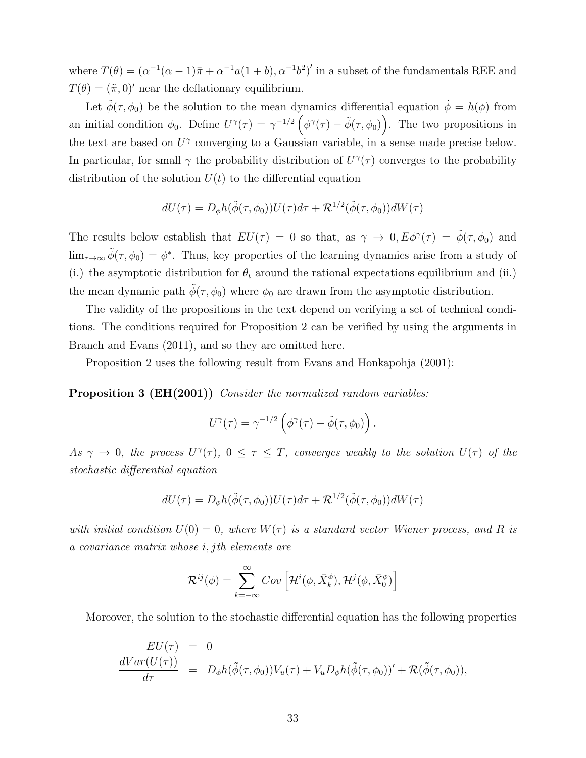where $T(\theta) = (\alpha^{-1}(\alpha-1)\bar{\pi} + \alpha^{-1}a(1+b), \alpha^{-1}b^2)'$ in a subset of the fundamentals REE and $T(\theta) = (\tilde{\pi}, 0)'$ near the deflationary equilibrium.

Let $\tilde{\phi}(\tau, \phi_0)$ be the solution to the mean dynamics differential equation $\dot{\phi} = h(\phi)$ from an initial condition $\phi_0$. Define $U^\gamma(\tau) = \gamma^{-1/2}\left(\phi^\gamma(\tau) - \tilde{\phi}(\tau, \phi_0)\right)$. The two propositions in the text are based on $U^\gamma$ converging to a Gaussian variable, in a sense made precise below. In particular, for small $\gamma$ the probability distribution of $U^\gamma(\tau)$ converges to the probability distribution of the solution $U(t)$ to the differential equation

$$dU(\tau) = D_\phi h(\tilde{\phi}(\tau, \phi_0))U(\tau)d\tau + \mathcal{R}^{1/2}(\tilde{\phi}(\tau, \phi_0))dW(\tau)$$

The results below establish that $EU(\tau) = 0$ so that, as $\gamma \to 0, E\phi^\gamma(\tau) = \tilde{\phi}(\tau, \phi_0)$ and $\lim_{\tau\to\infty} \tilde{\phi}(\tau, \phi_0) = \phi^*$. Thus, key properties of the learning dynamics arise from a study of (i.) the asymptotic distribution for $\theta_t$ around the rational expectations equilibrium and (ii.) the mean dynamic path $\tilde{\phi}(\tau, \phi_0)$ where $\phi_0$ are drawn from the asymptotic distribution.

The validity of the propositions in the text depend on verifying a set of technical conditions. The conditions required for Proposition 2 can be verified by using the arguments in Branch and Evans (2011), and so they are omitted here.

Proposition 2 uses the following result from Evans and Honkapohja (2001):

**Proposition 3 (EH(2001))** *Consider the normalized random variables:*

$$U^\gamma(\tau) = \gamma^{-1/2}\left(\phi^\gamma(\tau) - \tilde{\phi}(\tau, \phi_0)\right).$$

*As $\gamma \to 0$, the process $U^\gamma(\tau)$, $0 \le \tau \le T$, converges weakly to the solution $U(\tau)$ of the stochastic differential equation*

$$dU(\tau) = D_\phi h(\tilde{\phi}(\tau, \phi_0))U(\tau)d\tau + \mathcal{R}^{1/2}(\tilde{\phi}(\tau, \phi_0))dW(\tau)$$

*with initial condition $U(0) = 0$, where $W(\tau)$ is a standard vector Wiener process, and $R$ is a covariance matrix whose $i, j$th elements are*

$$\mathcal{R}^{ij}(\phi) = \sum_{k=-\infty}^{\infty} Cov\left[\mathcal{H}^i(\phi, \bar{X}_k^\phi), \mathcal{H}^j(\phi, \bar{X}_0^\phi)\right]$$

Moreover, the solution to the stochastic differential equation has the following properties

$$\begin{aligned}
EU(\tau) &= 0 \\
\frac{dVar(U(\tau))}{d\tau} &= D_\phi h(\tilde{\phi}(\tau, \phi_0))V_u(\tau) + V_u D_\phi h(\tilde{\phi}(\tau, \phi_0))' + \mathcal{R}(\tilde{\phi}(\tau, \phi_0)),
\end{aligned}$$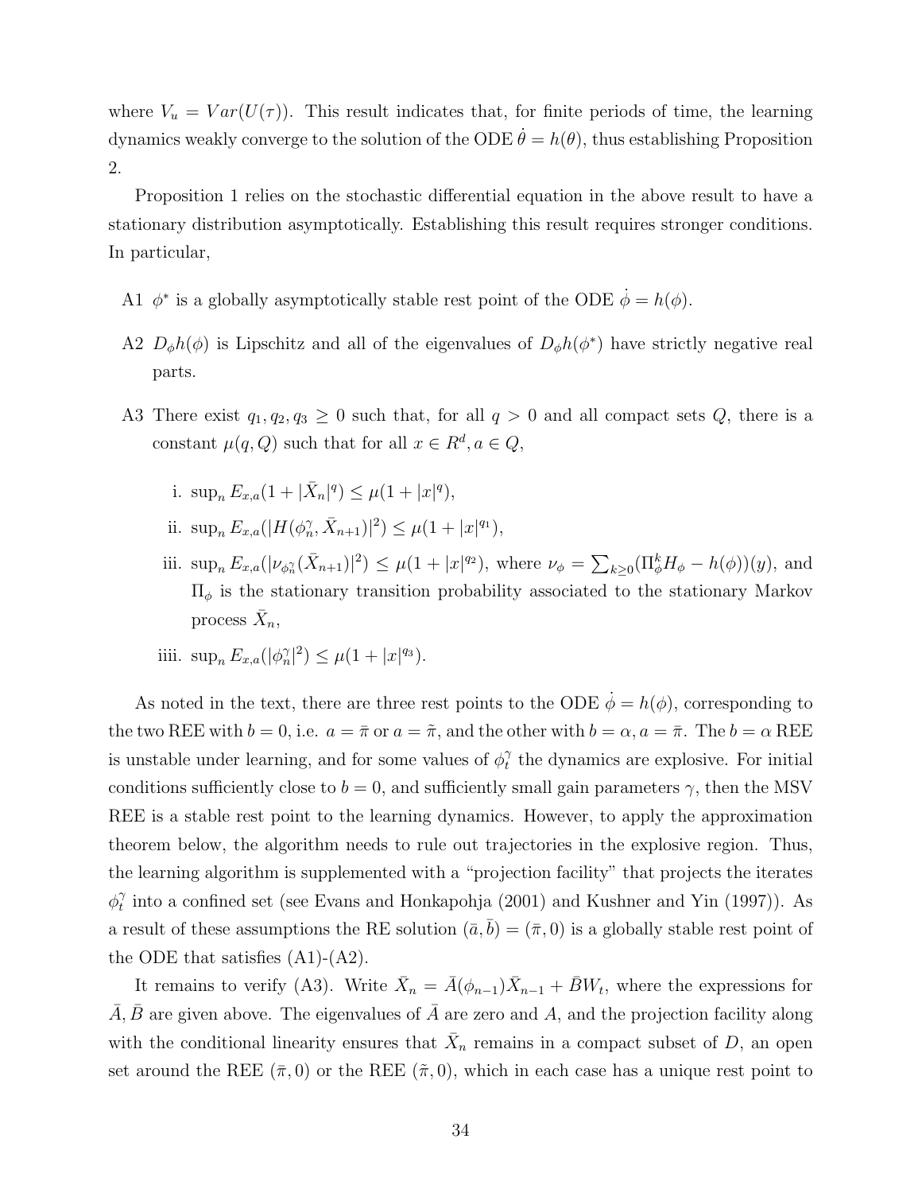where $V_u = Var(U(\tau))$. This result indicates that, for finite periods of time, the learning dynamics weakly converge to the solution of the ODE $\dot{\theta} = h(\theta)$, thus establishing Proposition 2.

Proposition 1 relies on the stochastic differential equation in the above result to have a stationary distribution asymptotically. Establishing this result requires stronger conditions. In particular,

A1 $\phi^*$ is a globally asymptotically stable rest point of the ODE $\dot{\phi} = h(\phi)$.

A2 $D_\phi h(\phi)$ is Lipschitz and all of the eigenvalues of $D_\phi h(\phi^*)$ have strictly negative real parts.

A3 There exist $q_1, q_2, q_3 \geq 0$ such that, for all $q > 0$ and all compact sets $Q$, there is a constant $\mu(q, Q)$ such that for all $x \in R^d, a \in Q$,

i. $\sup_n E_{x,a}(1 + |\bar{X}_n|^q) \leq \mu(1 + |x|^q)$,

ii. $\sup_n E_{x,a}(|H(\phi_n^\gamma, \bar{X}_{n+1})|^2) \leq \mu(1 + |x|^{q_1})$,

iii. $\sup_n E_{x,a}(|\nu_{\phi_n^\gamma}(\bar{X}_{n+1})|^2) \leq \mu(1 + |x|^{q_2})$, where $\nu_\phi = \sum_{k \geq 0}(\Pi_\phi^k H_\phi - h(\phi))(y)$, and $\Pi_\phi$ is the stationary transition probability associated to the stationary Markov process $\bar{X}_n$,

iiii. $\sup_n E_{x,a}(|\phi_n^\gamma|^2) \leq \mu(1 + |x|^{q_3})$.

As noted in the text, there are three rest points to the ODE $\dot{\phi} = h(\phi)$, corresponding to the two REE with $b = 0$, i.e. $a = \bar{\pi}$ or $a = \tilde{\pi}$, and the other with $b = \alpha, a = \bar{\pi}$. The $b = \alpha$ REE is unstable under learning, and for some values of $\phi_t^\gamma$ the dynamics are explosive. For initial conditions sufficiently close to $b = 0$, and sufficiently small gain parameters $\gamma$, then the MSV REE is a stable rest point to the learning dynamics. However, to apply the approximation theorem below, the algorithm needs to rule out trajectories in the explosive region. Thus, the learning algorithm is supplemented with a "projection facility" that projects the iterates $\phi_t^\gamma$ into a confined set (see Evans and Honkapohja (2001) and Kushner and Yin (1997)). As a result of these assumptions the RE solution $(\bar{a}, \bar{b}) = (\bar{\pi}, 0)$ is a globally stable rest point of the ODE that satisfies (A1)-(A2).

It remains to verify (A3). Write $\bar{X}_n = \bar{A}(\phi_{n-1})\bar{X}_{n-1} + \bar{B}W_t$, where the expressions for $\bar{A}, \bar{B}$ are given above. The eigenvalues of $\bar{A}$ are zero and $A$, and the projection facility along with the conditional linearity ensures that $\bar{X}_n$ remains in a compact subset of $D$, an open set around the REE $(\bar{\pi}, 0)$ or the REE $(\tilde{\pi}, 0)$, which in each case has a unique rest point to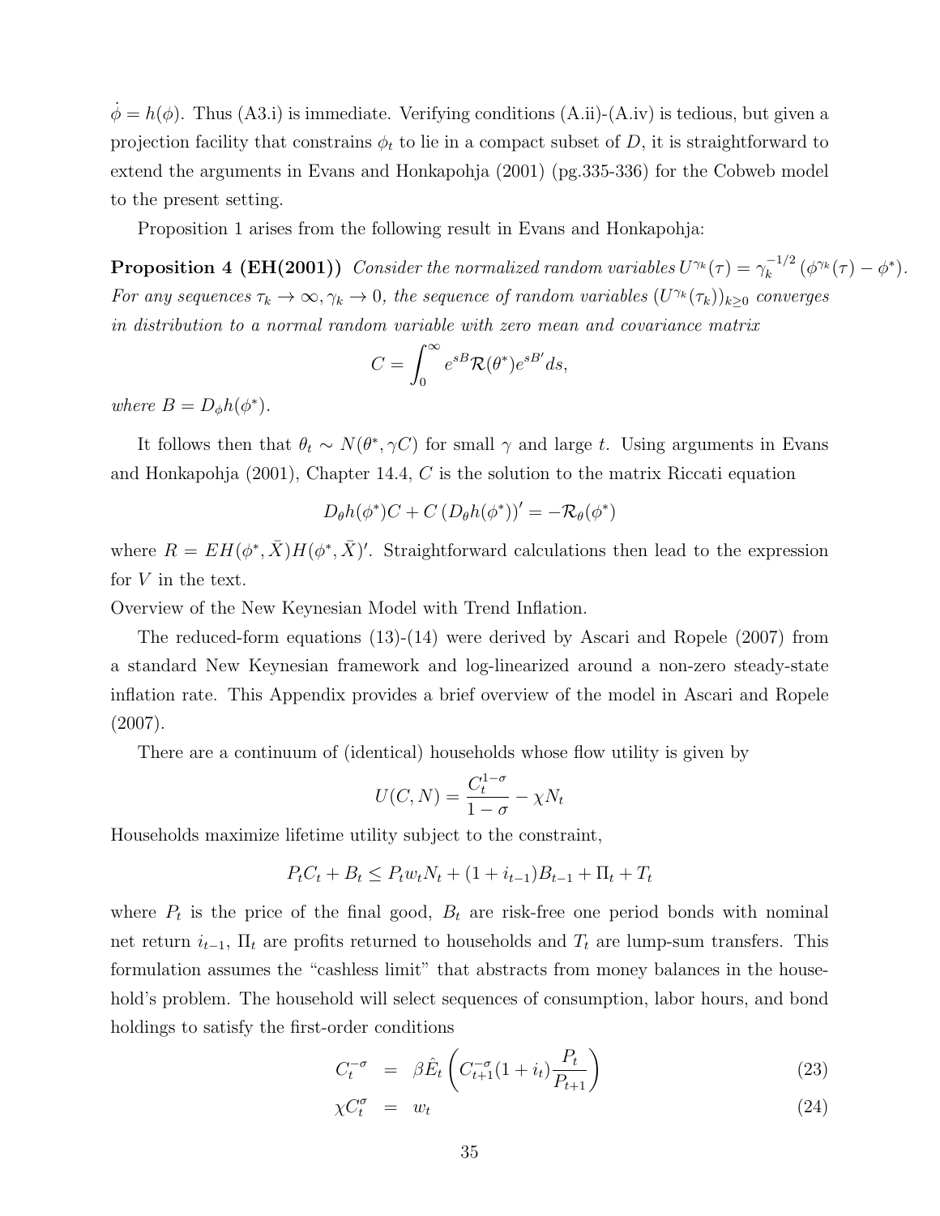$\dot{\phi} = h(\phi)$. Thus (A3.i) is immediate. Verifying conditions (A.ii)-(A.iv) is tedious, but given a projection facility that constrains $\phi_t$ to lie in a compact subset of $D$, it is straightforward to extend the arguments in Evans and Honkapohja (2001) (pg.335-336) for the Cobweb model to the present setting.

Proposition 1 arises from the following result in Evans and Honkapohja:

**Proposition 4 (EH(2001))** *Consider the normalized random variables* $U^{\gamma_k}(\tau) = \gamma_k^{-1/2}\left(\phi^{\gamma_k}(\tau) - \phi^*\right)$. *For any sequences* $\tau_k \to \infty, \gamma_k \to 0$, *the sequence of random variables* $(U^{\gamma_k}(\tau_k))_{k \geq 0}$ *converges in distribution to a normal random variable with zero mean and covariance matrix*

$$C = \int_0^\infty e^{sB}\mathcal{R}(\theta^*)e^{sB'}ds,$$

*where* $B = D_\phi h(\phi^*)$.

It follows then that $\theta_t \sim N(\theta^*, \gamma C)$ for small $\gamma$ and large $t$. Using arguments in Evans and Honkapohja (2001), Chapter 14.4, $C$ is the solution to the matrix Riccati equation

$$D_\theta h(\phi^*)C + C\left(D_\theta h(\phi^*)\right)' = -\mathcal{R}_\theta(\phi^*)$$

where $R = EH(\phi^*, \bar{X})H(\phi^*, \bar{X})'$. Straightforward calculations then lead to the expression for $V$ in the text.

Overview of the New Keynesian Model with Trend Inflation.

The reduced-form equations (13)-(14) were derived by Ascari and Ropele (2007) from a standard New Keynesian framework and log-linearized around a non-zero steady-state inflation rate. This Appendix provides a brief overview of the model in Ascari and Ropele (2007).

There are a continuum of (identical) households whose flow utility is given by

$$U(C, N) = \frac{C_t^{1-\sigma}}{1-\sigma} - \chi N_t$$

Households maximize lifetime utility subject to the constraint,

$$P_t C_t + B_t \leq P_t w_t N_t + (1 + i_{t-1})B_{t-1} + \Pi_t + T_t$$

where $P_t$ is the price of the final good, $B_t$ are risk-free one period bonds with nominal net return $i_{t-1}$, $\Pi_t$ are profits returned to households and $T_t$ are lump-sum transfers. This formulation assumes the "cashless limit" that abstracts from money balances in the household's problem. The household will select sequences of consumption, labor hours, and bond holdings to satisfy the first-order conditions

$$C_t^{-\sigma} = \beta \hat{E}_t\left(C_{t+1}^{-\sigma}(1 + i_t)\frac{P_t}{P_{t+1}}\right) \tag{23}$$

$$\chi C_t^{\sigma} = w_t \tag{24}$$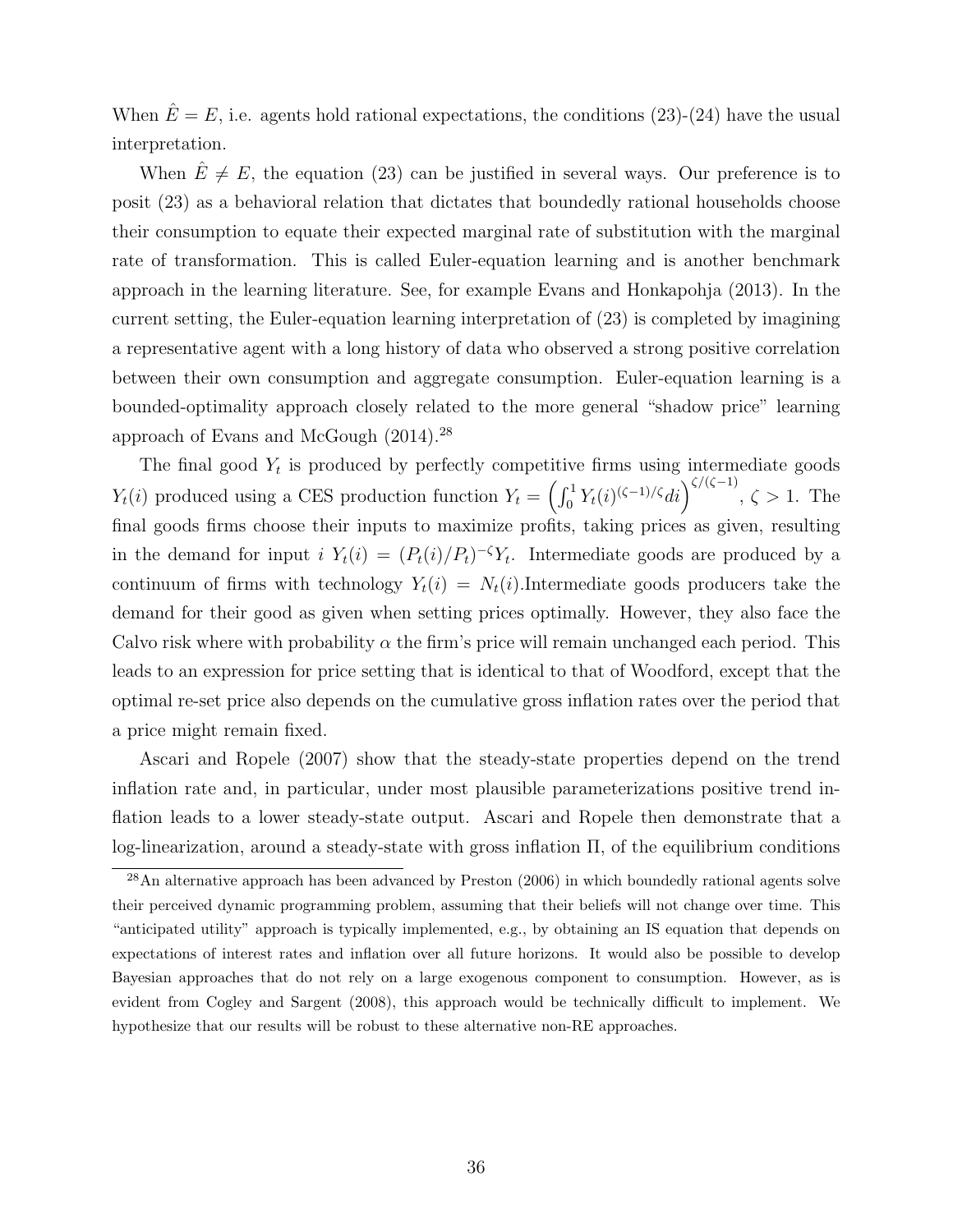When $\hat{E} = E$, i.e. agents hold rational expectations, the conditions (23)-(24) have the usual interpretation.

When $\hat{E} \neq E$, the equation (23) can be justified in several ways. Our preference is to posit (23) as a behavioral relation that dictates that boundedly rational households choose their consumption to equate their expected marginal rate of substitution with the marginal rate of transformation. This is called Euler-equation learning and is another benchmark approach in the learning literature. See, for example Evans and Honkapohja (2013). In the current setting, the Euler-equation learning interpretation of (23) is completed by imagining a representative agent with a long history of data who observed a strong positive correlation between their own consumption and aggregate consumption. Euler-equation learning is a bounded-optimality approach closely related to the more general "shadow price" learning approach of Evans and McGough (2014).[28]

The final good $Y_t$ is produced by perfectly competitive firms using intermediate goods $Y_t(i)$ produced using a CES production function $Y_t = \left( \int_0^1 Y_t(i)^{(\zeta-1)/\zeta} di \right)^{\zeta/(\zeta-1)}$, $\zeta > 1$. The final goods firms choose their inputs to maximize profits, taking prices as given, resulting in the demand for input $i$ $Y_t(i) = (P_t(i)/P_t)^{-\zeta} Y_t$. Intermediate goods are produced by a continuum of firms with technology $Y_t(i) = N_t(i)$.Intermediate goods producers take the demand for their good as given when setting prices optimally. However, they also face the Calvo risk where with probability $\alpha$ the firm's price will remain unchanged each period. This leads to an expression for price setting that is identical to that of Woodford, except that the optimal re-set price also depends on the cumulative gross inflation rates over the period that a price might remain fixed.

Ascari and Ropele (2007) show that the steady-state properties depend on the trend inflation rate and, in particular, under most plausible parameterizations positive trend inflation leads to a lower steady-state output. Ascari and Ropele then demonstrate that a log-linearization, around a steady-state with gross inflation $\Pi$, of the equilibrium conditions

[28]An alternative approach has been advanced by Preston (2006) in which boundedly rational agents solve their perceived dynamic programming problem, assuming that their beliefs will not change over time. This "anticipated utility" approach is typically implemented, e.g., by obtaining an IS equation that depends on expectations of interest rates and inflation over all future horizons. It would also be possible to develop Bayesian approaches that do not rely on a large exogenous component to consumption. However, as is evident from Cogley and Sargent (2008), this approach would be technically difficult to implement. We hypothesize that our results will be robust to these alternative non-RE approaches.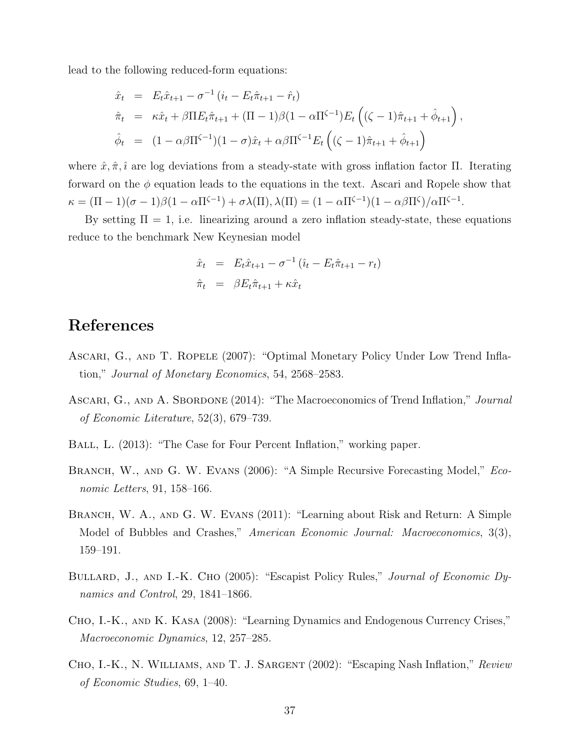lead to the following reduced-form equations:

$$
\begin{aligned}
\hat{x}_t &= E_t\hat{x}_{t+1} - \sigma^{-1}\left(i_t - E_t\hat{\pi}_{t+1} - \hat{r}_t\right) \\
\hat{\pi}_t &= \kappa\hat{x}_t + \beta\Pi E_t\hat{\pi}_{t+1} + (\Pi - 1)\beta(1 - \alpha\Pi^{\zeta-1})E_t\left((\zeta - 1)\hat{\pi}_{t+1} + \hat{\phi}_{t+1}\right), \\
\hat{\phi}_t &= (1 - \alpha\beta\Pi^{\zeta-1})(1 - \sigma)\hat{x}_t + \alpha\beta\Pi^{\zeta-1}E_t\left((\zeta - 1)\hat{\pi}_{t+1} + \hat{\phi}_{t+1}\right)
\end{aligned}
$$

where $\hat{x}, \hat{\pi}, \hat{\imath}$ are log deviations from a steady-state with gross inflation factor $\Pi$. Iterating forward on the $\phi$ equation leads to the equations in the text. Ascari and Ropele show that $\kappa = (\Pi - 1)(\sigma - 1)\beta(1 - \alpha\Pi^{\zeta-1}) + \sigma\lambda(\Pi), \lambda(\Pi) = (1 - \alpha\Pi^{\zeta-1})(1 - \alpha\beta\Pi^{\zeta})/\alpha\Pi^{\zeta-1}$.

By setting $\Pi = 1$, i.e. linearizing around a zero inflation steady-state, these equations reduce to the benchmark New Keynesian model

$$
\begin{aligned}
\hat{x}_t &= E_t\hat{x}_{t+1} - \sigma^{-1}\left(\hat{\imath}_t - E_t\hat{\pi}_{t+1} - r_t\right) \\
\hat{\pi}_t &= \beta E_t\hat{\pi}_{t+1} + \kappa\hat{x}_t
\end{aligned}
$$

# References

Ascari, G., and T. Ropele (2007): "Optimal Monetary Policy Under Low Trend Inflation," *Journal of Monetary Economics*, 54, 2568–2583.

Ascari, G., and A. Sbordone (2014): "The Macroeconomics of Trend Inflation," *Journal of Economic Literature*, 52(3), 679–739.

Ball, L. (2013): "The Case for Four Percent Inflation," working paper.

Branch, W., and G. W. Evans (2006): "A Simple Recursive Forecasting Model," *Economic Letters*, 91, 158–166.

Branch, W. A., and G. W. Evans (2011): "Learning about Risk and Return: A Simple Model of Bubbles and Crashes," *American Economic Journal: Macroeconomics*, 3(3), 159–191.

Bullard, J., and I.-K. Cho (2005): "Escapist Policy Rules," *Journal of Economic Dynamics and Control*, 29, 1841–1866.

Cho, I.-K., and K. Kasa (2008): "Learning Dynamics and Endogenous Currency Crises," *Macroeconomic Dynamics*, 12, 257–285.

Cho, I.-K., N. Williams, and T. J. Sargent (2002): "Escaping Nash Inflation," *Review of Economic Studies*, 69, 1–40.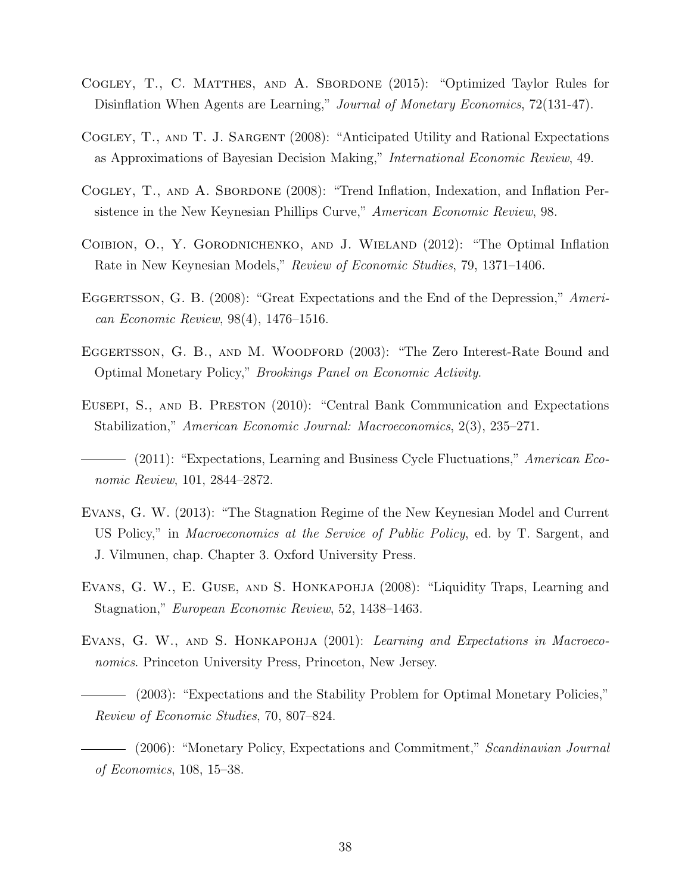Cogley, T., C. Matthes, and A. Sbordone (2015): "Optimized Taylor Rules for Disinflation When Agents are Learning," *Journal of Monetary Economics*, 72(131-47).

Cogley, T., and T. J. Sargent (2008): "Anticipated Utility and Rational Expectations as Approximations of Bayesian Decision Making," *International Economic Review*, 49.

Cogley, T., and A. Sbordone (2008): "Trend Inflation, Indexation, and Inflation Persistence in the New Keynesian Phillips Curve," *American Economic Review*, 98.

Coibion, O., Y. Gorodnichenko, and J. Wieland (2012): "The Optimal Inflation Rate in New Keynesian Models," *Review of Economic Studies*, 79, 1371–1406.

Eggertsson, G. B. (2008): "Great Expectations and the End of the Depression," *American Economic Review*, 98(4), 1476–1516.

Eggertsson, G. B., and M. Woodford (2003): "The Zero Interest-Rate Bound and Optimal Monetary Policy," *Brookings Panel on Economic Activity*.

Eusepi, S., and B. Preston (2010): "Central Bank Communication and Expectations Stabilization," *American Economic Journal: Macroeconomics*, 2(3), 235–271.

——— (2011): "Expectations, Learning and Business Cycle Fluctuations," *American Economic Review*, 101, 2844–2872.

Evans, G. W. (2013): "The Stagnation Regime of the New Keynesian Model and Current US Policy," in *Macroeconomics at the Service of Public Policy*, ed. by T. Sargent, and J. Vilmunen, chap. Chapter 3. Oxford University Press.

Evans, G. W., E. Guse, and S. Honkapohja (2008): "Liquidity Traps, Learning and Stagnation," *European Economic Review*, 52, 1438–1463.

Evans, G. W., and S. Honkapohja (2001): *Learning and Expectations in Macroeconomics*. Princeton University Press, Princeton, New Jersey.

——— (2003): "Expectations and the Stability Problem for Optimal Monetary Policies," *Review of Economic Studies*, 70, 807–824.

——— (2006): "Monetary Policy, Expectations and Commitment," *Scandinavian Journal of Economics*, 108, 15–38.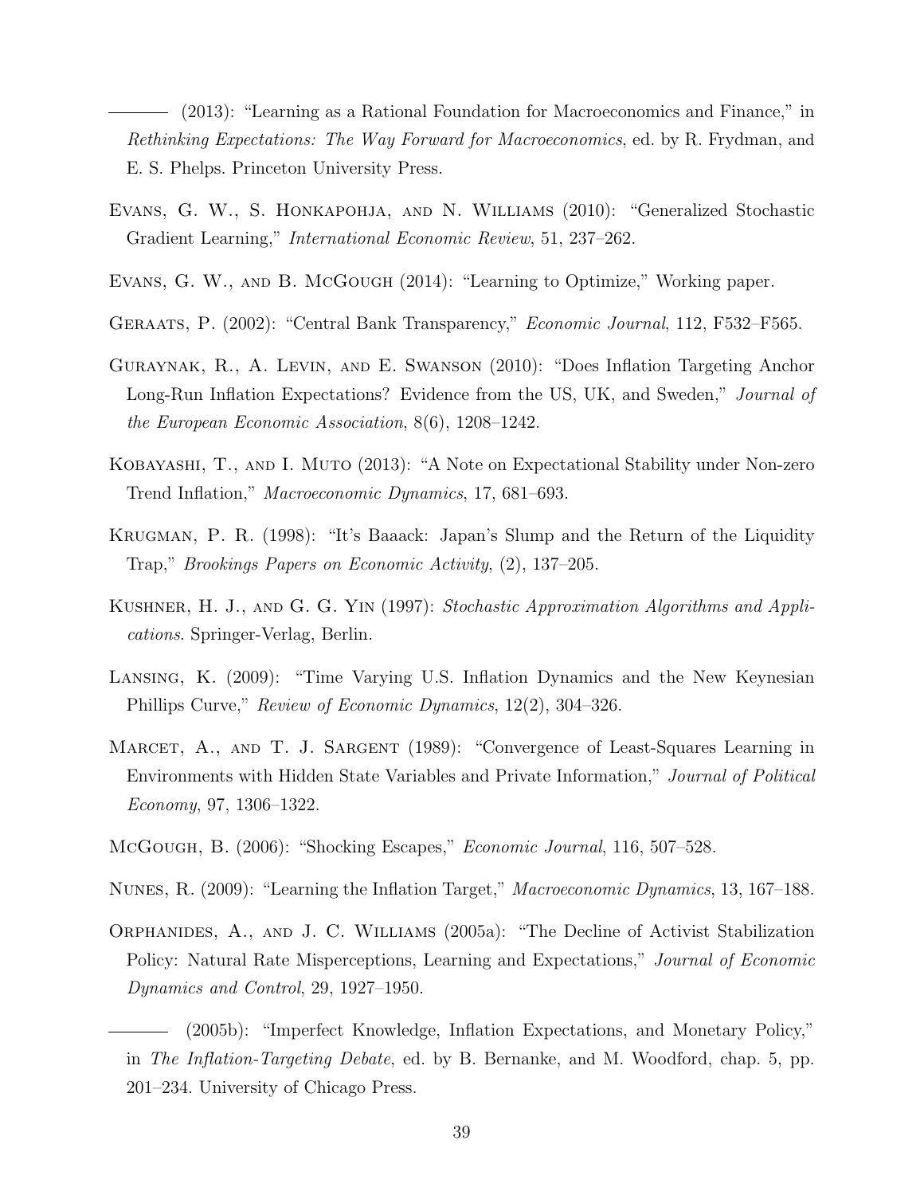——— (2013): "Learning as a Rational Foundation for Macroeconomics and Finance," in *Rethinking Expectations: The Way Forward for Macroeconomics*, ed. by R. Frydman, and E. S. Phelps. Princeton University Press.

Evans, G. W., S. Honkapohja, and N. Williams (2010): "Generalized Stochastic Gradient Learning," *International Economic Review*, 51, 237–262.

Evans, G. W., and B. McGough (2014): "Learning to Optimize," Working paper.

Geraats, P. (2002): "Central Bank Transparency," *Economic Journal*, 112, F532–F565.

Guraynak, R., A. Levin, and E. Swanson (2010): "Does Inflation Targeting Anchor Long-Run Inflation Expectations? Evidence from the US, UK, and Sweden," *Journal of the European Economic Association*, 8(6), 1208–1242.

Kobayashi, T., and I. Muto (2013): "A Note on Expectational Stability under Non-zero Trend Inflation," *Macroeconomic Dynamics*, 17, 681–693.

Krugman, P. R. (1998): "It's Baaack: Japan's Slump and the Return of the Liquidity Trap," *Brookings Papers on Economic Activity*, (2), 137–205.

Kushner, H. J., and G. G. Yin (1997): *Stochastic Approximation Algorithms and Applications*. Springer-Verlag, Berlin.

Lansing, K. (2009): "Time Varying U.S. Inflation Dynamics and the New Keynesian Phillips Curve," *Review of Economic Dynamics*, 12(2), 304–326.

Marcet, A., and T. J. Sargent (1989): "Convergence of Least-Squares Learning in Environments with Hidden State Variables and Private Information," *Journal of Political Economy*, 97, 1306–1322.

McGough, B. (2006): "Shocking Escapes," *Economic Journal*, 116, 507–528.

Nunes, R. (2009): "Learning the Inflation Target," *Macroeconomic Dynamics*, 13, 167–188.

Orphanides, A., and J. C. Williams (2005a): "The Decline of Activist Stabilization Policy: Natural Rate Misperceptions, Learning and Expectations," *Journal of Economic Dynamics and Control*, 29, 1927–1950.

——— (2005b): "Imperfect Knowledge, Inflation Expectations, and Monetary Policy," in *The Inflation-Targeting Debate*, ed. by B. Bernanke, and M. Woodford, chap. 5, pp. 201–234. University of Chicago Press.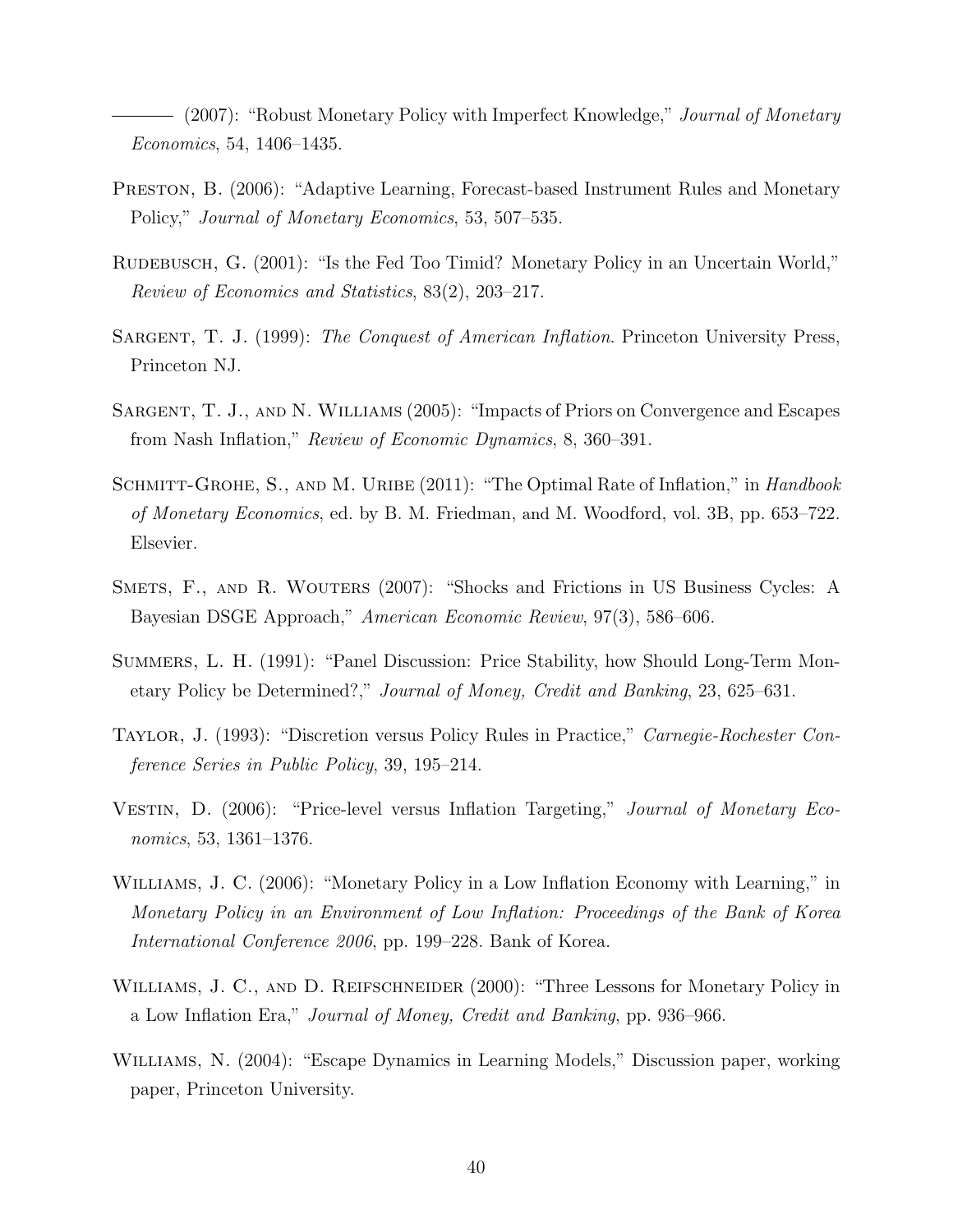——— (2007): "Robust Monetary Policy with Imperfect Knowledge," *Journal of Monetary Economics*, 54, 1406–1435.

Preston, B. (2006): "Adaptive Learning, Forecast-based Instrument Rules and Monetary Policy," *Journal of Monetary Economics*, 53, 507–535.

Rudebusch, G. (2001): "Is the Fed Too Timid? Monetary Policy in an Uncertain World," *Review of Economics and Statistics*, 83(2), 203–217.

Sargent, T. J. (1999): *The Conquest of American Inflation*. Princeton University Press, Princeton NJ.

Sargent, T. J., and N. Williams (2005): "Impacts of Priors on Convergence and Escapes from Nash Inflation," *Review of Economic Dynamics*, 8, 360–391.

Schmitt-Grohe, S., and M. Uribe (2011): "The Optimal Rate of Inflation," in *Handbook of Monetary Economics*, ed. by B. M. Friedman, and M. Woodford, vol. 3B, pp. 653–722. Elsevier.

Smets, F., and R. Wouters (2007): "Shocks and Frictions in US Business Cycles: A Bayesian DSGE Approach," *American Economic Review*, 97(3), 586–606.

Summers, L. H. (1991): "Panel Discussion: Price Stability, how Should Long-Term Monetary Policy be Determined?," *Journal of Money, Credit and Banking*, 23, 625–631.

Taylor, J. (1993): "Discretion versus Policy Rules in Practice," *Carnegie-Rochester Conference Series in Public Policy*, 39, 195–214.

Vestin, D. (2006): "Price-level versus Inflation Targeting," *Journal of Monetary Economics*, 53, 1361–1376.

Williams, J. C. (2006): "Monetary Policy in a Low Inflation Economy with Learning," in *Monetary Policy in an Environment of Low Inflation: Proceedings of the Bank of Korea International Conference 2006*, pp. 199–228. Bank of Korea.

Williams, J. C., and D. Reifschneider (2000): "Three Lessons for Monetary Policy in a Low Inflation Era," *Journal of Money, Credit and Banking*, pp. 936–966.

Williams, N. (2004): "Escape Dynamics in Learning Models," Discussion paper, working paper, Princeton University.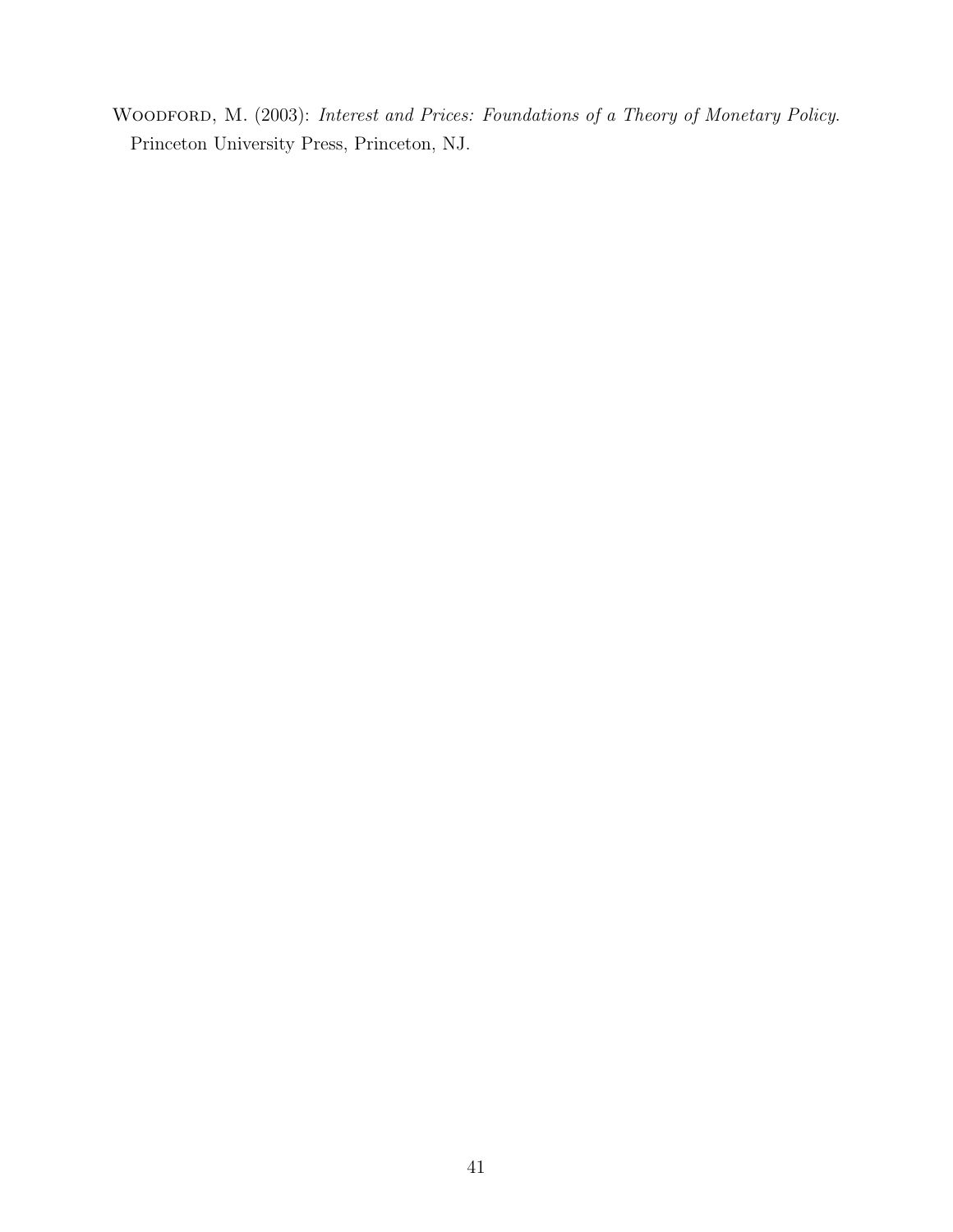Woodford, M. (2003): *Interest and Prices: Foundations of a Theory of Monetary Policy.* Princeton University Press, Princeton, NJ.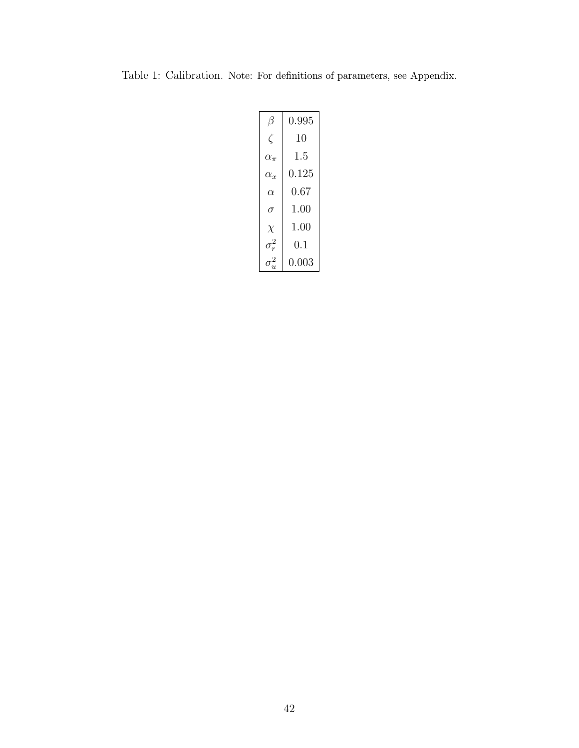Table 1: Calibration. Note: For definitions of parameters, see Appendix.

| Parameter | Value |
|---|---|
| $\beta$ | 0.995 |
| $\zeta$ | 10 |
| $\alpha_\pi$ | 1.5 |
| $\alpha_x$ | 0.125 |
| $\alpha$ | 0.67 |
| $\sigma$ | 1.00 |
| $\chi$ | 1.00 |
| $\sigma_r^2$ | 0.1 |
| $\sigma_u^2$ | 0.003 |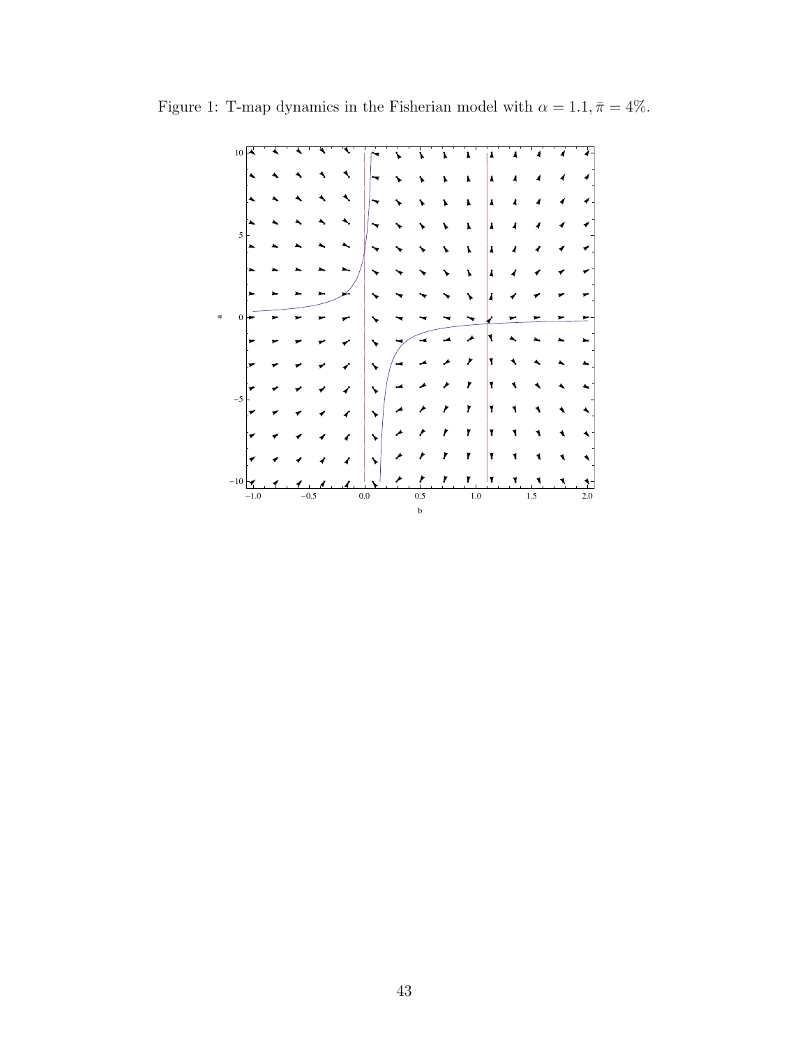Figure 1: T-map dynamics in the Fisherian model with $\alpha = 1.1, \bar{\pi} = 4\%$.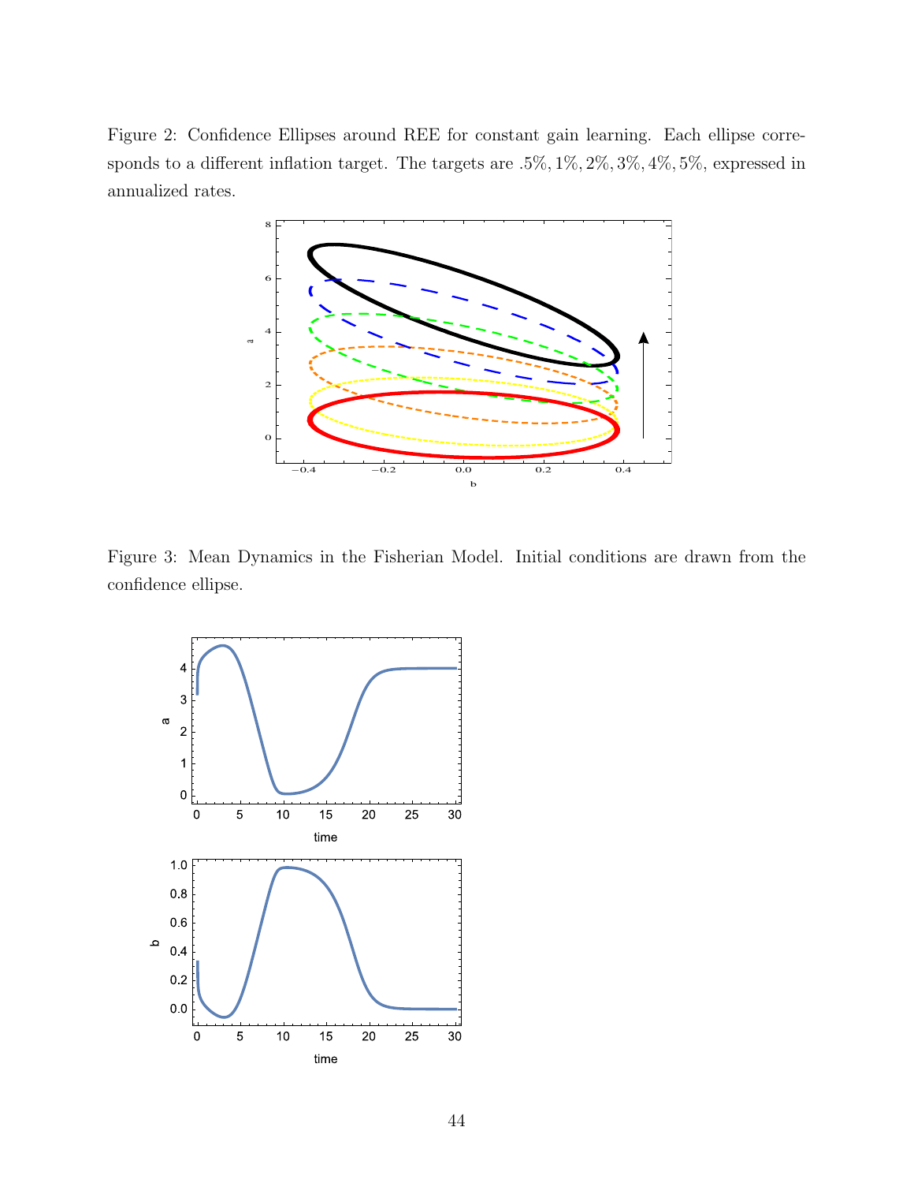Figure 2: Confidence Ellipses around REE for constant gain learning. Each ellipse corresponds to a different inflation target. The targets are .5%, 1%, 2%, 3%, 4%, 5%, expressed in annualized rates.

Figure 3: Mean Dynamics in the Fisherian Model. Initial conditions are drawn from the confidence ellipse.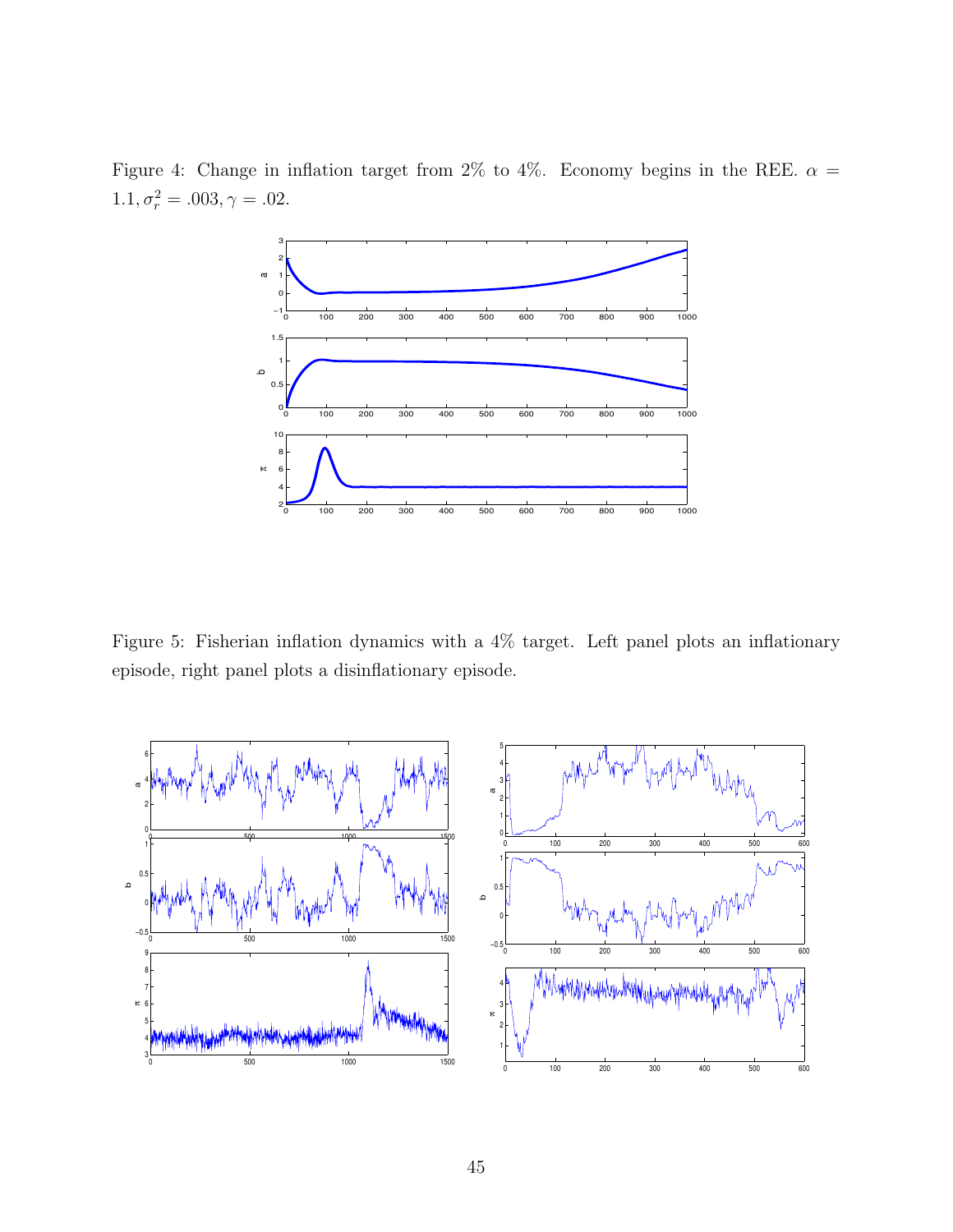Figure 4: Change in inflation target from 2% to 4%. Economy begins in the REE. $\alpha = 1.1, \sigma_r^2 = .003, \gamma = .02$.

Figure 5: Fisherian inflation dynamics with a 4% target. Left panel plots an inflationary episode, right panel plots a disinflationary episode.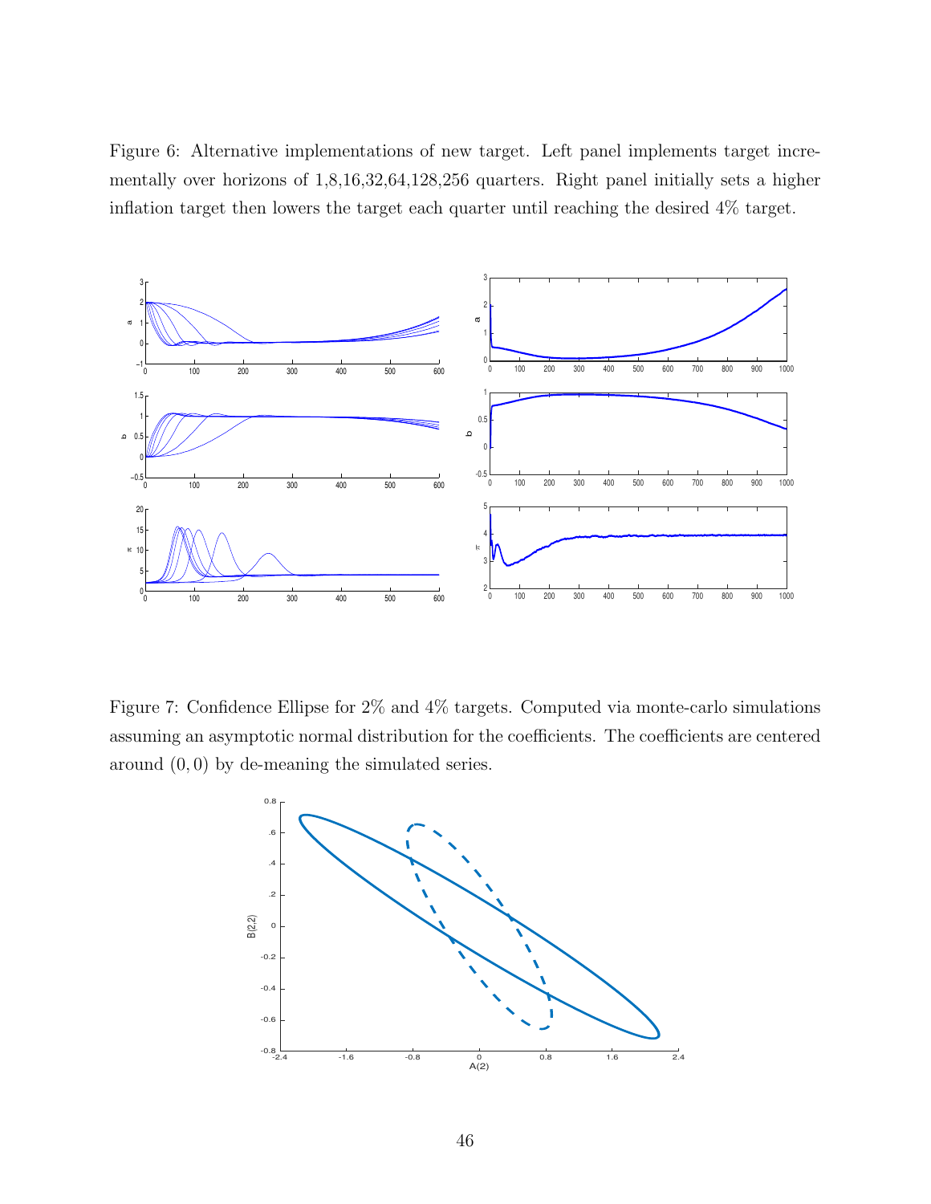Figure 6: Alternative implementations of new target. Left panel implements target incrementally over horizons of 1,8,16,32,64,128,256 quarters. Right panel initially sets a higher inflation target then lowers the target each quarter until reaching the desired 4% target.

Figure 7: Confidence Ellipse for 2% and 4% targets. Computed via monte-carlo simulations assuming an asymptotic normal distribution for the coefficients. The coefficients are centered around $(0, 0)$ by de-meaning the simulated series.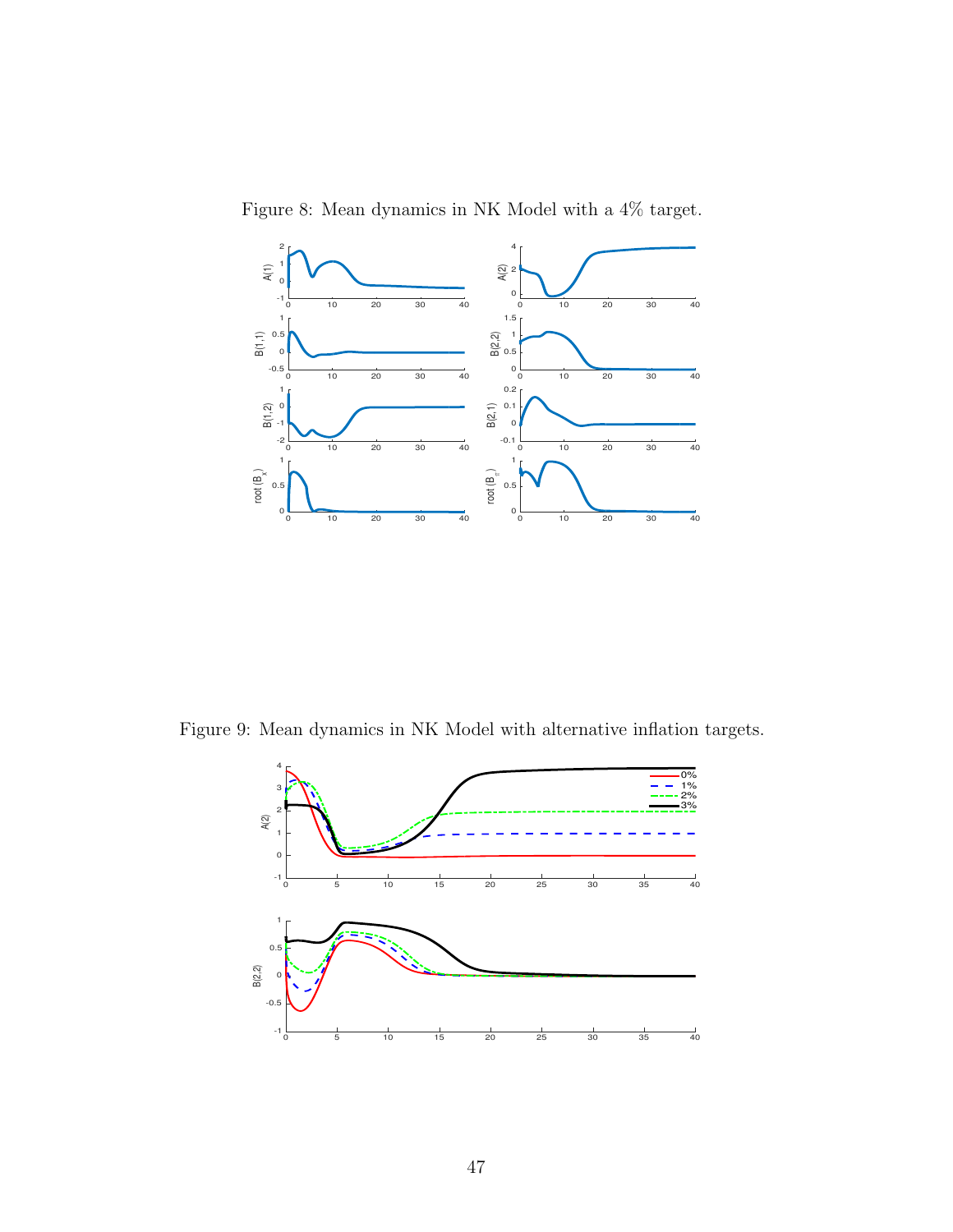Figure 8: Mean dynamics in NK Model with a 4% target.

Figure 9: Mean dynamics in NK Model with alternative inflation targets.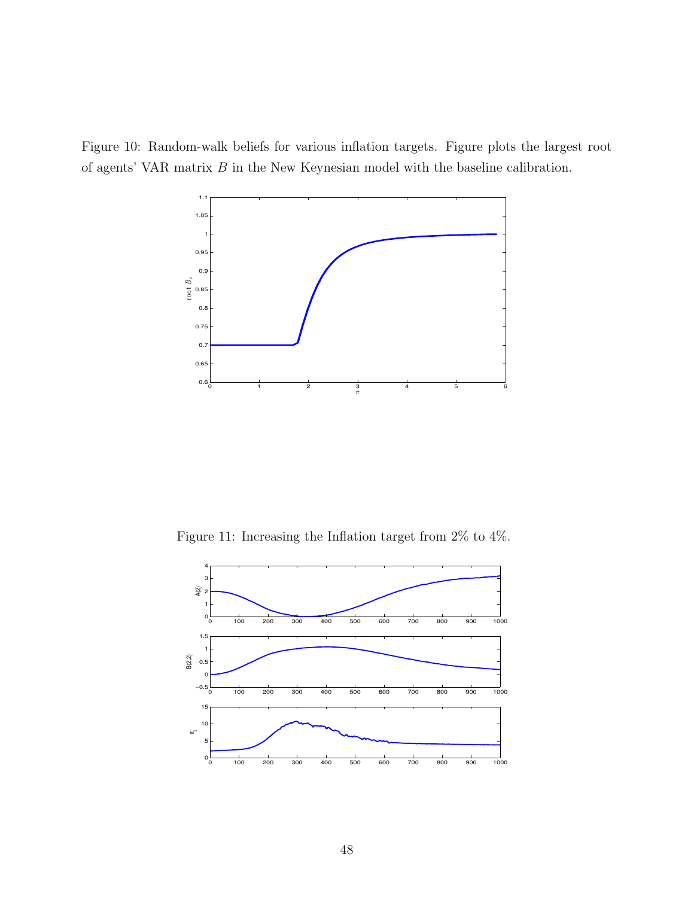Figure 10: Random-walk beliefs for various inflation targets. Figure plots the largest root of agents' VAR matrix $B$ in the New Keynesian model with the baseline calibration.

Figure 11: Increasing the Inflation target from 2% to 4%.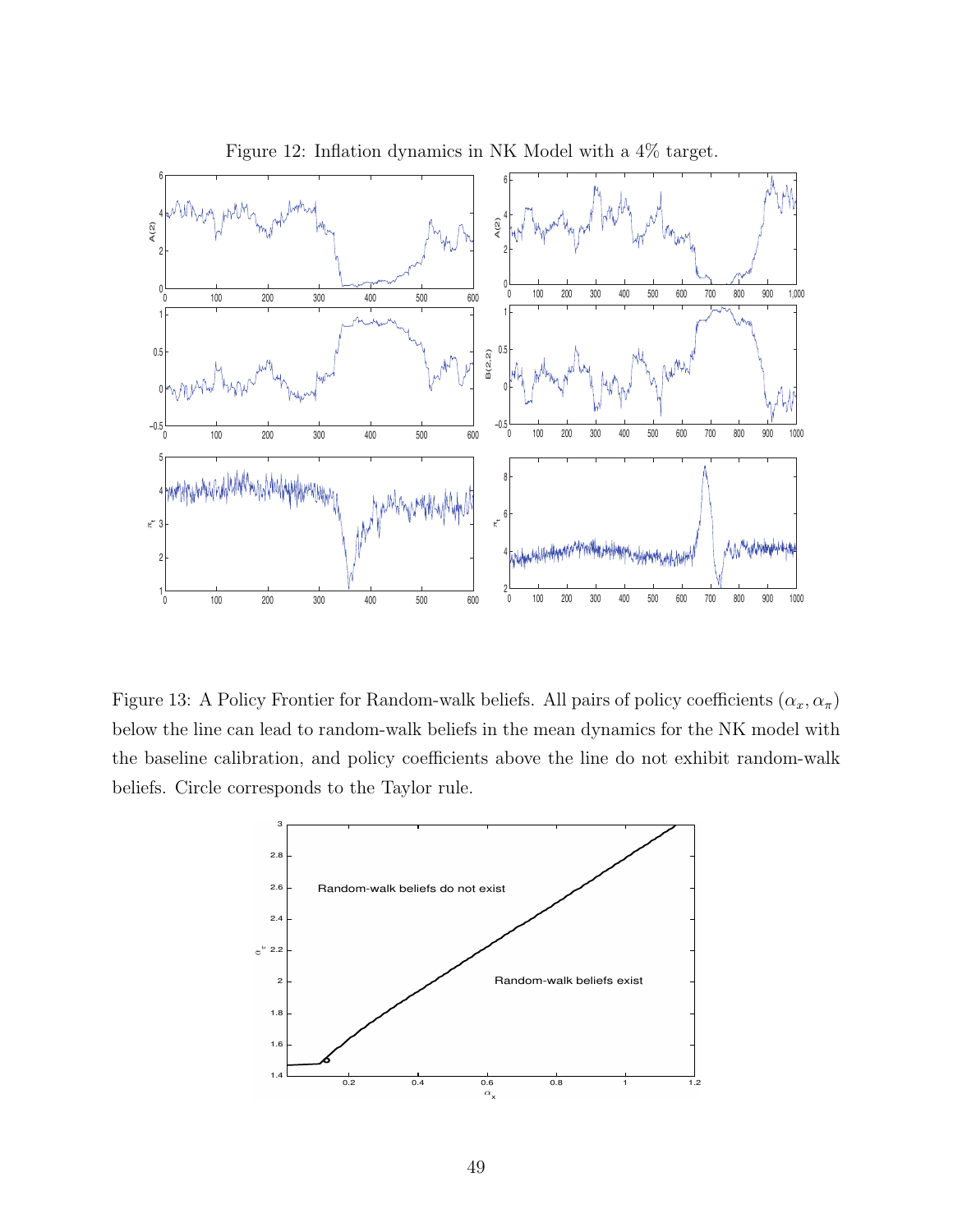Figure 12: Inflation dynamics in NK Model with a 4% target.

Figure 13: A Policy Frontier for Random-walk beliefs. All pairs of policy coefficients $(\alpha_x, \alpha_\pi)$ below the line can lead to random-walk beliefs in the mean dynamics for the NK model with the baseline calibration, and policy coefficients above the line do not exhibit random-walk beliefs. Circle corresponds to the Taylor rule.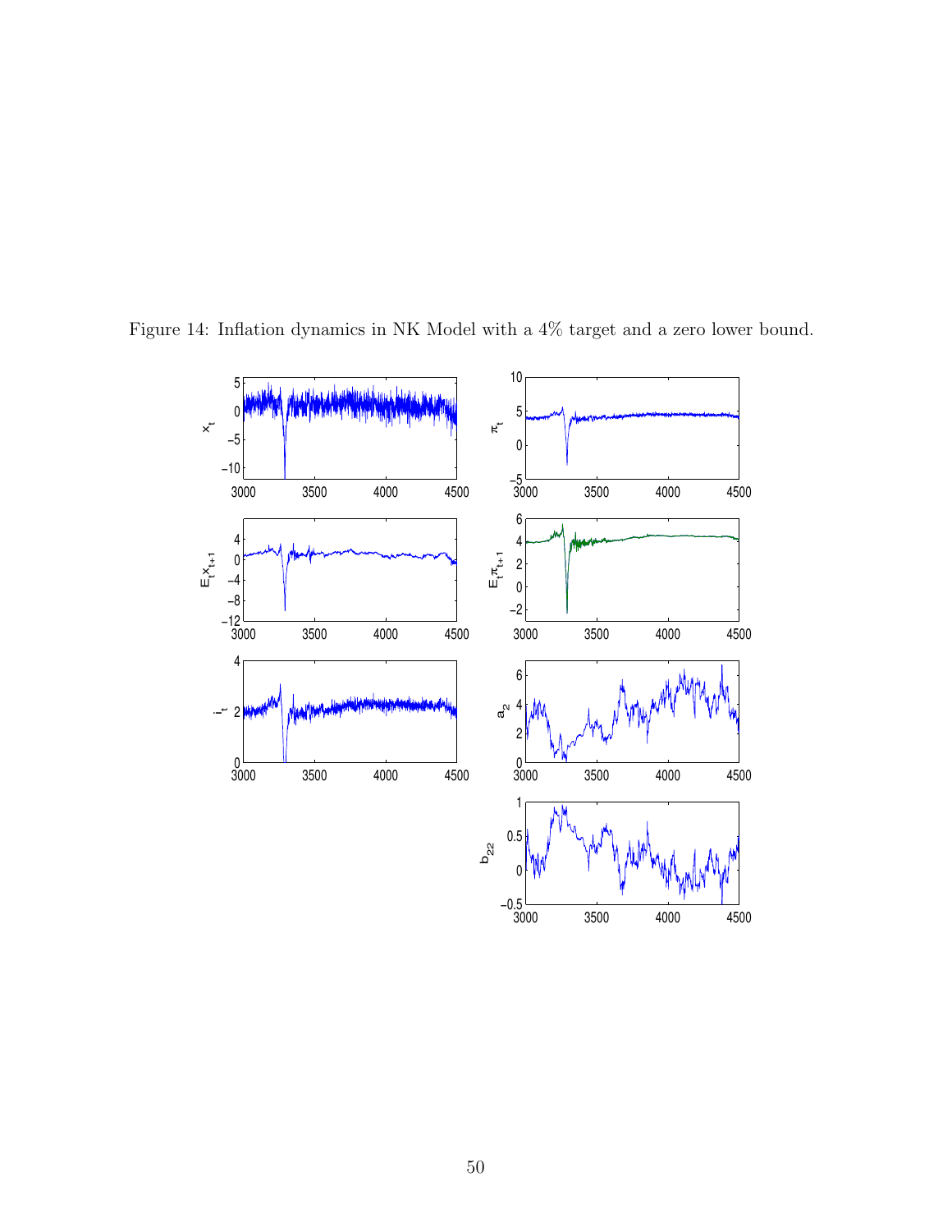Figure 14: Inflation dynamics in NK Model with a 4% target and a zero lower bound.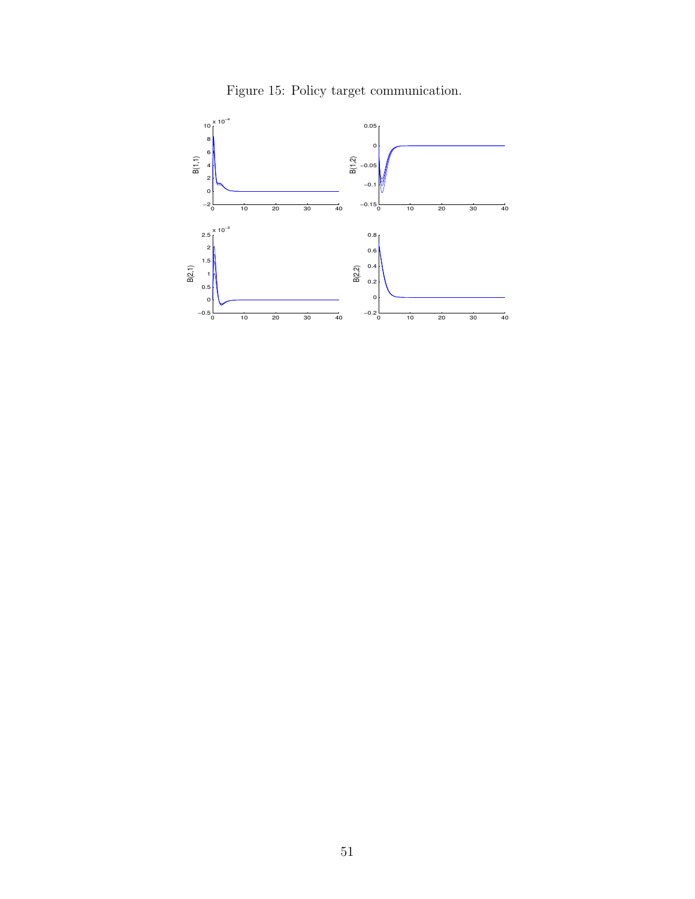Figure 15: Policy target communication.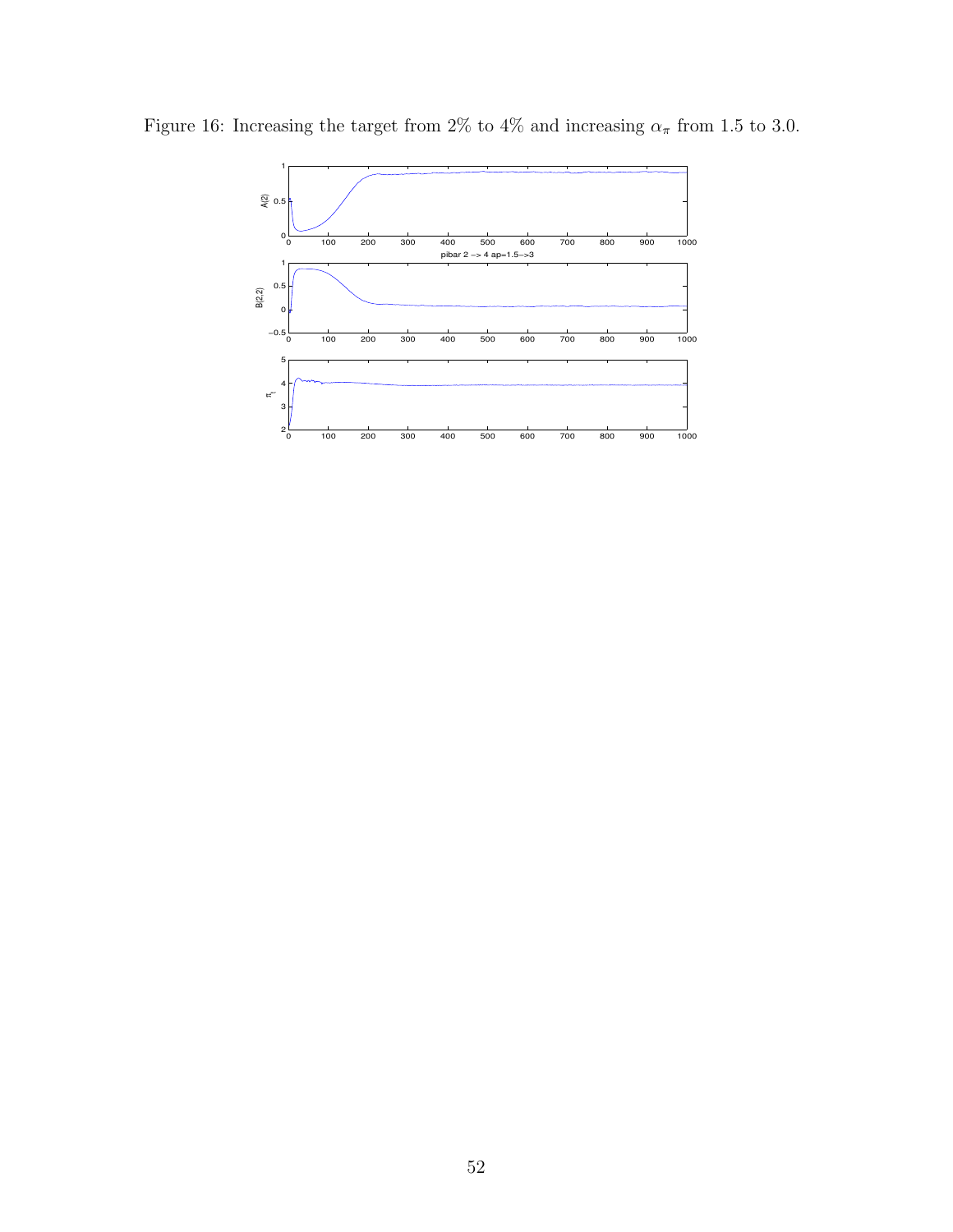Figure 16: Increasing the target from 2% to 4% and increasing $\alpha_\pi$ from 1.5 to 3.0.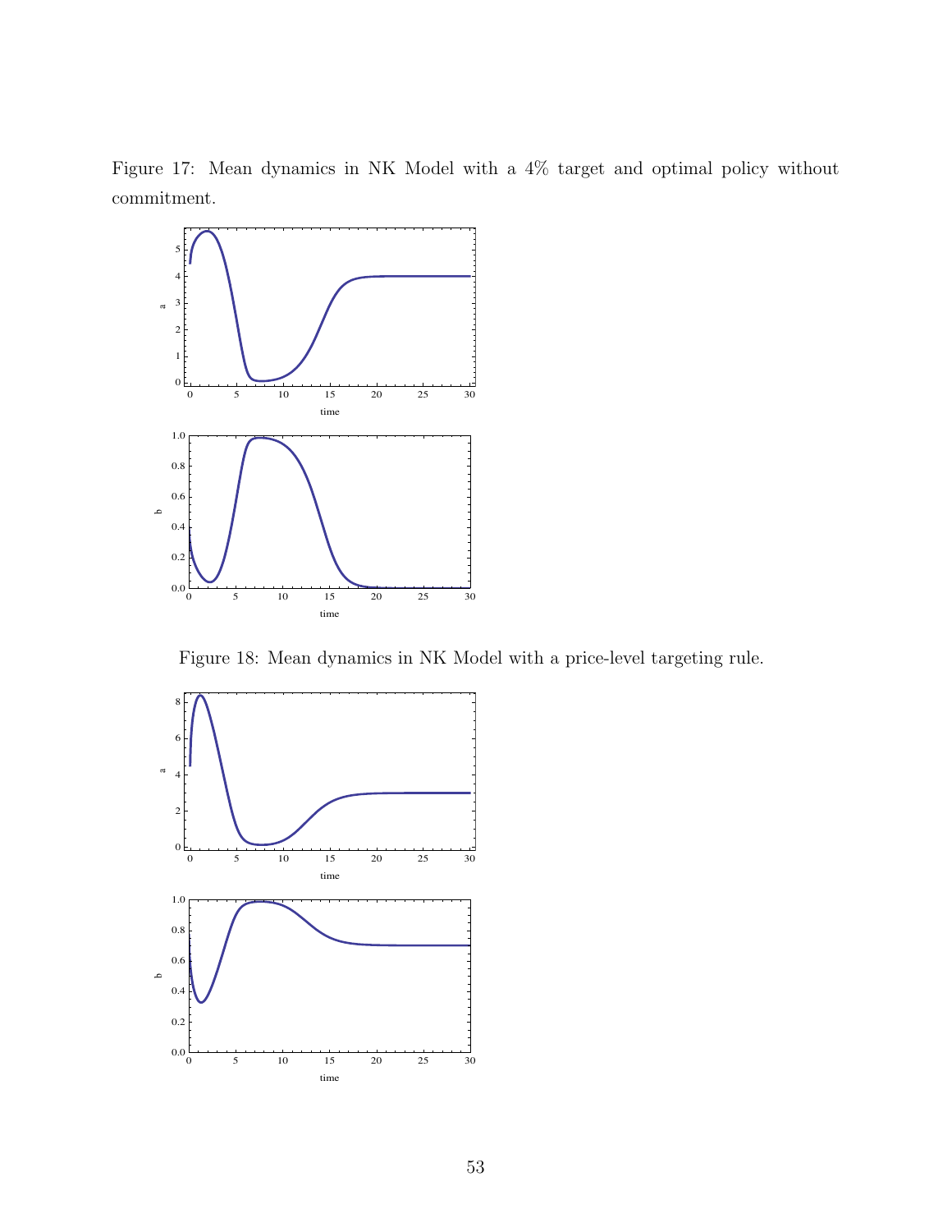Figure 17: Mean dynamics in NK Model with a 4% target and optimal policy without commitment.

a

0
1
2
3
4
5

0 5 10 15 20 25 30

time

b

0.0
0.2
0.4
0.6
0.8
1.0

0 5 10 15 20 25 30

time

Figure 18: Mean dynamics in NK Model with a price-level targeting rule.

a

0
2
4
6
8

0 5 10 15 20 25 30

time

b

0.0
0.2
0.4
0.6
0.8
1.0

0 5 10 15 20 25 30

time